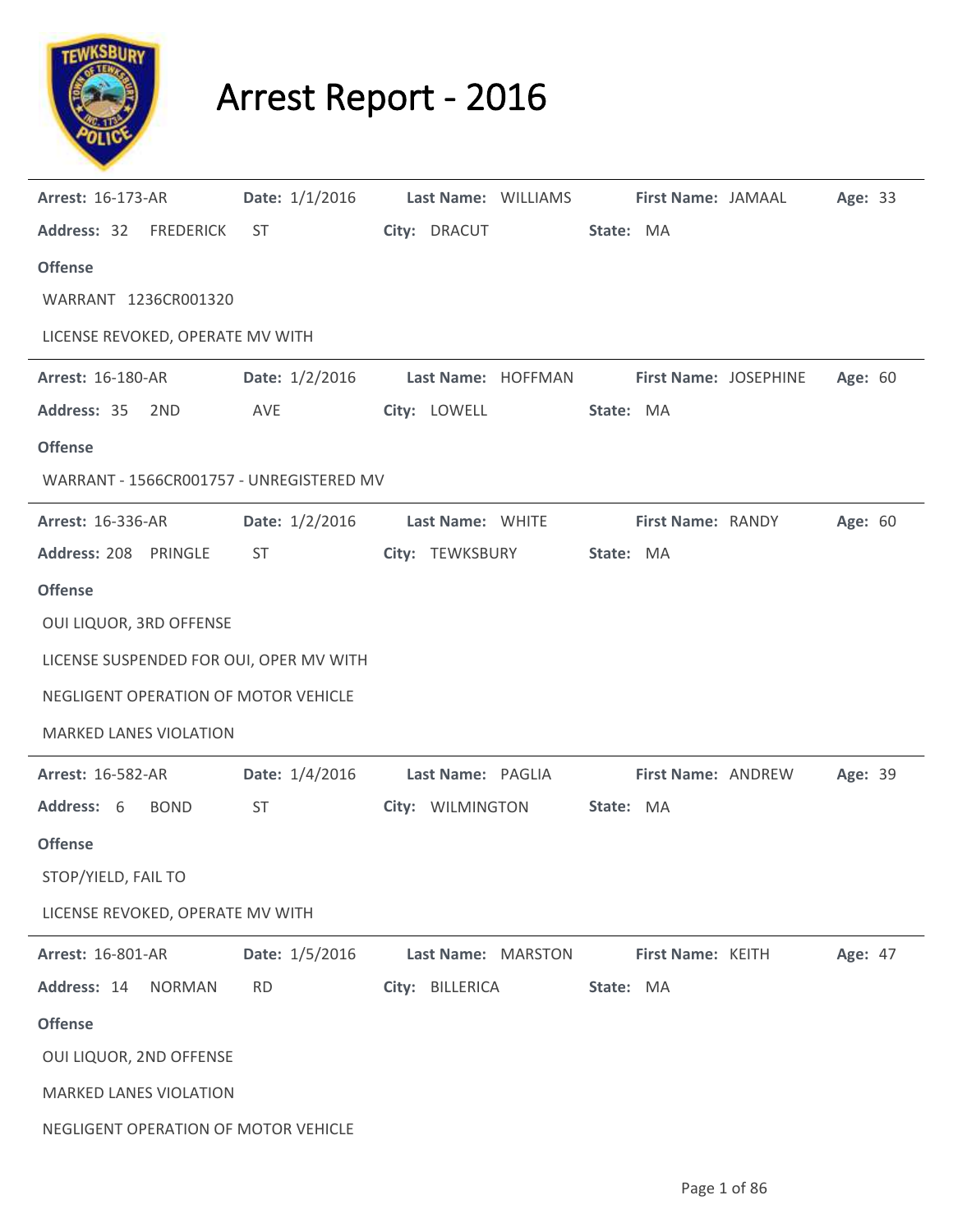# Arrest Report - 2016

**Arrest:** 16-173-AR **Date:** 1/1/2016 **Last Name:** WILLIAMS **First Name:** JAMAAL **Age:** 33

**Address:** 32 FREDERICK ST **City:** DRACUT **State:** MA

**Offense**

WARRANT 1236CR001320

LICENSE REVOKED, OPERATE MV WITH

---

**Arrest:** 16-180-AR **Date:** 1/2/2016 **Last Name:** HOFFMAN **First Name:** JOSEPHINE **Age:** 60

**Address:** 35 2ND AVE **City:** LOWELL **State:** MA

**Offense**

WARRANT - 1566CR001757 - UNREGISTERED MV

---

**Arrest:** 16-336-AR **Date:** 1/2/2016 **Last Name:** WHITE **First Name:** RANDY **Age:** 60

**Address:** 208 PRINGLE ST **City:** TEWKSBURY **State:** MA

**Offense**

OUI LIQUOR, 3RD OFFENSE

LICENSE SUSPENDED FOR OUI, OPER MV WITH

NEGLIGENT OPERATION OF MOTOR VEHICLE

MARKED LANES VIOLATION

---

**Arrest:** 16-582-AR **Date:** 1/4/2016 **Last Name:** PAGLIA **First Name:** ANDREW **Age:** 39

**Address:** 6 BOND ST **City:** WILMINGTON **State:** MA

**Offense**

STOP/YIELD, FAIL TO

LICENSE REVOKED, OPERATE MV WITH

---

**Arrest:** 16-801-AR **Date:** 1/5/2016 **Last Name:** MARSTON **First Name:** KEITH **Age:** 47

**Address:** 14 NORMAN RD **City:** BILLERICA **State:** MA

**Offense**

OUI LIQUOR, 2ND OFFENSE

MARKED LANES VIOLATION

NEGLIGENT OPERATION OF MOTOR VEHICLE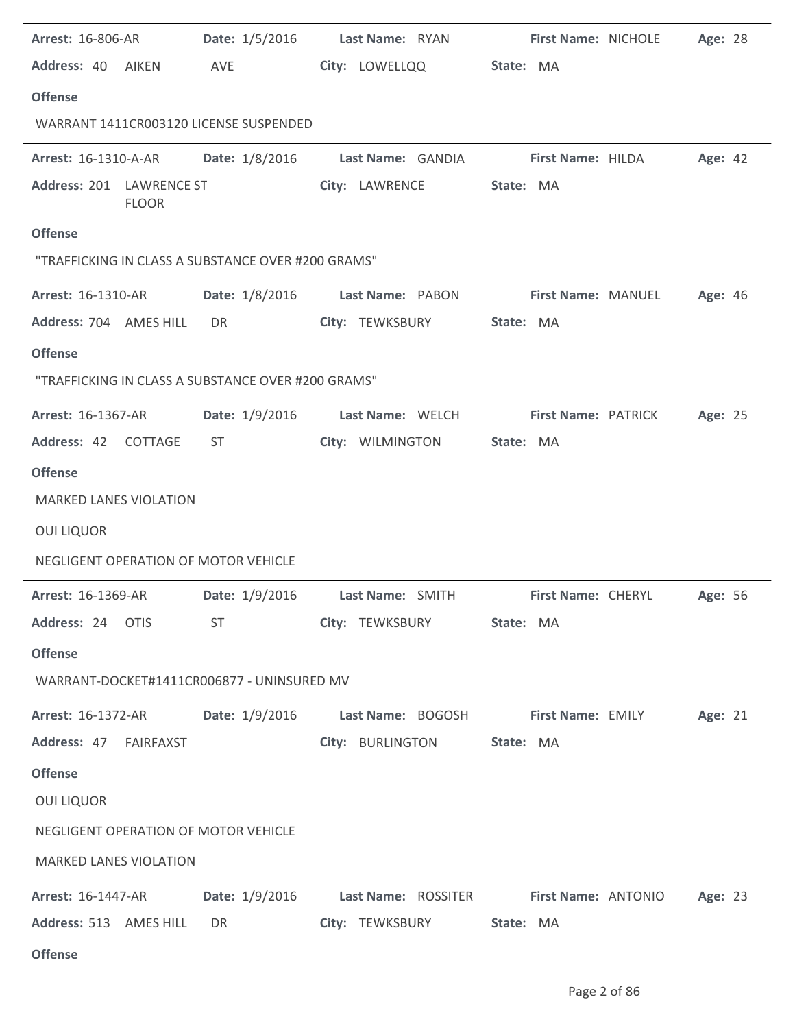**Arrest:** 16-806-AR **Date:** 1/5/2016 **Last Name:** RYAN **First Name:** NICHOLE **Age:** 28

**Address:** 40 AIKEN AVE **City:** LOWELLQQ **State:** MA

**Offense**

WARRANT 1411CR003120 LICENSE SUSPENDED

---

**Arrest:** 16-1310-A-AR **Date:** 1/8/2016 **Last Name:** GANDIA **First Name:** HILDA **Age:** 42

**Address:** 201 LAWRENCE ST FLOOR **City:** LAWRENCE **State:** MA

**Offense**

"TRAFFICKING IN CLASS A SUBSTANCE OVER #200 GRAMS"

---

**Arrest:** 16-1310-AR **Date:** 1/8/2016 **Last Name:** PABON **First Name:** MANUEL **Age:** 46

**Address:** 704 AMES HILL DR **City:** TEWKSBURY **State:** MA

**Offense**

"TRAFFICKING IN CLASS A SUBSTANCE OVER #200 GRAMS"

---

**Arrest:** 16-1367-AR **Date:** 1/9/2016 **Last Name:** WELCH **First Name:** PATRICK **Age:** 25

**Address:** 42 COTTAGE ST **City:** WILMINGTON **State:** MA

**Offense**

MARKED LANES VIOLATION

OUI LIQUOR

NEGLIGENT OPERATION OF MOTOR VEHICLE

---

**Arrest:** 16-1369-AR **Date:** 1/9/2016 **Last Name:** SMITH **First Name:** CHERYL **Age:** 56

**Address:** 24 OTIS ST **City:** TEWKSBURY **State:** MA

**Offense**

WARRANT-DOCKET#1411CR006877 - UNINSURED MV

---

**Arrest:** 16-1372-AR **Date:** 1/9/2016 **Last Name:** BOGOSH **First Name:** EMILY **Age:** 21

**Address:** 47 FAIRFAXST **City:** BURLINGTON **State:** MA

**Offense**

OUI LIQUOR

NEGLIGENT OPERATION OF MOTOR VEHICLE

MARKED LANES VIOLATION

---

**Arrest:** 16-1447-AR **Date:** 1/9/2016 **Last Name:** ROSSITER **First Name:** ANTONIO **Age:** 23

**Address:** 513 AMES HILL DR **City:** TEWKSBURY **State:** MA

**Offense**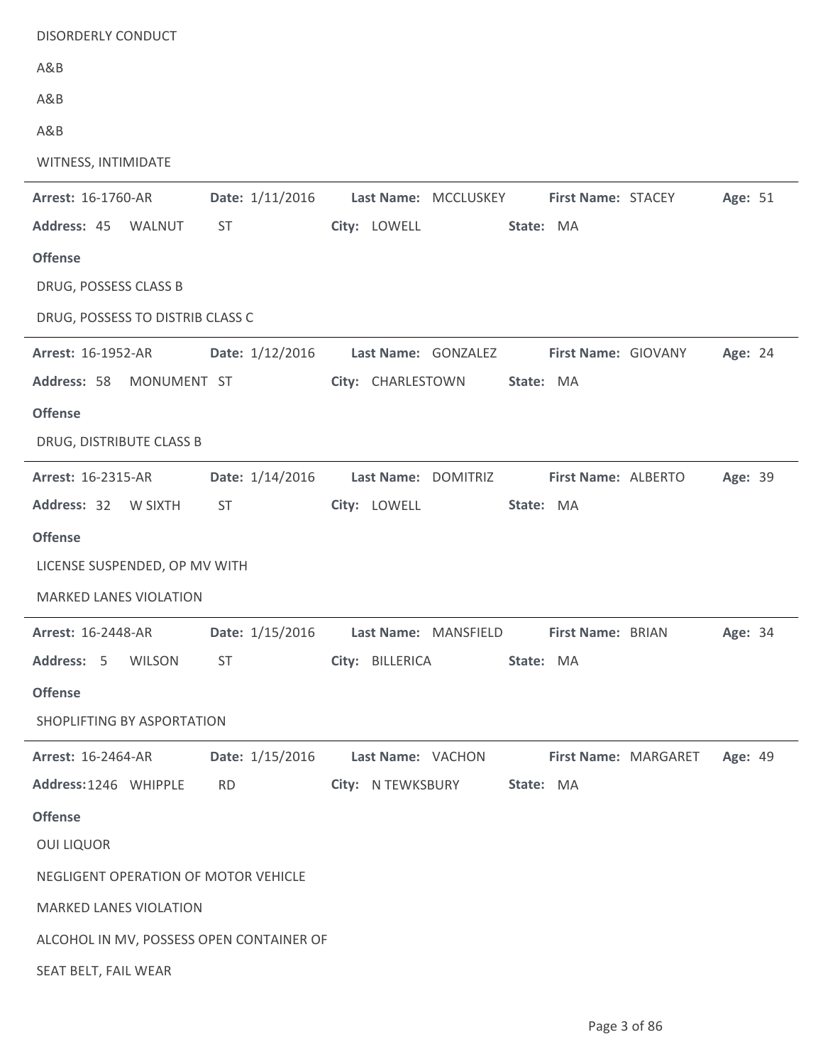DISORDERLY CONDUCT

A&B

A&B

A&B

WITNESS, INTIMIDATE

---

**Arrest:** 16-1760-AR **Date:** 1/11/2016 **Last Name:** MCCLUSKEY **First Name:** STACEY **Age:** 51

**Address:** 45 WALNUT ST **City:** LOWELL **State:** MA

**Offense**

DRUG, POSSESS CLASS B

DRUG, POSSESS TO DISTRIB CLASS C

---

**Arrest:** 16-1952-AR **Date:** 1/12/2016 **Last Name:** GONZALEZ **First Name:** GIOVANY **Age:** 24

**Address:** 58 MONUMENT ST **City:** CHARLESTOWN **State:** MA

**Offense**

DRUG, DISTRIBUTE CLASS B

---

**Arrest:** 16-2315-AR **Date:** 1/14/2016 **Last Name:** DOMITRIZ **First Name:** ALBERTO **Age:** 39

**Address:** 32 W SIXTH ST **City:** LOWELL **State:** MA

**Offense**

LICENSE SUSPENDED, OP MV WITH

MARKED LANES VIOLATION

---

**Arrest:** 16-2448-AR **Date:** 1/15/2016 **Last Name:** MANSFIELD **First Name:** BRIAN **Age:** 34

**Address:** 5 WILSON ST **City:** BILLERICA **State:** MA

**Offense**

SHOPLIFTING BY ASPORTATION

---

**Arrest:** 16-2464-AR **Date:** 1/15/2016 **Last Name:** VACHON **First Name:** MARGARET **Age:** 49

**Address:** 1246 WHIPPLE RD **City:** N TEWKSBURY **State:** MA

**Offense**

OUI LIQUOR

NEGLIGENT OPERATION OF MOTOR VEHICLE

MARKED LANES VIOLATION

ALCOHOL IN MV, POSSESS OPEN CONTAINER OF

SEAT BELT, FAIL WEAR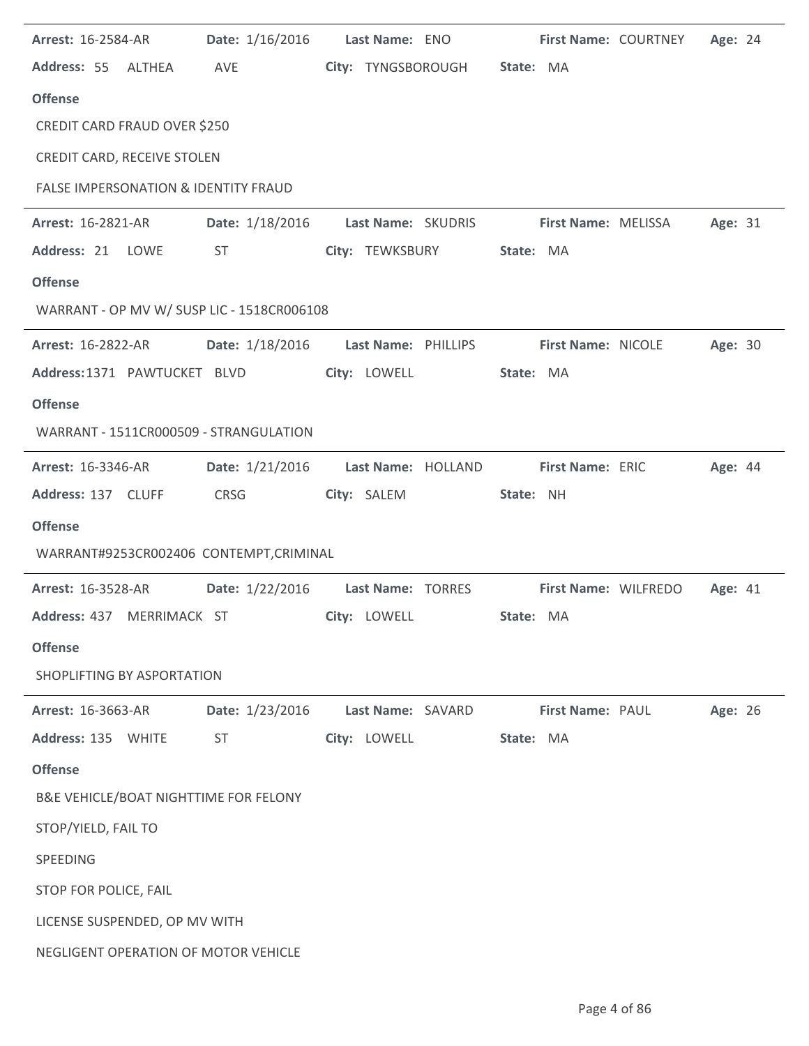**Arrest:** 16-2584-AR **Date:** 1/16/2016 **Last Name:** ENO **First Name:** COURTNEY **Age:** 24

**Address:** 55 ALTHEA AVE **City:** TYNGSBOROUGH **State:** MA

**Offense**

CREDIT CARD FRAUD OVER $250

CREDIT CARD, RECEIVE STOLEN

FALSE IMPERSONATION & IDENTITY FRAUD

---

**Arrest:** 16-2821-AR **Date:** 1/18/2016 **Last Name:** SKUDRIS **First Name:** MELISSA **Age:** 31

**Address:** 21 LOWE ST **City:** TEWKSBURY **State:** MA

**Offense**

WARRANT - OP MV W/ SUSP LIC - 1518CR006108

---

**Arrest:** 16-2822-AR **Date:** 1/18/2016 **Last Name:** PHILLIPS **First Name:** NICOLE **Age:** 30

**Address:** 1371 PAWTUCKET BLVD **City:** LOWELL **State:** MA

**Offense**

WARRANT - 1511CR000509 - STRANGULATION

---

**Arrest:** 16-3346-AR **Date:** 1/21/2016 **Last Name:** HOLLAND **First Name:** ERIC **Age:** 44

**Address:** 137 CLUFF CRSG **City:** SALEM **State:** NH

**Offense**

WARRANT#9253CR002406 CONTEMPT,CRIMINAL

---

**Arrest:** 16-3528-AR **Date:** 1/22/2016 **Last Name:** TORRES **First Name:** WILFREDO **Age:** 41

**Address:** 437 MERRIMACK ST **City:** LOWELL **State:** MA

**Offense**

SHOPLIFTING BY ASPORTATION

---

**Arrest:** 16-3663-AR **Date:** 1/23/2016 **Last Name:** SAVARD **First Name:** PAUL **Age:** 26

**Address:** 135 WHITE ST **City:** LOWELL **State:** MA

**Offense**

B&E VEHICLE/BOAT NIGHTTIME FOR FELONY

STOP/YIELD, FAIL TO

SPEEDING

STOP FOR POLICE, FAIL

LICENSE SUSPENDED, OP MV WITH

NEGLIGENT OPERATION OF MOTOR VEHICLE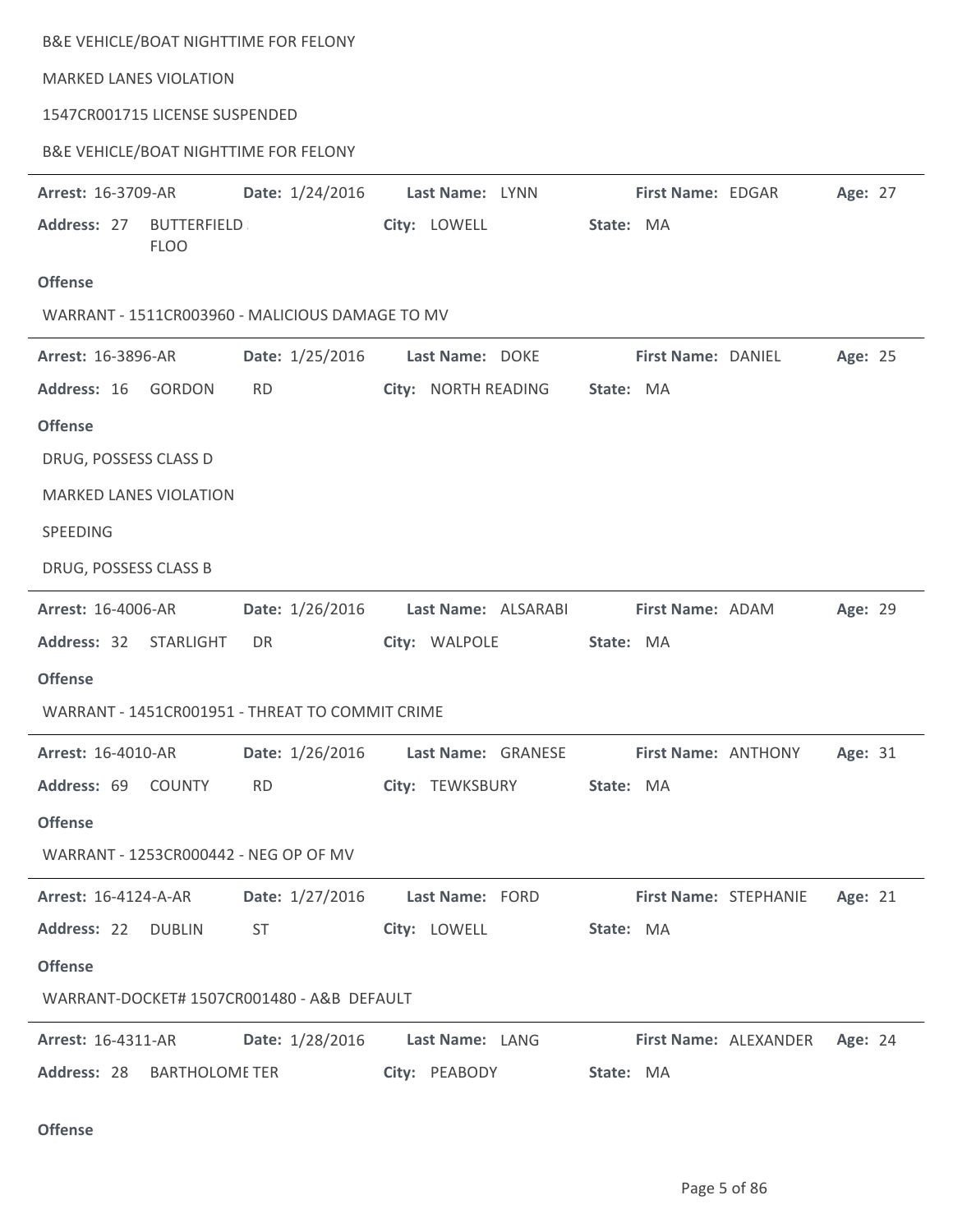B&E VEHICLE/BOAT NIGHTTIME FOR FELONY

MARKED LANES VIOLATION

1547CR001715 LICENSE SUSPENDED

B&E VEHICLE/BOAT NIGHTTIME FOR FELONY

---

**Arrest:** 16-3709-AR **Date:** 1/24/2016 **Last Name:** LYNN **First Name:** EDGAR **Age:** 27

**Address:** 27 BUTTERFIELD FLOO **City:** LOWELL **State:** MA

**Offense**

WARRANT - 1511CR003960 - MALICIOUS DAMAGE TO MV

---

**Arrest:** 16-3896-AR **Date:** 1/25/2016 **Last Name:** DOKE **First Name:** DANIEL **Age:** 25

**Address:** 16 GORDON RD **City:** NORTH READING **State:** MA

**Offense**

DRUG, POSSESS CLASS D

MARKED LANES VIOLATION

SPEEDING

DRUG, POSSESS CLASS B

---

**Arrest:** 16-4006-AR **Date:** 1/26/2016 **Last Name:** ALSARABI **First Name:** ADAM **Age:** 29

**Address:** 32 STARLIGHT DR **City:** WALPOLE **State:** MA

**Offense**

WARRANT - 1451CR001951 - THREAT TO COMMIT CRIME

---

**Arrest:** 16-4010-AR **Date:** 1/26/2016 **Last Name:** GRANESE **First Name:** ANTHONY **Age:** 31

**Address:** 69 COUNTY RD **City:** TEWKSBURY **State:** MA

**Offense**

WARRANT - 1253CR000442 - NEG OP OF MV

---

**Arrest:** 16-4124-A-AR **Date:** 1/27/2016 **Last Name:** FORD **First Name:** STEPHANIE **Age:** 21

**Address:** 22 DUBLIN ST **City:** LOWELL **State:** MA

**Offense**

WARRANT-DOCKET# 1507CR001480 - A&B DEFAULT

---

**Arrest:** 16-4311-AR **Date:** 1/28/2016 **Last Name:** LANG **First Name:** ALEXANDER **Age:** 24

**Address:** 28 BARTHOLOME TER **City:** PEABODY **State:** MA

**Offense**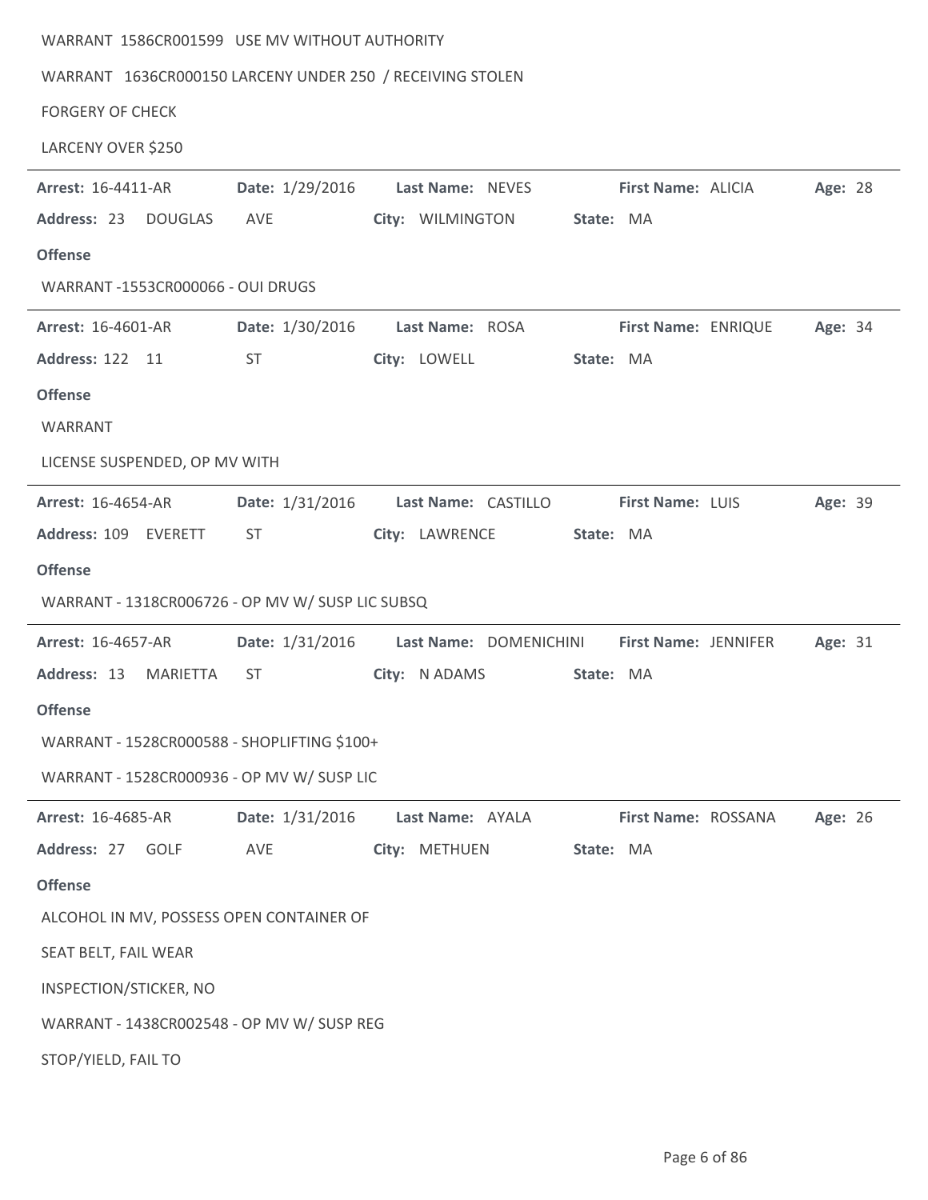WARRANT 1586CR001599 USE MV WITHOUT AUTHORITY

WARRANT 1636CR000150 LARCENY UNDER 250 / RECEIVING STOLEN

FORGERY OF CHECK

LARCENY OVER $250

---

**Arrest:** 16-4411-AR **Date:** 1/29/2016 **Last Name:** NEVES **First Name:** ALICIA **Age:** 28

**Address:** 23 DOUGLAS AVE **City:** WILMINGTON **State:** MA

**Offense**

WARRANT -1553CR000066 - OUI DRUGS

---

**Arrest:** 16-4601-AR **Date:** 1/30/2016 **Last Name:** ROSA **First Name:** ENRIQUE **Age:** 34

**Address:** 122 11 ST **City:** LOWELL **State:** MA

**Offense**

WARRANT

LICENSE SUSPENDED, OP MV WITH

---

**Arrest:** 16-4654-AR **Date:** 1/31/2016 **Last Name:** CASTILLO **First Name:** LUIS **Age:** 39

**Address:** 109 EVERETT ST **City:** LAWRENCE **State:** MA

**Offense**

WARRANT - 1318CR006726 - OP MV W/ SUSP LIC SUBSQ

---

**Arrest:** 16-4657-AR **Date:** 1/31/2016 **Last Name:** DOMENICHINI **First Name:** JENNIFER **Age:** 31

**Address:** 13 MARIETTA ST **City:** N ADAMS **State:** MA

**Offense**

WARRANT - 1528CR000588 - SHOPLIFTING $100+

WARRANT - 1528CR000936 - OP MV W/ SUSP LIC

---

**Arrest:** 16-4685-AR **Date:** 1/31/2016 **Last Name:** AYALA **First Name:** ROSSANA **Age:** 26

**Address:** 27 GOLF AVE **City:** METHUEN **State:** MA

**Offense**

ALCOHOL IN MV, POSSESS OPEN CONTAINER OF

SEAT BELT, FAIL WEAR

INSPECTION/STICKER, NO

WARRANT - 1438CR002548 - OP MV W/ SUSP REG

STOP/YIELD, FAIL TO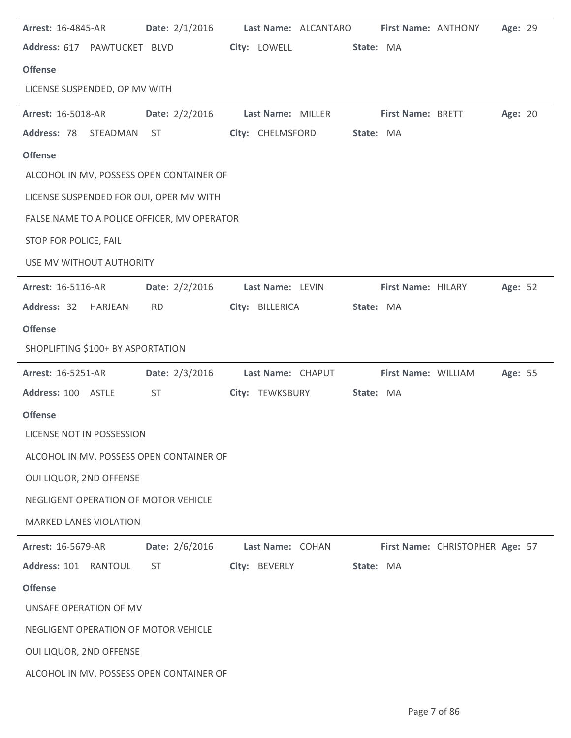**Arrest:** 16-4845-AR **Date:** 2/1/2016 **Last Name:** ALCANTARO **First Name:** ANTHONY **Age:** 29

**Address:** 617 PAWTUCKET BLVD **City:** LOWELL **State:** MA

**Offense**

LICENSE SUSPENDED, OP MV WITH

---

**Arrest:** 16-5018-AR **Date:** 2/2/2016 **Last Name:** MILLER **First Name:** BRETT **Age:** 20

**Address:** 78 STEADMAN ST **City:** CHELMSFORD **State:** MA

**Offense**

ALCOHOL IN MV, POSSESS OPEN CONTAINER OF

LICENSE SUSPENDED FOR OUI, OPER MV WITH

FALSE NAME TO A POLICE OFFICER, MV OPERATOR

STOP FOR POLICE, FAIL

USE MV WITHOUT AUTHORITY

---

**Arrest:** 16-5116-AR **Date:** 2/2/2016 **Last Name:** LEVIN **First Name:** HILARY **Age:** 52

**Address:** 32 HARJEAN RD **City:** BILLERICA **State:** MA

**Offense**

SHOPLIFTING $100+ BY ASPORTATION

---

**Arrest:** 16-5251-AR **Date:** 2/3/2016 **Last Name:** CHAPUT **First Name:** WILLIAM **Age:** 55

**Address:** 100 ASTLE ST **City:** TEWKSBURY **State:** MA

**Offense**

LICENSE NOT IN POSSESSION

ALCOHOL IN MV, POSSESS OPEN CONTAINER OF

OUI LIQUOR, 2ND OFFENSE

NEGLIGENT OPERATION OF MOTOR VEHICLE

MARKED LANES VIOLATION

---

**Arrest:** 16-5679-AR **Date:** 2/6/2016 **Last Name:** COHAN **First Name:** CHRISTOPHER **Age:** 57

**Address:** 101 RANTOUL ST **City:** BEVERLY **State:** MA

**Offense**

UNSAFE OPERATION OF MV

NEGLIGENT OPERATION OF MOTOR VEHICLE

OUI LIQUOR, 2ND OFFENSE

ALCOHOL IN MV, POSSESS OPEN CONTAINER OF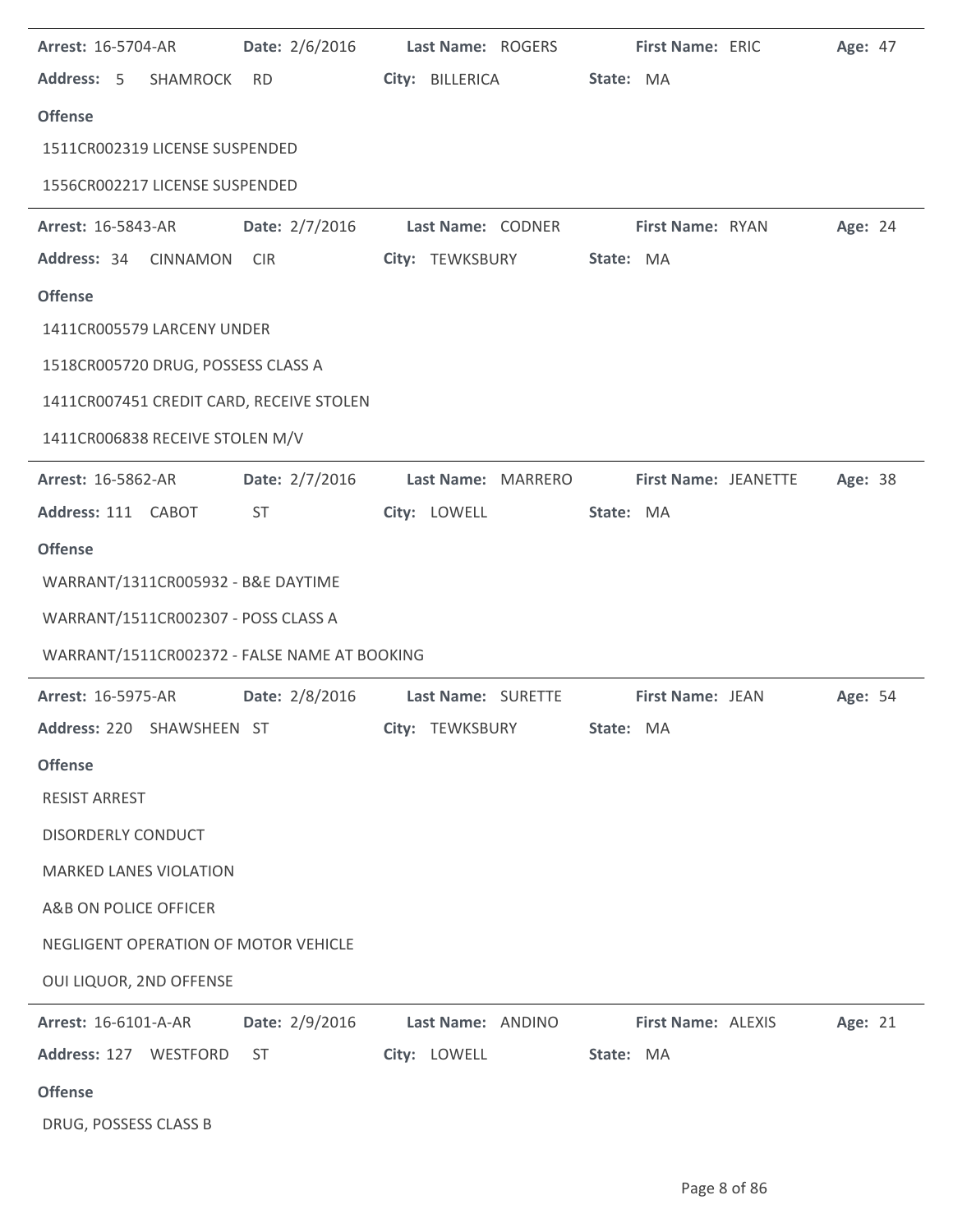**Arrest:** 16-5704-AR **Date:** 2/6/2016 **Last Name:** ROGERS **First Name:** ERIC **Age:** 47

**Address:** 5 SHAMROCK RD **City:** BILLERICA **State:** MA

**Offense**

1511CR002319 LICENSE SUSPENDED

1556CR002217 LICENSE SUSPENDED

---

**Arrest:** 16-5843-AR **Date:** 2/7/2016 **Last Name:** CODNER **First Name:** RYAN **Age:** 24

**Address:** 34 CINNAMON CIR **City:** TEWKSBURY **State:** MA

**Offense**

1411CR005579 LARCENY UNDER

1518CR005720 DRUG, POSSESS CLASS A

1411CR007451 CREDIT CARD, RECEIVE STOLEN

1411CR006838 RECEIVE STOLEN M/V

---

**Arrest:** 16-5862-AR **Date:** 2/7/2016 **Last Name:** MARRERO **First Name:** JEANETTE **Age:** 38

**Address:** 111 CABOT ST **City:** LOWELL **State:** MA

**Offense**

WARRANT/1311CR005932 - B&E DAYTIME

WARRANT/1511CR002307 - POSS CLASS A

WARRANT/1511CR002372 - FALSE NAME AT BOOKING

---

**Arrest:** 16-5975-AR **Date:** 2/8/2016 **Last Name:** SURETTE **First Name:** JEAN **Age:** 54

**Address:** 220 SHAWSHEEN ST **City:** TEWKSBURY **State:** MA

**Offense**

RESIST ARREST

DISORDERLY CONDUCT

MARKED LANES VIOLATION

A&B ON POLICE OFFICER

NEGLIGENT OPERATION OF MOTOR VEHICLE

OUI LIQUOR, 2ND OFFENSE

---

**Arrest:** 16-6101-A-AR **Date:** 2/9/2016 **Last Name:** ANDINO **First Name:** ALEXIS **Age:** 21

**Address:** 127 WESTFORD ST **City:** LOWELL **State:** MA

**Offense**

DRUG, POSSESS CLASS B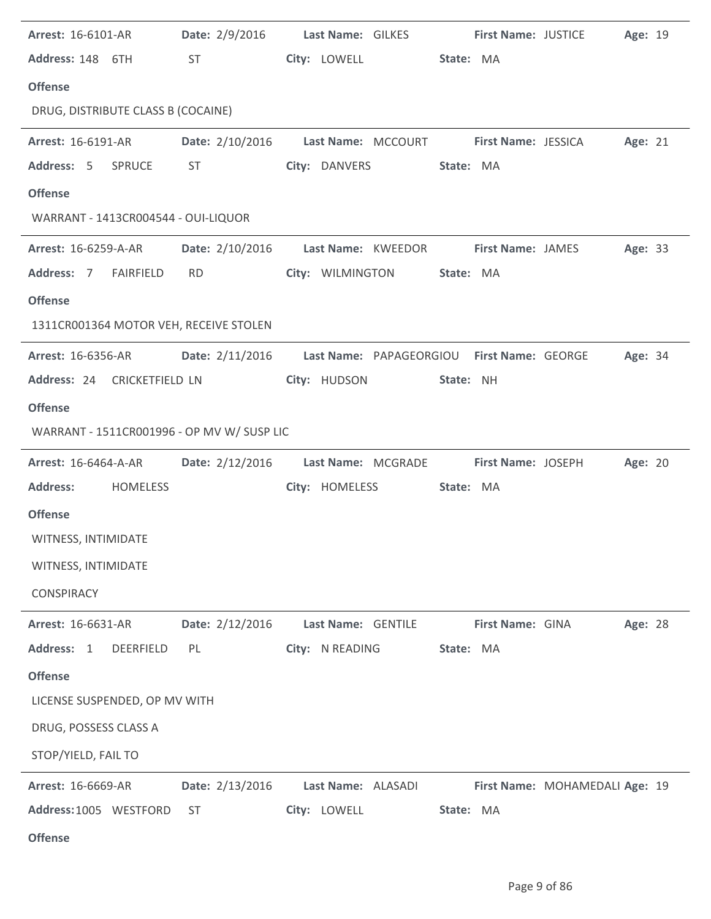**Arrest:** 16-6101-AR **Date:** 2/9/2016 **Last Name:** GILKES **First Name:** JUSTICE **Age:** 19

**Address:** 148 6TH ST **City:** LOWELL **State:** MA

**Offense**

DRUG, DISTRIBUTE CLASS B (COCAINE)

---

**Arrest:** 16-6191-AR **Date:** 2/10/2016 **Last Name:** MCCOURT **First Name:** JESSICA **Age:** 21

**Address:** 5 SPRUCE ST **City:** DANVERS **State:** MA

**Offense**

WARRANT - 1413CR004544 - OUI-LIQUOR

---

**Arrest:** 16-6259-A-AR **Date:** 2/10/2016 **Last Name:** KWEEDOR **First Name:** JAMES **Age:** 33

**Address:** 7 FAIRFIELD RD **City:** WILMINGTON **State:** MA

**Offense**

1311CR001364 MOTOR VEH, RECEIVE STOLEN

---

**Arrest:** 16-6356-AR **Date:** 2/11/2016 **Last Name:** PAPAGEORGIOU **First Name:** GEORGE **Age:** 34

**Address:** 24 CRICKETFIELD LN **City:** HUDSON **State:** NH

**Offense**

WARRANT - 1511CR001996 - OP MV W/ SUSP LIC

---

**Arrest:** 16-6464-A-AR **Date:** 2/12/2016 **Last Name:** MCGRADE **First Name:** JOSEPH **Age:** 20

**Address:** HOMELESS **City:** HOMELESS **State:** MA

**Offense**

WITNESS, INTIMIDATE

WITNESS, INTIMIDATE

CONSPIRACY

---

**Arrest:** 16-6631-AR **Date:** 2/12/2016 **Last Name:** GENTILE **First Name:** GINA **Age:** 28

**Address:** 1 DEERFIELD PL **City:** N READING **State:** MA

**Offense**

LICENSE SUSPENDED, OP MV WITH

DRUG, POSSESS CLASS A

STOP/YIELD, FAIL TO

---

**Arrest:** 16-6669-AR **Date:** 2/13/2016 **Last Name:** ALASADI **First Name:** MOHAMEDALI **Age:** 19

**Address:** 1005 WESTFORD ST **City:** LOWELL **State:** MA

**Offense**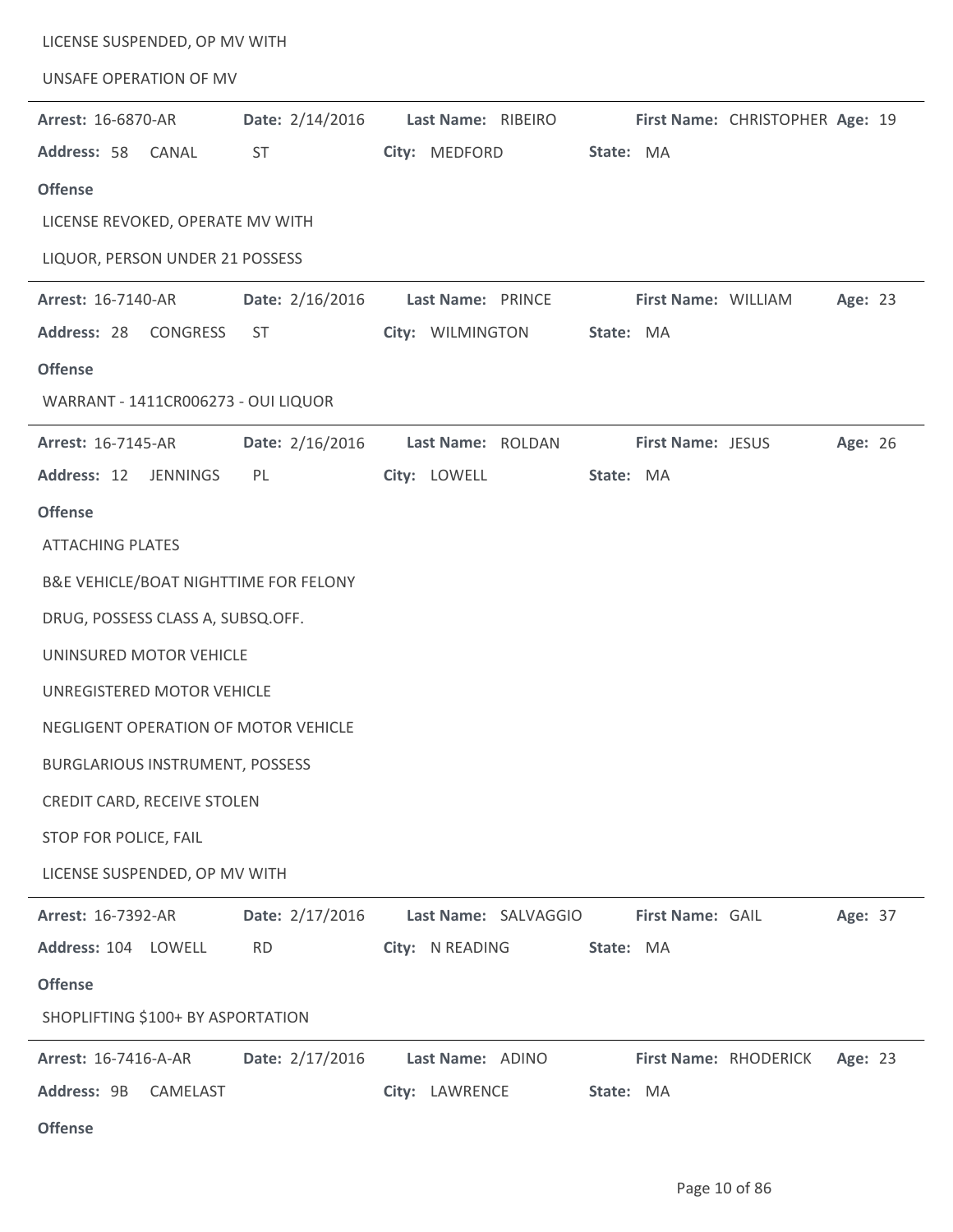LICENSE SUSPENDED, OP MV WITH

UNSAFE OPERATION OF MV

---

**Arrest:** 16-6870-AR **Date:** 2/14/2016 **Last Name:** RIBEIRO **First Name:** CHRISTOPHER **Age:** 19

**Address:** 58 CANAL ST **City:** MEDFORD **State:** MA

**Offense**

LICENSE REVOKED, OPERATE MV WITH

LIQUOR, PERSON UNDER 21 POSSESS

---

**Arrest:** 16-7140-AR **Date:** 2/16/2016 **Last Name:** PRINCE **First Name:** WILLIAM **Age:** 23

**Address:** 28 CONGRESS ST **City:** WILMINGTON **State:** MA

**Offense**

WARRANT - 1411CR006273 - OUI LIQUOR

---

**Arrest:** 16-7145-AR **Date:** 2/16/2016 **Last Name:** ROLDAN **First Name:** JESUS **Age:** 26

**Address:** 12 JENNINGS PL **City:** LOWELL **State:** MA

**Offense**

ATTACHING PLATES

B&E VEHICLE/BOAT NIGHTTIME FOR FELONY

DRUG, POSSESS CLASS A, SUBSQ.OFF.

UNINSURED MOTOR VEHICLE

UNREGISTERED MOTOR VEHICLE

NEGLIGENT OPERATION OF MOTOR VEHICLE

BURGLARIOUS INSTRUMENT, POSSESS

CREDIT CARD, RECEIVE STOLEN

STOP FOR POLICE, FAIL

LICENSE SUSPENDED, OP MV WITH

---

**Arrest:** 16-7392-AR **Date:** 2/17/2016 **Last Name:** SALVAGGIO **First Name:** GAIL **Age:** 37

**Address:** 104 LOWELL RD **City:** N READING **State:** MA

**Offense**

SHOPLIFTING $100+ BY ASPORTATION

---

**Arrest:** 16-7416-A-AR **Date:** 2/17/2016 **Last Name:** ADINO **First Name:** RHODERICK **Age:** 23

**Address:** 9B CAMELAST **City:** LAWRENCE **State:** MA

**Offense**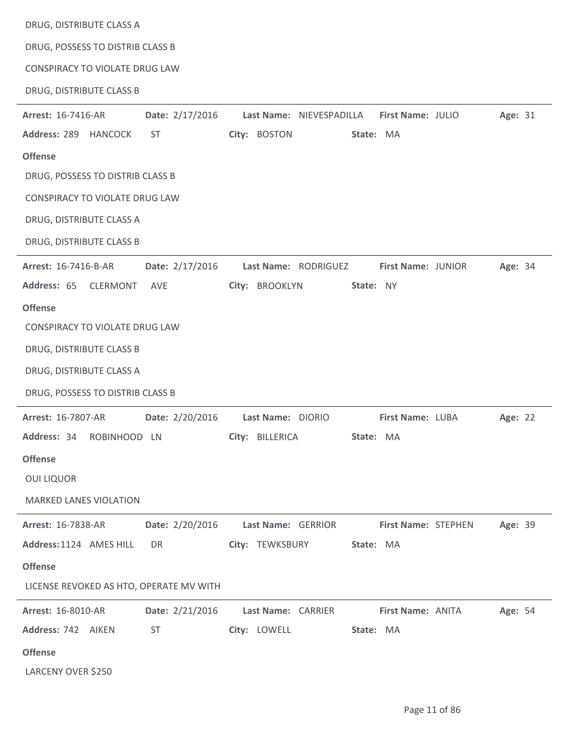DRUG, DISTRIBUTE CLASS A

DRUG, POSSESS TO DISTRIB CLASS B

CONSPIRACY TO VIOLATE DRUG LAW

DRUG, DISTRIBUTE CLASS B

---

**Arrest:** 16-7416-AR **Date:** 2/17/2016 **Last Name:** NIEVESPADILLA **First Name:** JULIO **Age:** 31

**Address:** 289 HANCOCK ST **City:** BOSTON **State:** MA

**Offense**

DRUG, POSSESS TO DISTRIB CLASS B

CONSPIRACY TO VIOLATE DRUG LAW

DRUG, DISTRIBUTE CLASS A

DRUG, DISTRIBUTE CLASS B

---

**Arrest:** 16-7416-B-AR **Date:** 2/17/2016 **Last Name:** RODRIGUEZ **First Name:** JUNIOR **Age:** 34

**Address:** 65 CLERMONT AVE **City:** BROOKLYN **State:** NY

**Offense**

CONSPIRACY TO VIOLATE DRUG LAW

DRUG, DISTRIBUTE CLASS B

DRUG, DISTRIBUTE CLASS A

DRUG, POSSESS TO DISTRIB CLASS B

---

**Arrest:** 16-7807-AR **Date:** 2/20/2016 **Last Name:** DIORIO **First Name:** LUBA **Age:** 22

**Address:** 34 ROBINHOOD LN **City:** BILLERICA **State:** MA

**Offense**

OUI LIQUOR

MARKED LANES VIOLATION

---

**Arrest:** 16-7838-AR **Date:** 2/20/2016 **Last Name:** GERRIOR **First Name:** STEPHEN **Age:** 39

**Address:** 1124 AMES HILL DR **City:** TEWKSBURY **State:** MA

**Offense**

LICENSE REVOKED AS HTO, OPERATE MV WITH

---

**Arrest:** 16-8010-AR **Date:** 2/21/2016 **Last Name:** CARRIER **First Name:** ANITA **Age:** 54

**Address:** 742 AIKEN ST **City:** LOWELL **State:** MA

**Offense**

LARCENY OVER $250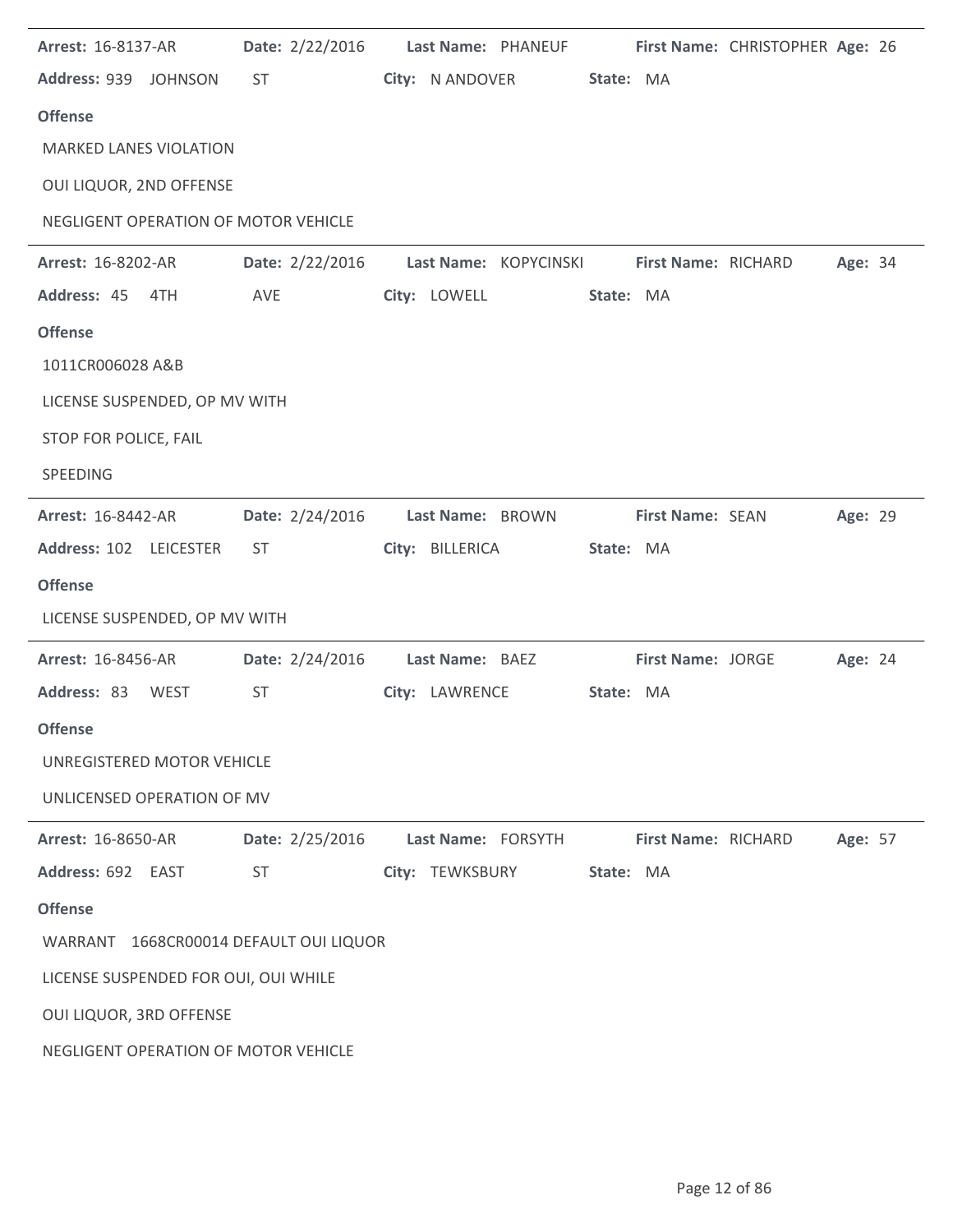**Arrest:** 16-8137-AR **Date:** 2/22/2016 **Last Name:** PHANEUF **First Name:** CHRISTOPHER **Age:** 26

**Address:** 939 JOHNSON ST **City:** N ANDOVER **State:** MA

**Offense**

MARKED LANES VIOLATION

OUI LIQUOR, 2ND OFFENSE

NEGLIGENT OPERATION OF MOTOR VEHICLE

---

**Arrest:** 16-8202-AR **Date:** 2/22/2016 **Last Name:** KOPYCINSKI **First Name:** RICHARD **Age:** 34

**Address:** 45 4TH AVE **City:** LOWELL **State:** MA

**Offense**

1011CR006028 A&B

LICENSE SUSPENDED, OP MV WITH

STOP FOR POLICE, FAIL

SPEEDING

---

**Arrest:** 16-8442-AR **Date:** 2/24/2016 **Last Name:** BROWN **First Name:** SEAN **Age:** 29

**Address:** 102 LEICESTER ST **City:** BILLERICA **State:** MA

**Offense**

LICENSE SUSPENDED, OP MV WITH

---

**Arrest:** 16-8456-AR **Date:** 2/24/2016 **Last Name:** BAEZ **First Name:** JORGE **Age:** 24

**Address:** 83 WEST ST **City:** LAWRENCE **State:** MA

**Offense**

UNREGISTERED MOTOR VEHICLE

UNLICENSED OPERATION OF MV

---

**Arrest:** 16-8650-AR **Date:** 2/25/2016 **Last Name:** FORSYTH **First Name:** RICHARD **Age:** 57

**Address:** 692 EAST ST **City:** TEWKSBURY **State:** MA

**Offense**

WARRANT 1668CR00014 DEFAULT OUI LIQUOR

LICENSE SUSPENDED FOR OUI, OUI WHILE

OUI LIQUOR, 3RD OFFENSE

NEGLIGENT OPERATION OF MOTOR VEHICLE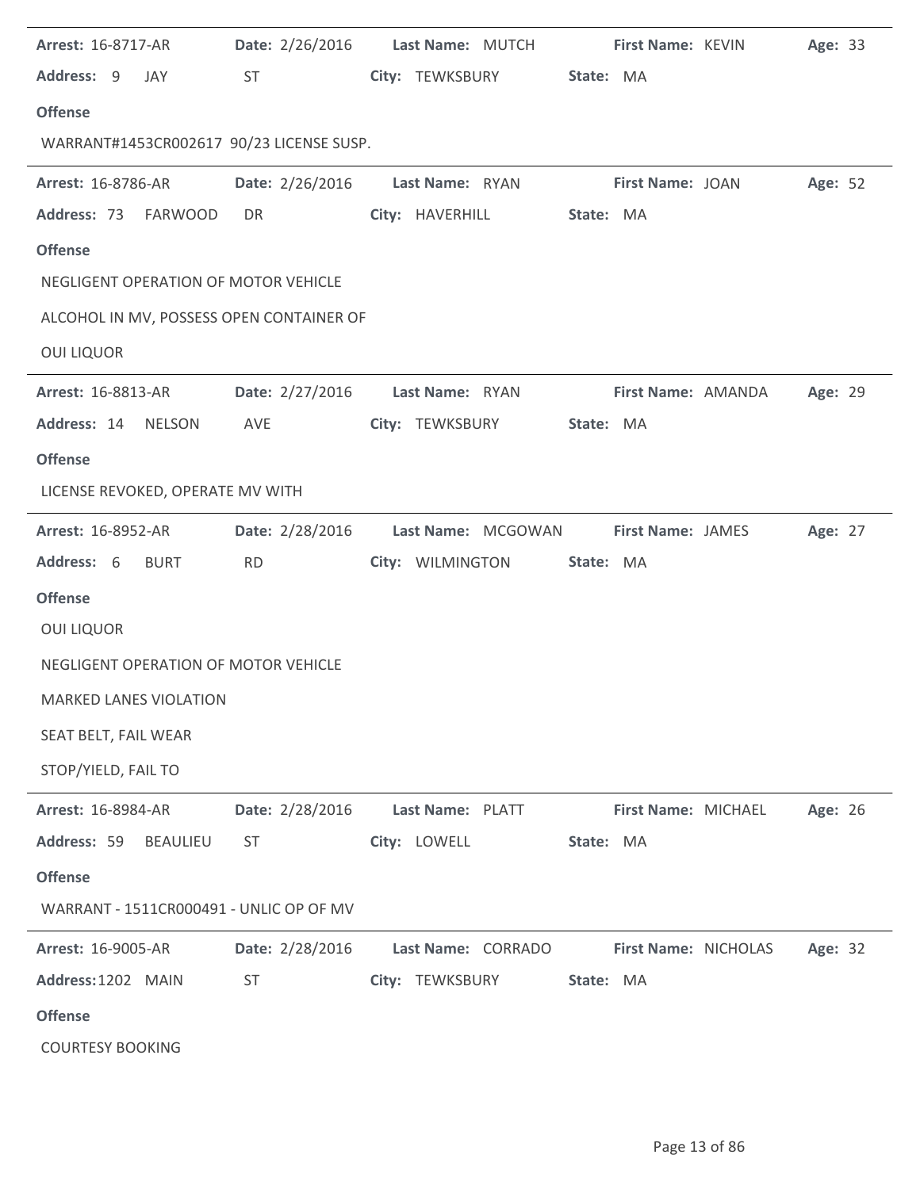**Arrest:** 16-8717-AR **Date:** 2/26/2016 **Last Name:** MUTCH **First Name:** KEVIN **Age:** 33
**Address:** 9 JAY ST **City:** TEWKSBURY **State:** MA

**Offense**

WARRANT#1453CR002617 90/23 LICENSE SUSP.

---

**Arrest:** 16-8786-AR **Date:** 2/26/2016 **Last Name:** RYAN **First Name:** JOAN **Age:** 52
**Address:** 73 FARWOOD DR **City:** HAVERHILL **State:** MA

**Offense**

NEGLIGENT OPERATION OF MOTOR VEHICLE

ALCOHOL IN MV, POSSESS OPEN CONTAINER OF

OUI LIQUOR

---

**Arrest:** 16-8813-AR **Date:** 2/27/2016 **Last Name:** RYAN **First Name:** AMANDA **Age:** 29
**Address:** 14 NELSON AVE **City:** TEWKSBURY **State:** MA

**Offense**

LICENSE REVOKED, OPERATE MV WITH

---

**Arrest:** 16-8952-AR **Date:** 2/28/2016 **Last Name:** MCGOWAN **First Name:** JAMES **Age:** 27
**Address:** 6 BURT RD **City:** WILMINGTON **State:** MA

**Offense**

OUI LIQUOR

NEGLIGENT OPERATION OF MOTOR VEHICLE

MARKED LANES VIOLATION

SEAT BELT, FAIL WEAR

STOP/YIELD, FAIL TO

---

**Arrest:** 16-8984-AR **Date:** 2/28/2016 **Last Name:** PLATT **First Name:** MICHAEL **Age:** 26
**Address:** 59 BEAULIEU ST **City:** LOWELL **State:** MA

**Offense**

WARRANT - 1511CR000491 - UNLIC OP OF MV

---

**Arrest:** 16-9005-AR **Date:** 2/28/2016 **Last Name:** CORRADO **First Name:** NICHOLAS **Age:** 32
**Address:** 1202 MAIN ST **City:** TEWKSBURY **State:** MA

**Offense**

COURTESY BOOKING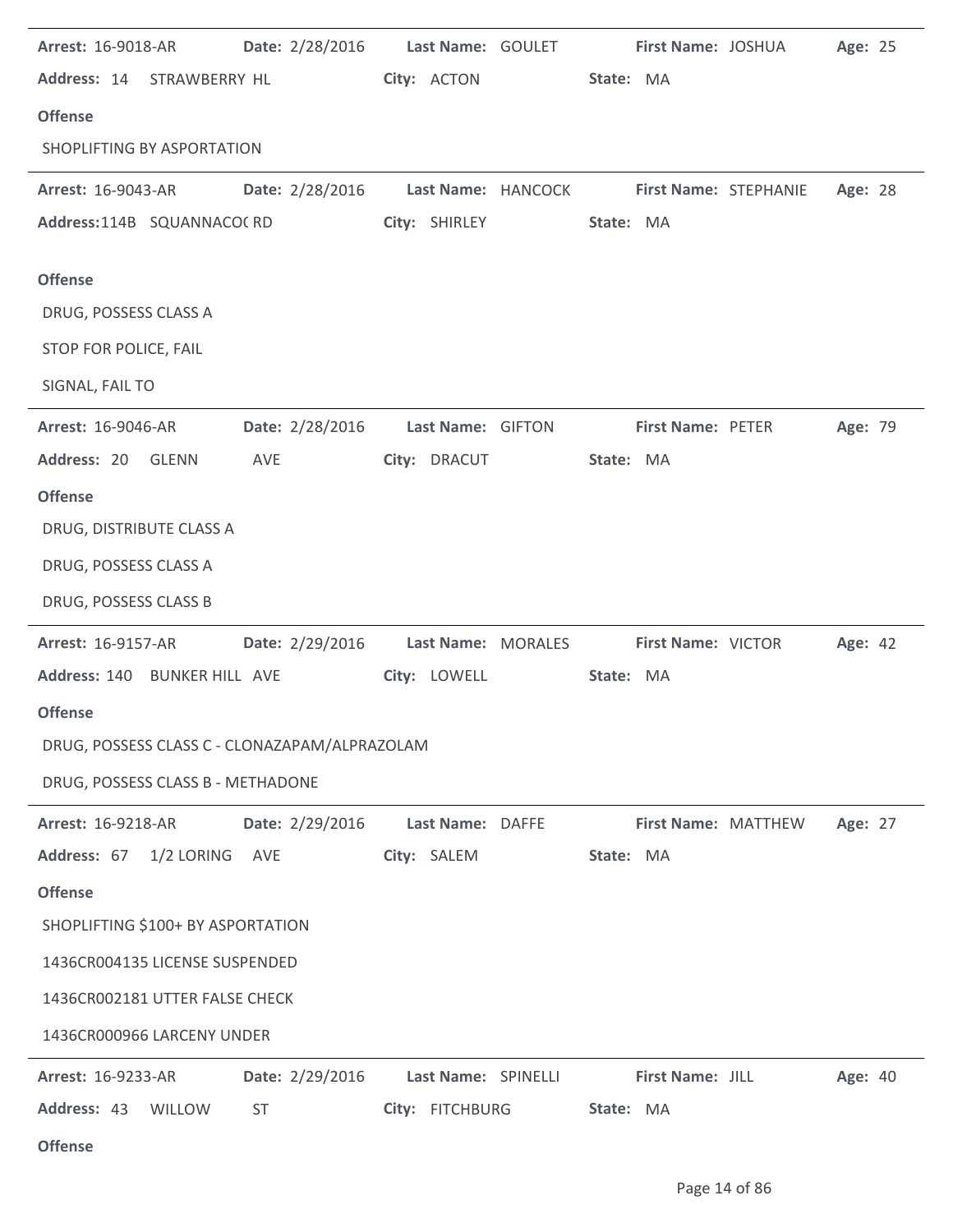**Arrest:** 16-9018-AR **Date:** 2/28/2016 **Last Name:** GOULET **First Name:** JOSHUA **Age:** 25

**Address:** 14 STRAWBERRY HL **City:** ACTON **State:** MA

**Offense**

SHOPLIFTING BY ASPORTATION

---

**Arrest:** 16-9043-AR **Date:** 2/28/2016 **Last Name:** HANCOCK **First Name:** STEPHANIE **Age:** 28

**Address:** 114B SQUANNACOC RD **City:** SHIRLEY **State:** MA

**Offense**

DRUG, POSSESS CLASS A

STOP FOR POLICE, FAIL

SIGNAL, FAIL TO

---

**Arrest:** 16-9046-AR **Date:** 2/28/2016 **Last Name:** GIFTON **First Name:** PETER **Age:** 79

**Address:** 20 GLENN AVE **City:** DRACUT **State:** MA

**Offense**

DRUG, DISTRIBUTE CLASS A

DRUG, POSSESS CLASS A

DRUG, POSSESS CLASS B

---

**Arrest:** 16-9157-AR **Date:** 2/29/2016 **Last Name:** MORALES **First Name:** VICTOR **Age:** 42

**Address:** 140 BUNKER HILL AVE **City:** LOWELL **State:** MA

**Offense**

DRUG, POSSESS CLASS C - CLONAZAPAM/ALPRAZOLAM

DRUG, POSSESS CLASS B - METHADONE

---

**Arrest:** 16-9218-AR **Date:** 2/29/2016 **Last Name:** DAFFE **First Name:** MATTHEW **Age:** 27

**Address:** 67 1/2 LORING AVE **City:** SALEM **State:** MA

**Offense**

SHOPLIFTING $100+ BY ASPORTATION

1436CR004135 LICENSE SUSPENDED

1436CR002181 UTTER FALSE CHECK

1436CR000966 LARCENY UNDER

---

**Arrest:** 16-9233-AR **Date:** 2/29/2016 **Last Name:** SPINELLI **First Name:** JILL **Age:** 40

**Address:** 43 WILLOW ST **City:** FITCHBURG **State:** MA

**Offense**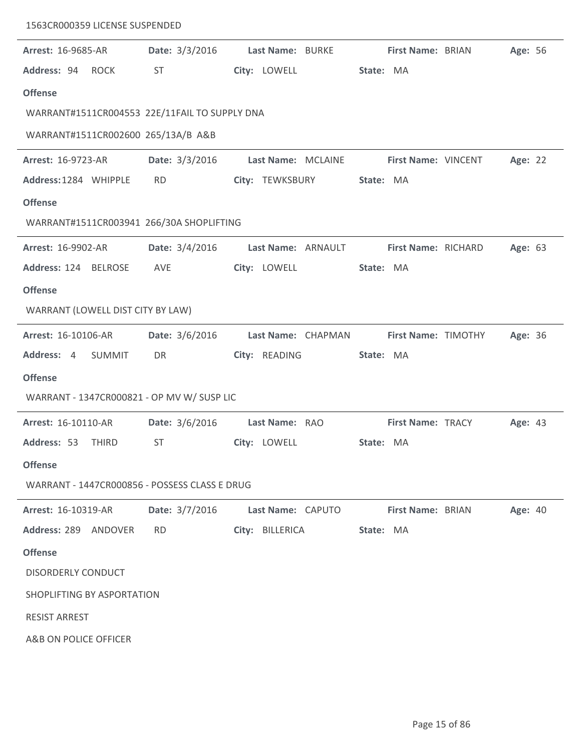1563CR000359 LICENSE SUSPENDED

---

**Arrest:** 16-9685-AR **Date:** 3/3/2016 **Last Name:** BURKE **First Name:** BRIAN **Age:** 56

**Address:** 94 ROCK ST **City:** LOWELL **State:** MA

**Offense**

WARRANT#1511CR004553 22E/11FAIL TO SUPPLY DNA

WARRANT#1511CR002600 265/13A/B A&B

---

**Arrest:** 16-9723-AR **Date:** 3/3/2016 **Last Name:** MCLAINE **First Name:** VINCENT **Age:** 22

**Address:** 1284 WHIPPLE RD **City:** TEWKSBURY **State:** MA

**Offense**

WARRANT#1511CR003941 266/30A SHOPLIFTING

---

**Arrest:** 16-9902-AR **Date:** 3/4/2016 **Last Name:** ARNAULT **First Name:** RICHARD **Age:** 63

**Address:** 124 BELROSE AVE **City:** LOWELL **State:** MA

**Offense**

WARRANT (LOWELL DIST CITY BY LAW)

---

**Arrest:** 16-10106-AR **Date:** 3/6/2016 **Last Name:** CHAPMAN **First Name:** TIMOTHY **Age:** 36

**Address:** 4 SUMMIT DR **City:** READING **State:** MA

**Offense**

WARRANT - 1347CR000821 - OP MV W/ SUSP LIC

---

**Arrest:** 16-10110-AR **Date:** 3/6/2016 **Last Name:** RAO **First Name:** TRACY **Age:** 43

**Address:** 53 THIRD ST **City:** LOWELL **State:** MA

**Offense**

WARRANT - 1447CR000856 - POSSESS CLASS E DRUG

---

**Arrest:** 16-10319-AR **Date:** 3/7/2016 **Last Name:** CAPUTO **First Name:** BRIAN **Age:** 40

**Address:** 289 ANDOVER RD **City:** BILLERICA **State:** MA

**Offense**

DISORDERLY CONDUCT

SHOPLIFTING BY ASPORTATION

RESIST ARREST

A&B ON POLICE OFFICER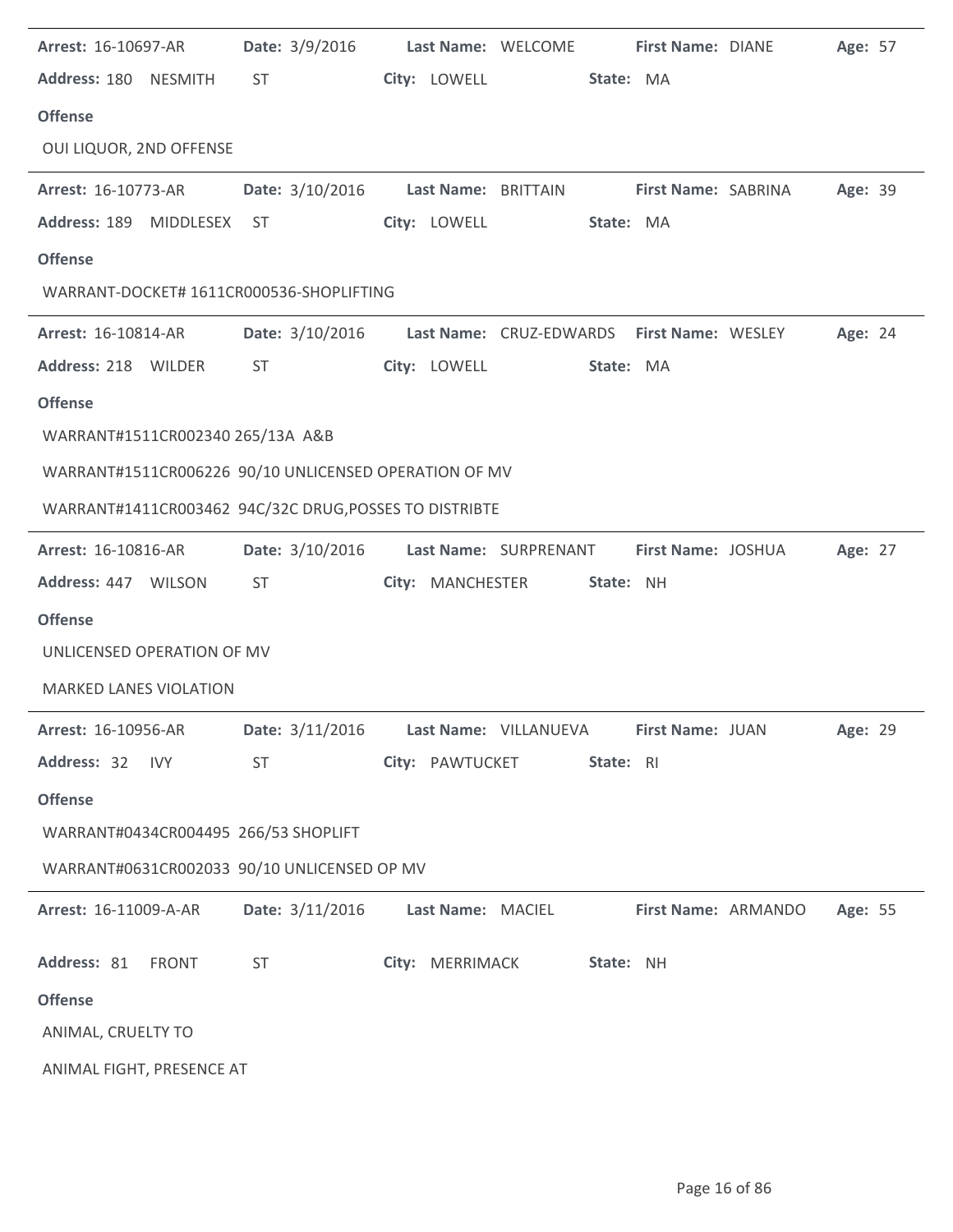**Arrest:** 16-10697-AR **Date:** 3/9/2016 **Last Name:** WELCOME **First Name:** DIANE **Age:** 57

**Address:** 180 NESMITH ST **City:** LOWELL **State:** MA

**Offense**

OUI LIQUOR, 2ND OFFENSE

---

**Arrest:** 16-10773-AR **Date:** 3/10/2016 **Last Name:** BRITTAIN **First Name:** SABRINA **Age:** 39

**Address:** 189 MIDDLESEX ST **City:** LOWELL **State:** MA

**Offense**

WARRANT-DOCKET# 1611CR000536-SHOPLIFTING

---

**Arrest:** 16-10814-AR **Date:** 3/10/2016 **Last Name:** CRUZ-EDWARDS **First Name:** WESLEY **Age:** 24

**Address:** 218 WILDER ST **City:** LOWELL **State:** MA

**Offense**

WARRANT#1511CR002340 265/13A A&B

WARRANT#1511CR006226 90/10 UNLICENSED OPERATION OF MV

WARRANT#1411CR003462 94C/32C DRUG,POSSES TO DISTRIBTE

---

**Arrest:** 16-10816-AR **Date:** 3/10/2016 **Last Name:** SURPRENANT **First Name:** JOSHUA **Age:** 27

**Address:** 447 WILSON ST **City:** MANCHESTER **State:** NH

**Offense**

UNLICENSED OPERATION OF MV

MARKED LANES VIOLATION

---

**Arrest:** 16-10956-AR **Date:** 3/11/2016 **Last Name:** VILLANUEVA **First Name:** JUAN **Age:** 29

**Address:** 32 IVY ST **City:** PAWTUCKET **State:** RI

**Offense**

WARRANT#0434CR004495 266/53 SHOPLIFT

WARRANT#0631CR002033 90/10 UNLICENSED OP MV

---

**Arrest:** 16-11009-A-AR **Date:** 3/11/2016 **Last Name:** MACIEL **First Name:** ARMANDO **Age:** 55

**Address:** 81 FRONT ST **City:** MERRIMACK **State:** NH

**Offense**

ANIMAL, CRUELTY TO

ANIMAL FIGHT, PRESENCE AT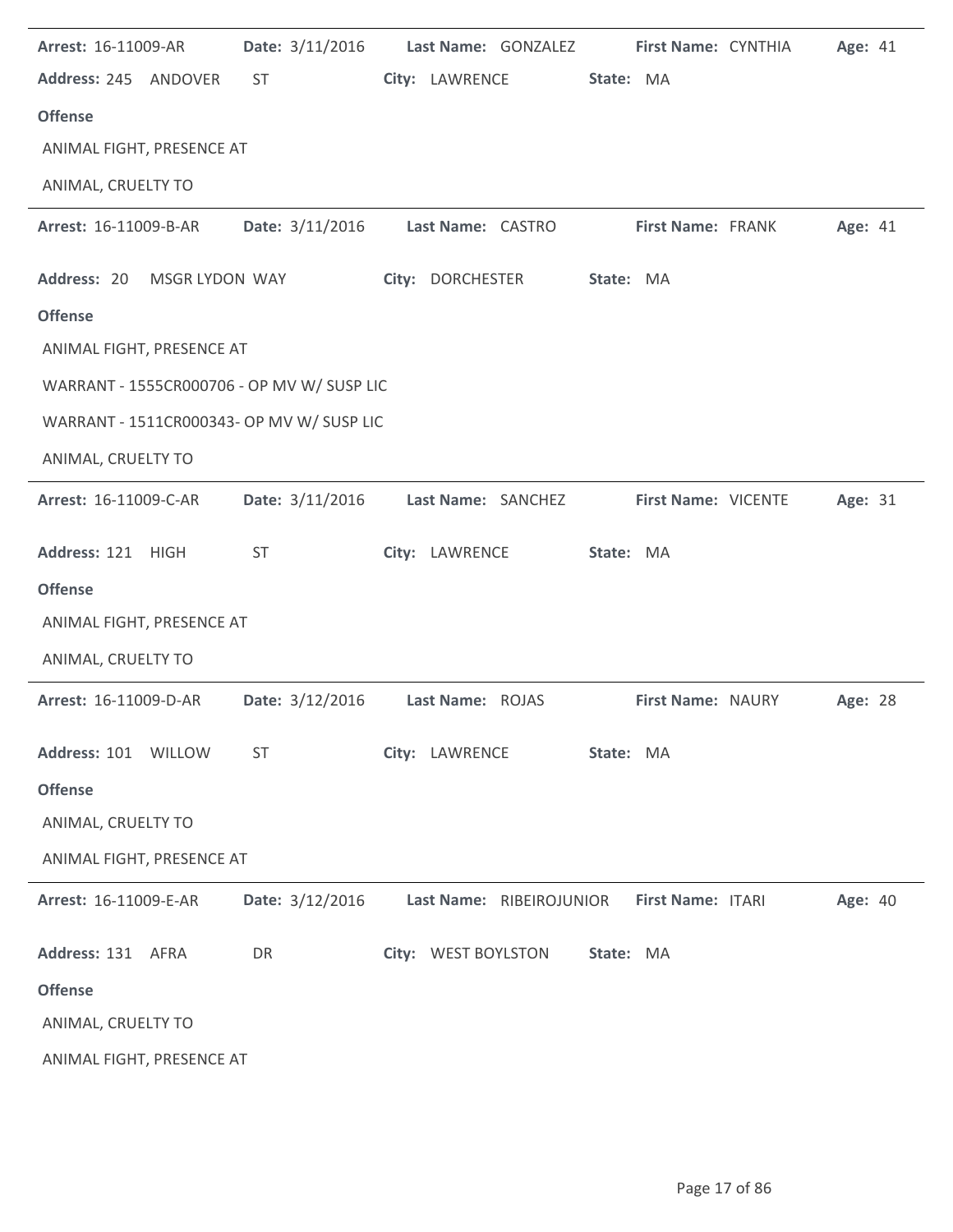**Arrest:** 16-11009-AR **Date:** 3/11/2016 **Last Name:** GONZALEZ **First Name:** CYNTHIA **Age:** 41

**Address:** 245 ANDOVER ST **City:** LAWRENCE **State:** MA

**Offense**

ANIMAL FIGHT, PRESENCE AT

ANIMAL, CRUELTY TO

---

**Arrest:** 16-11009-B-AR **Date:** 3/11/2016 **Last Name:** CASTRO **First Name:** FRANK **Age:** 41

**Address:** 20 MSGR LYDON WAY **City:** DORCHESTER **State:** MA

**Offense**

ANIMAL FIGHT, PRESENCE AT

WARRANT - 1555CR000706 - OP MV W/ SUSP LIC

WARRANT - 1511CR000343- OP MV W/ SUSP LIC

ANIMAL, CRUELTY TO

---

**Arrest:** 16-11009-C-AR **Date:** 3/11/2016 **Last Name:** SANCHEZ **First Name:** VICENTE **Age:** 31

**Address:** 121 HIGH ST **City:** LAWRENCE **State:** MA

**Offense**

ANIMAL FIGHT, PRESENCE AT

ANIMAL, CRUELTY TO

---

**Arrest:** 16-11009-D-AR **Date:** 3/12/2016 **Last Name:** ROJAS **First Name:** NAURY **Age:** 28

**Address:** 101 WILLOW ST **City:** LAWRENCE **State:** MA

**Offense**

ANIMAL, CRUELTY TO

ANIMAL FIGHT, PRESENCE AT

---

**Arrest:** 16-11009-E-AR **Date:** 3/12/2016 **Last Name:** RIBEIROJUNIOR **First Name:** ITARI **Age:** 40

**Address:** 131 AFRA DR **City:** WEST BOYLSTON **State:** MA

**Offense**

ANIMAL, CRUELTY TO

ANIMAL FIGHT, PRESENCE AT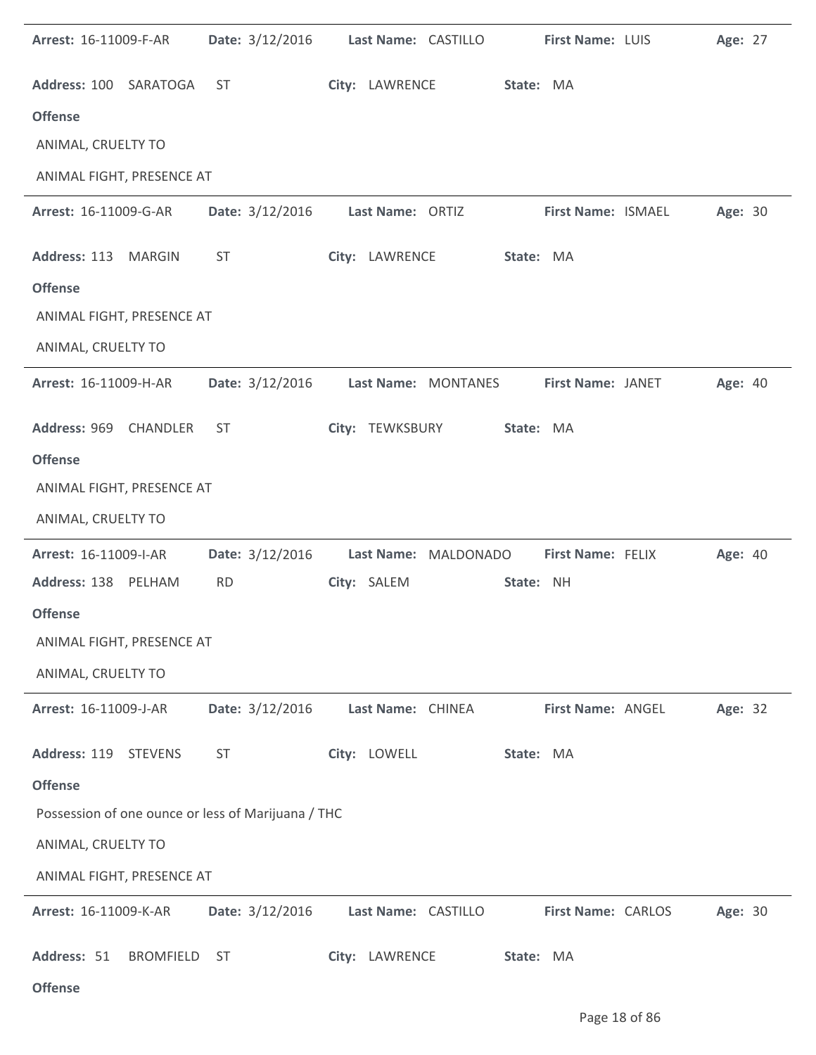**Arrest:** 16-11009-F-AR **Date:** 3/12/2016 **Last Name:** CASTILLO **First Name:** LUIS **Age:** 27

**Address:** 100 SARATOGA ST **City:** LAWRENCE **State:** MA

**Offense**

ANIMAL, CRUELTY TO

ANIMAL FIGHT, PRESENCE AT

---

**Arrest:** 16-11009-G-AR **Date:** 3/12/2016 **Last Name:** ORTIZ **First Name:** ISMAEL **Age:** 30

**Address:** 113 MARGIN ST **City:** LAWRENCE **State:** MA

**Offense**

ANIMAL FIGHT, PRESENCE AT

ANIMAL, CRUELTY TO

---

**Arrest:** 16-11009-H-AR **Date:** 3/12/2016 **Last Name:** MONTANES **First Name:** JANET **Age:** 40

**Address:** 969 CHANDLER ST **City:** TEWKSBURY **State:** MA

**Offense**

ANIMAL FIGHT, PRESENCE AT

ANIMAL, CRUELTY TO

---

**Arrest:** 16-11009-I-AR **Date:** 3/12/2016 **Last Name:** MALDONADO **First Name:** FELIX **Age:** 40

**Address:** 138 PELHAM RD **City:** SALEM **State:** NH

**Offense**

ANIMAL FIGHT, PRESENCE AT

ANIMAL, CRUELTY TO

---

**Arrest:** 16-11009-J-AR **Date:** 3/12/2016 **Last Name:** CHINEA **First Name:** ANGEL **Age:** 32

**Address:** 119 STEVENS ST **City:** LOWELL **State:** MA

**Offense**

Possession of one ounce or less of Marijuana / THC

ANIMAL, CRUELTY TO

ANIMAL FIGHT, PRESENCE AT

---

**Arrest:** 16-11009-K-AR **Date:** 3/12/2016 **Last Name:** CASTILLO **First Name:** CARLOS **Age:** 30

**Address:** 51 BROMFIELD ST **City:** LAWRENCE **State:** MA

**Offense**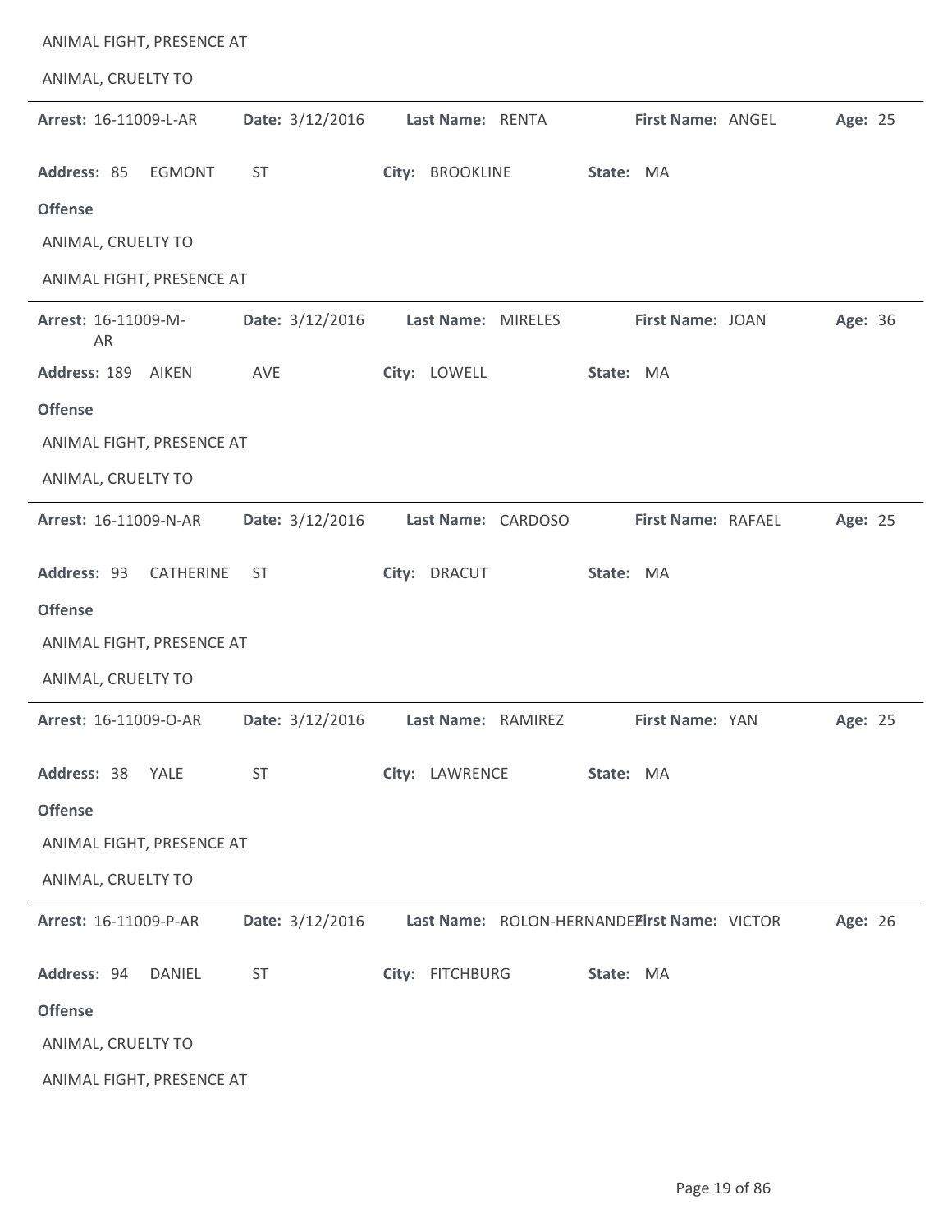ANIMAL FIGHT, PRESENCE AT

ANIMAL, CRUELTY TO

---

**Arrest:** 16-11009-L-AR **Date:** 3/12/2016 **Last Name:** RENTA **First Name:** ANGEL **Age:** 25

**Address:** 85 EGMONT ST **City:** BROOKLINE **State:** MA

**Offense**

ANIMAL, CRUELTY TO

ANIMAL FIGHT, PRESENCE AT

---

**Arrest:** 16-11009-M-AR **Date:** 3/12/2016 **Last Name:** MIRELES **First Name:** JOAN **Age:** 36

**Address:** 189 AIKEN AVE **City:** LOWELL **State:** MA

**Offense**

ANIMAL FIGHT, PRESENCE AT

ANIMAL, CRUELTY TO

---

**Arrest:** 16-11009-N-AR **Date:** 3/12/2016 **Last Name:** CARDOSO **First Name:** RAFAEL **Age:** 25

**Address:** 93 CATHERINE ST **City:** DRACUT **State:** MA

**Offense**

ANIMAL FIGHT, PRESENCE AT

ANIMAL, CRUELTY TO

---

**Arrest:** 16-11009-O-AR **Date:** 3/12/2016 **Last Name:** RAMIREZ **First Name:** YAN **Age:** 25

**Address:** 38 YALE ST **City:** LAWRENCE **State:** MA

**Offense**

ANIMAL FIGHT, PRESENCE AT

ANIMAL, CRUELTY TO

---

**Arrest:** 16-11009-P-AR **Date:** 3/12/2016 **Last Name:** ROLON-HERNANDEZ **First Name:** VICTOR **Age:** 26

**Address:** 94 DANIEL ST **City:** FITCHBURG **State:** MA

**Offense**

ANIMAL, CRUELTY TO

ANIMAL FIGHT, PRESENCE AT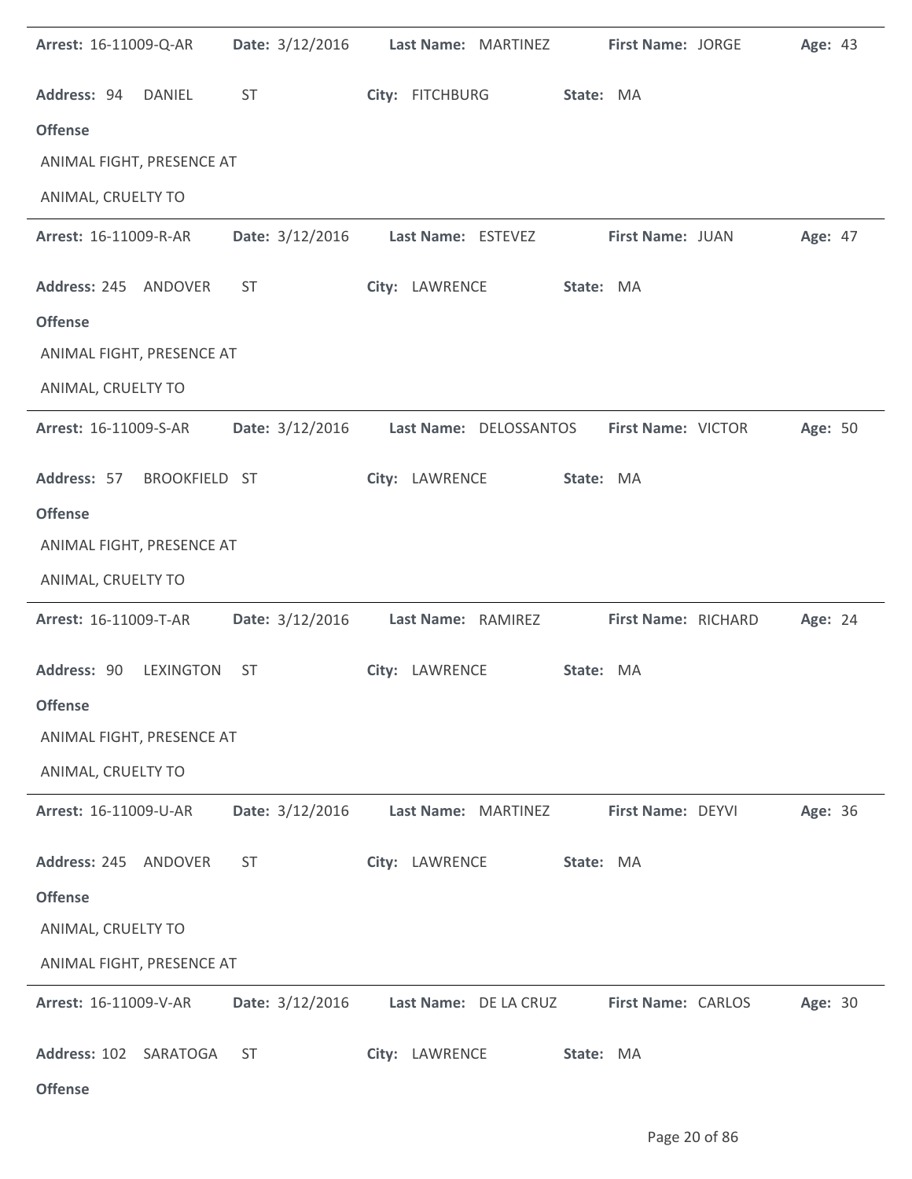**Arrest:** 16-11009-Q-AR **Date:** 3/12/2016 **Last Name:** MARTINEZ **First Name:** JORGE **Age:** 43

**Address:** 94 DANIEL ST **City:** FITCHBURG **State:** MA

**Offense**

ANIMAL FIGHT, PRESENCE AT

ANIMAL, CRUELTY TO

---

**Arrest:** 16-11009-R-AR **Date:** 3/12/2016 **Last Name:** ESTEVEZ **First Name:** JUAN **Age:** 47

**Address:** 245 ANDOVER ST **City:** LAWRENCE **State:** MA

**Offense**

ANIMAL FIGHT, PRESENCE AT

ANIMAL, CRUELTY TO

---

**Arrest:** 16-11009-S-AR **Date:** 3/12/2016 **Last Name:** DELOSSANTOS **First Name:** VICTOR **Age:** 50

**Address:** 57 BROOKFIELD ST **City:** LAWRENCE **State:** MA

**Offense**

ANIMAL FIGHT, PRESENCE AT

ANIMAL, CRUELTY TO

---

**Arrest:** 16-11009-T-AR **Date:** 3/12/2016 **Last Name:** RAMIREZ **First Name:** RICHARD **Age:** 24

**Address:** 90 LEXINGTON ST **City:** LAWRENCE **State:** MA

**Offense**

ANIMAL FIGHT, PRESENCE AT

ANIMAL, CRUELTY TO

---

**Arrest:** 16-11009-U-AR **Date:** 3/12/2016 **Last Name:** MARTINEZ **First Name:** DEYVI **Age:** 36

**Address:** 245 ANDOVER ST **City:** LAWRENCE **State:** MA

**Offense**

ANIMAL, CRUELTY TO

ANIMAL FIGHT, PRESENCE AT

---

**Arrest:** 16-11009-V-AR **Date:** 3/12/2016 **Last Name:** DE LA CRUZ **First Name:** CARLOS **Age:** 30

**Address:** 102 SARATOGA ST **City:** LAWRENCE **State:** MA

**Offense**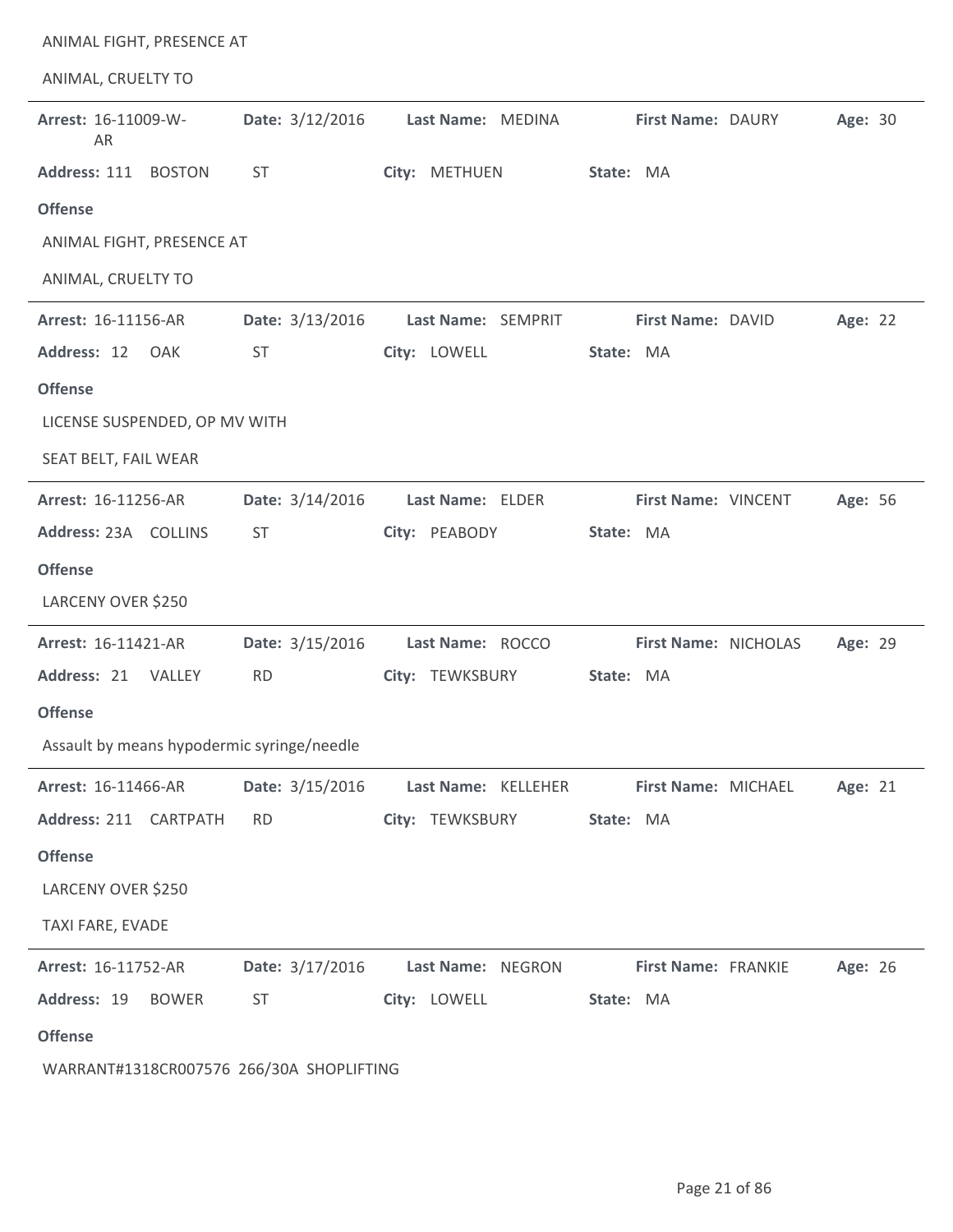ANIMAL FIGHT, PRESENCE AT

ANIMAL, CRUELTY TO

---

**Arrest:** 16-11009-W-AR **Date:** 3/12/2016 **Last Name:** MEDINA **First Name:** DAURY **Age:** 30

**Address:** 111 BOSTON ST **City:** METHUEN **State:** MA

**Offense**

ANIMAL FIGHT, PRESENCE AT

ANIMAL, CRUELTY TO

---

**Arrest:** 16-11156-AR **Date:** 3/13/2016 **Last Name:** SEMPRIT **First Name:** DAVID **Age:** 22

**Address:** 12 OAK ST **City:** LOWELL **State:** MA

**Offense**

LICENSE SUSPENDED, OP MV WITH

SEAT BELT, FAIL WEAR

---

**Arrest:** 16-11256-AR **Date:** 3/14/2016 **Last Name:** ELDER **First Name:** VINCENT **Age:** 56

**Address:** 23A COLLINS ST **City:** PEABODY **State:** MA

**Offense**

LARCENY OVER $250

---

**Arrest:** 16-11421-AR **Date:** 3/15/2016 **Last Name:** ROCCO **First Name:** NICHOLAS **Age:** 29

**Address:** 21 VALLEY RD **City:** TEWKSBURY **State:** MA

**Offense**

Assault by means hypodermic syringe/needle

---

**Arrest:** 16-11466-AR **Date:** 3/15/2016 **Last Name:** KELLEHER **First Name:** MICHAEL **Age:** 21

**Address:** 211 CARTPATH RD **City:** TEWKSBURY **State:** MA

**Offense**

LARCENY OVER $250

TAXI FARE, EVADE

---

**Arrest:** 16-11752-AR **Date:** 3/17/2016 **Last Name:** NEGRON **First Name:** FRANKIE **Age:** 26

**Address:** 19 BOWER ST **City:** LOWELL **State:** MA

**Offense**

WARRANT#1318CR007576 266/30A SHOPLIFTING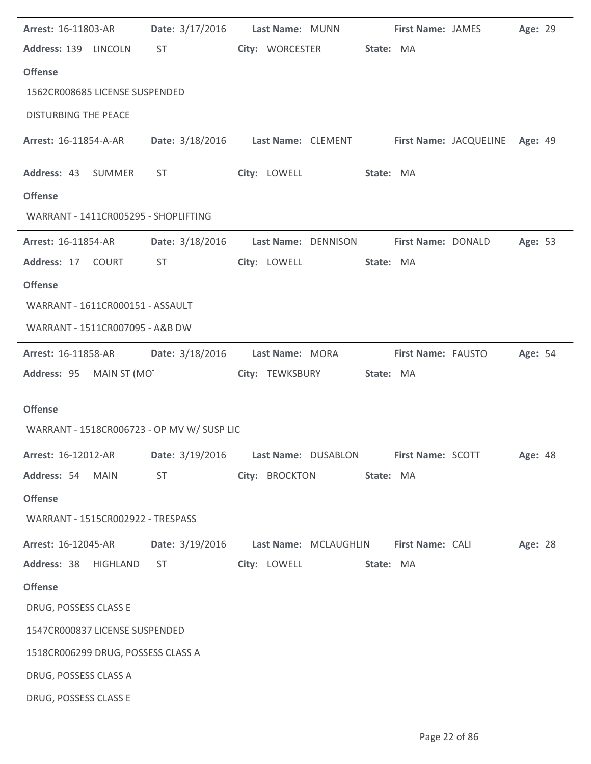**Arrest:** 16-11803-AR **Date:** 3/17/2016 **Last Name:** MUNN **First Name:** JAMES **Age:** 29
**Address:** 139 LINCOLN ST **City:** WORCESTER **State:** MA

**Offense**

1562CR008685 LICENSE SUSPENDED

DISTURBING THE PEACE

---

**Arrest:** 16-11854-A-AR **Date:** 3/18/2016 **Last Name:** CLEMENT **First Name:** JACQUELINE **Age:** 49
**Address:** 43 SUMMER ST **City:** LOWELL **State:** MA

**Offense**

WARRANT - 1411CR005295 - SHOPLIFTING

---

**Arrest:** 16-11854-AR **Date:** 3/18/2016 **Last Name:** DENNISON **First Name:** DONALD **Age:** 53
**Address:** 17 COURT ST **City:** LOWELL **State:** MA

**Offense**

WARRANT - 1611CR000151 - ASSAULT

WARRANT - 1511CR007095 - A&B DW

---

**Arrest:** 16-11858-AR **Date:** 3/18/2016 **Last Name:** MORA **First Name:** FAUSTO **Age:** 54
**Address:** 95 MAIN ST (MO **City:** TEWKSBURY **State:** MA

**Offense**

WARRANT - 1518CR006723 - OP MV W/ SUSP LIC

---

**Arrest:** 16-12012-AR **Date:** 3/19/2016 **Last Name:** DUSABLON **First Name:** SCOTT **Age:** 48
**Address:** 54 MAIN ST **City:** BROCKTON **State:** MA

**Offense**

WARRANT - 1515CR002922 - TRESPASS

---

**Arrest:** 16-12045-AR **Date:** 3/19/2016 **Last Name:** MCLAUGHLIN **First Name:** CALI **Age:** 28
**Address:** 38 HIGHLAND ST **City:** LOWELL **State:** MA

**Offense**

DRUG, POSSESS CLASS E

1547CR000837 LICENSE SUSPENDED

1518CR006299 DRUG, POSSESS CLASS A

DRUG, POSSESS CLASS A

DRUG, POSSESS CLASS E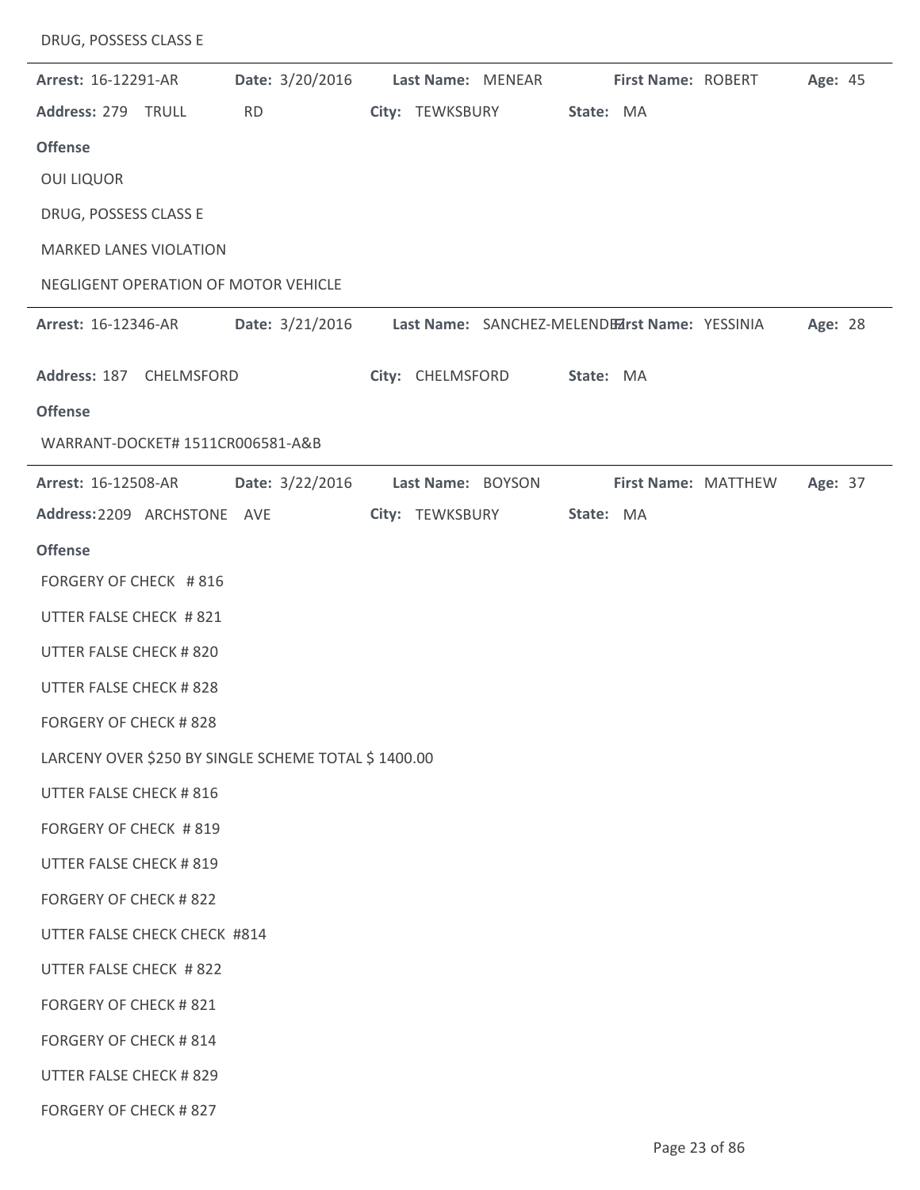DRUG, POSSESS CLASS E

---

**Arrest:** 16-12291-AR **Date:** 3/20/2016 **Last Name:** MENEAR **First Name:** ROBERT **Age:** 45

**Address:** 279 TRULL RD **City:** TEWKSBURY **State:** MA

**Offense**

OUI LIQUOR

DRUG, POSSESS CLASS E

MARKED LANES VIOLATION

NEGLIGENT OPERATION OF MOTOR VEHICLE

---

**Arrest:** 16-12346-AR **Date:** 3/21/2016 **Last Name:** SANCHEZ-MELENDEZ **First Name:** YESSINIA **Age:** 28

**Address:** 187 CHELMSFORD **City:** CHELMSFORD **State:** MA

**Offense**

WARRANT-DOCKET# 1511CR006581-A&B

---

**Arrest:** 16-12508-AR **Date:** 3/22/2016 **Last Name:** BOYSON **First Name:** MATTHEW **Age:** 37

**Address:** 2209 ARCHSTONE AVE **City:** TEWKSBURY **State:** MA

**Offense**

FORGERY OF CHECK # 816

UTTER FALSE CHECK # 821

UTTER FALSE CHECK # 820

UTTER FALSE CHECK # 828

FORGERY OF CHECK # 828

LARCENY OVER $250 BY SINGLE SCHEME TOTAL $ 1400.00

UTTER FALSE CHECK # 816

FORGERY OF CHECK # 819

UTTER FALSE CHECK # 819

FORGERY OF CHECK # 822

UTTER FALSE CHECK CHECK #814

UTTER FALSE CHECK # 822

FORGERY OF CHECK # 821

FORGERY OF CHECK # 814

UTTER FALSE CHECK # 829

FORGERY OF CHECK # 827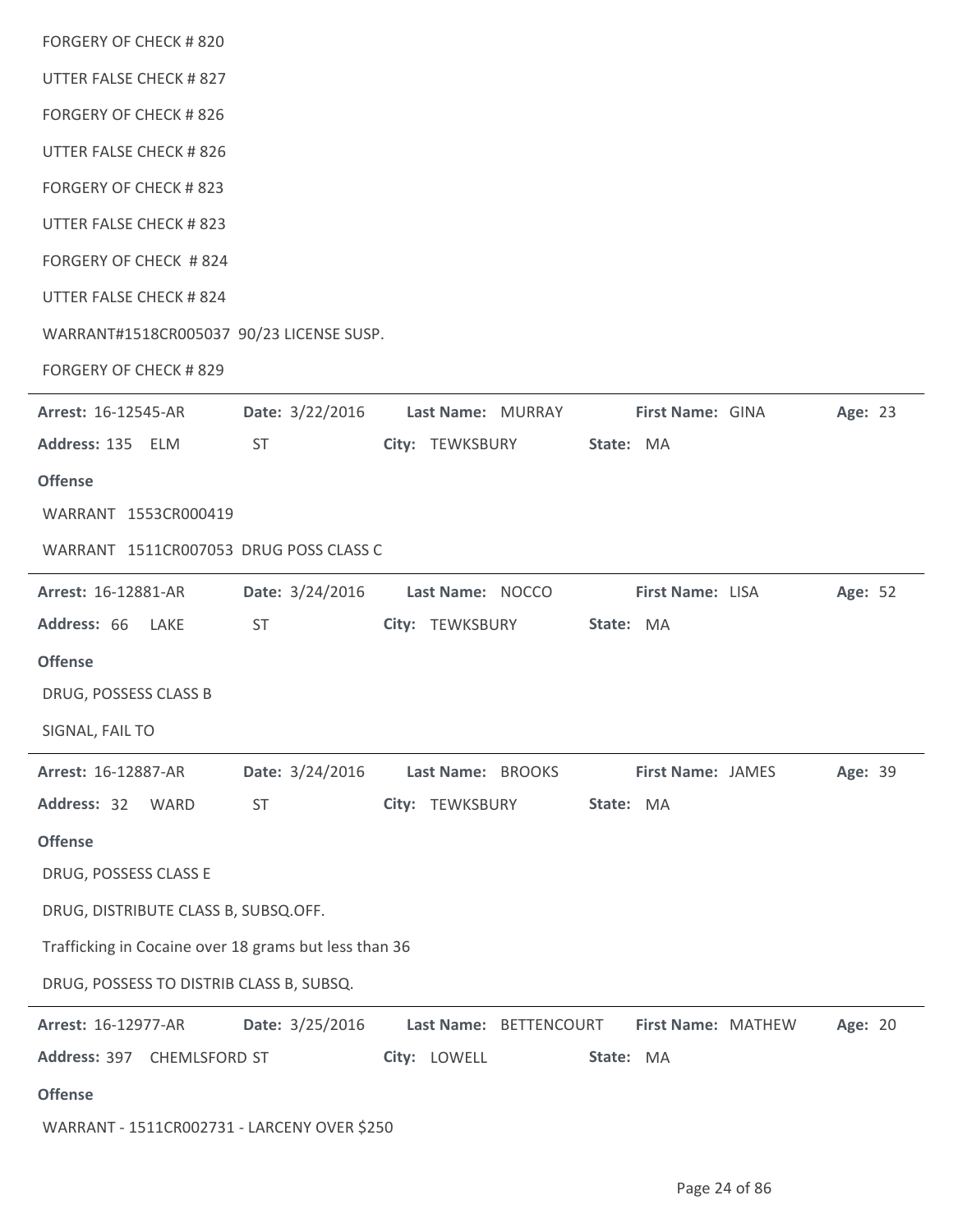FORGERY OF CHECK # 820

UTTER FALSE CHECK # 827

FORGERY OF CHECK # 826

UTTER FALSE CHECK # 826

FORGERY OF CHECK # 823

UTTER FALSE CHECK # 823

FORGERY OF CHECK # 824

UTTER FALSE CHECK # 824

WARRANT#1518CR005037 90/23 LICENSE SUSP.

FORGERY OF CHECK # 829

---

**Arrest:** 16-12545-AR **Date:** 3/22/2016 **Last Name:** MURRAY **First Name:** GINA **Age:** 23

**Address:** 135 ELM ST **City:** TEWKSBURY **State:** MA

**Offense**

WARRANT 1553CR000419

WARRANT 1511CR007053 DRUG POSS CLASS C

---

**Arrest:** 16-12881-AR **Date:** 3/24/2016 **Last Name:** NOCCO **First Name:** LISA **Age:** 52

**Address:** 66 LAKE ST **City:** TEWKSBURY **State:** MA

**Offense**

DRUG, POSSESS CLASS B

SIGNAL, FAIL TO

---

**Arrest:** 16-12887-AR **Date:** 3/24/2016 **Last Name:** BROOKS **First Name:** JAMES **Age:** 39

**Address:** 32 WARD ST **City:** TEWKSBURY **State:** MA

**Offense**

DRUG, POSSESS CLASS E

DRUG, DISTRIBUTE CLASS B, SUBSQ.OFF.

Trafficking in Cocaine over 18 grams but less than 36

DRUG, POSSESS TO DISTRIB CLASS B, SUBSQ.

---

**Arrest:** 16-12977-AR **Date:** 3/25/2016 **Last Name:** BETTENCOURT **First Name:** MATHEW **Age:** 20

**Address:** 397 CHEMLSFORD ST **City:** LOWELL **State:** MA

**Offense**

WARRANT - 1511CR002731 - LARCENY OVER $250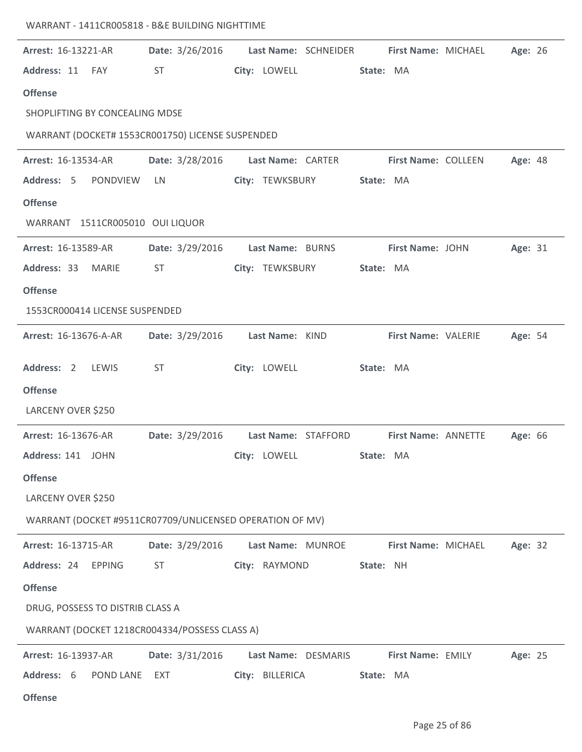WARRANT - 1411CR005818 - B&E BUILDING NIGHTTIME

---

**Arrest:** 16-13221-AR **Date:** 3/26/2016 **Last Name:** SCHNEIDER **First Name:** MICHAEL **Age:** 26
**Address:** 11 FAY ST **City:** LOWELL **State:** MA

**Offense**

SHOPLIFTING BY CONCEALING MDSE

WARRANT (DOCKET# 1553CR001750) LICENSE SUSPENDED

---

**Arrest:** 16-13534-AR **Date:** 3/28/2016 **Last Name:** CARTER **First Name:** COLLEEN **Age:** 48
**Address:** 5 PONDVIEW LN **City:** TEWKSBURY **State:** MA

**Offense**

WARRANT 1511CR005010 OUI LIQUOR

---

**Arrest:** 16-13589-AR **Date:** 3/29/2016 **Last Name:** BURNS **First Name:** JOHN **Age:** 31
**Address:** 33 MARIE ST **City:** TEWKSBURY **State:** MA

**Offense**

1553CR000414 LICENSE SUSPENDED

---

**Arrest:** 16-13676-A-AR **Date:** 3/29/2016 **Last Name:** KIND **First Name:** VALERIE **Age:** 54
**Address:** 2 LEWIS ST **City:** LOWELL **State:** MA

**Offense**

LARCENY OVER $250

---

**Arrest:** 16-13676-AR **Date:** 3/29/2016 **Last Name:** STAFFORD **First Name:** ANNETTE **Age:** 66
**Address:** 141 JOHN **City:** LOWELL **State:** MA

**Offense**

LARCENY OVER $250

WARRANT (DOCKET #9511CR07709/UNLICENSED OPERATION OF MV)

---

**Arrest:** 16-13715-AR **Date:** 3/29/2016 **Last Name:** MUNROE **First Name:** MICHAEL **Age:** 32
**Address:** 24 EPPING ST **City:** RAYMOND **State:** NH

**Offense**

DRUG, POSSESS TO DISTRIB CLASS A

WARRANT (DOCKET 1218CR004334/POSSESS CLASS A)

---

**Arrest:** 16-13937-AR **Date:** 3/31/2016 **Last Name:** DESMARIS **First Name:** EMILY **Age:** 25
**Address:** 6 POND LANE EXT **City:** BILLERICA **State:** MA

**Offense**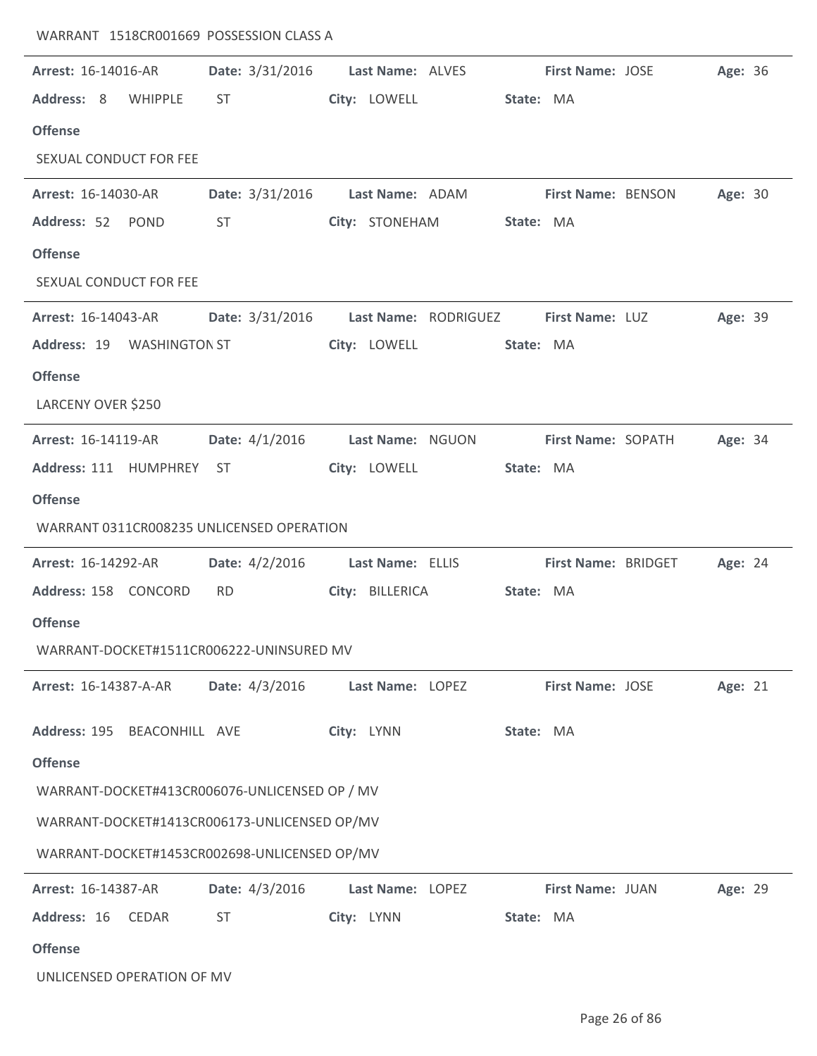WARRANT 1518CR001669 POSSESSION CLASS A

---

**Arrest:** 16-14016-AR **Date:** 3/31/2016 **Last Name:** ALVES **First Name:** JOSE **Age:** 36

**Address:** 8 WHIPPLE ST **City:** LOWELL **State:** MA

**Offense**

SEXUAL CONDUCT FOR FEE

---

**Arrest:** 16-14030-AR **Date:** 3/31/2016 **Last Name:** ADAM **First Name:** BENSON **Age:** 30

**Address:** 52 POND ST **City:** STONEHAM **State:** MA

**Offense**

SEXUAL CONDUCT FOR FEE

---

**Arrest:** 16-14043-AR **Date:** 3/31/2016 **Last Name:** RODRIGUEZ **First Name:** LUZ **Age:** 39

**Address:** 19 WASHINGTON ST **City:** LOWELL **State:** MA

**Offense**

LARCENY OVER $250

---

**Arrest:** 16-14119-AR **Date:** 4/1/2016 **Last Name:** NGUON **First Name:** SOPATH **Age:** 34

**Address:** 111 HUMPHREY ST **City:** LOWELL **State:** MA

**Offense**

WARRANT 0311CR008235 UNLICENSED OPERATION

---

**Arrest:** 16-14292-AR **Date:** 4/2/2016 **Last Name:** ELLIS **First Name:** BRIDGET **Age:** 24

**Address:** 158 CONCORD RD **City:** BILLERICA **State:** MA

**Offense**

WARRANT-DOCKET#1511CR006222-UNINSURED MV

---

**Arrest:** 16-14387-A-AR **Date:** 4/3/2016 **Last Name:** LOPEZ **First Name:** JOSE **Age:** 21

**Address:** 195 BEACONHILL AVE **City:** LYNN **State:** MA

**Offense**

WARRANT-DOCKET#413CR006076-UNLICENSED OP / MV

WARRANT-DOCKET#1413CR006173-UNLICENSED OP/MV

WARRANT-DOCKET#1453CR002698-UNLICENSED OP/MV

---

**Arrest:** 16-14387-AR **Date:** 4/3/2016 **Last Name:** LOPEZ **First Name:** JUAN **Age:** 29

**Address:** 16 CEDAR ST **City:** LYNN **State:** MA

**Offense**

UNLICENSED OPERATION OF MV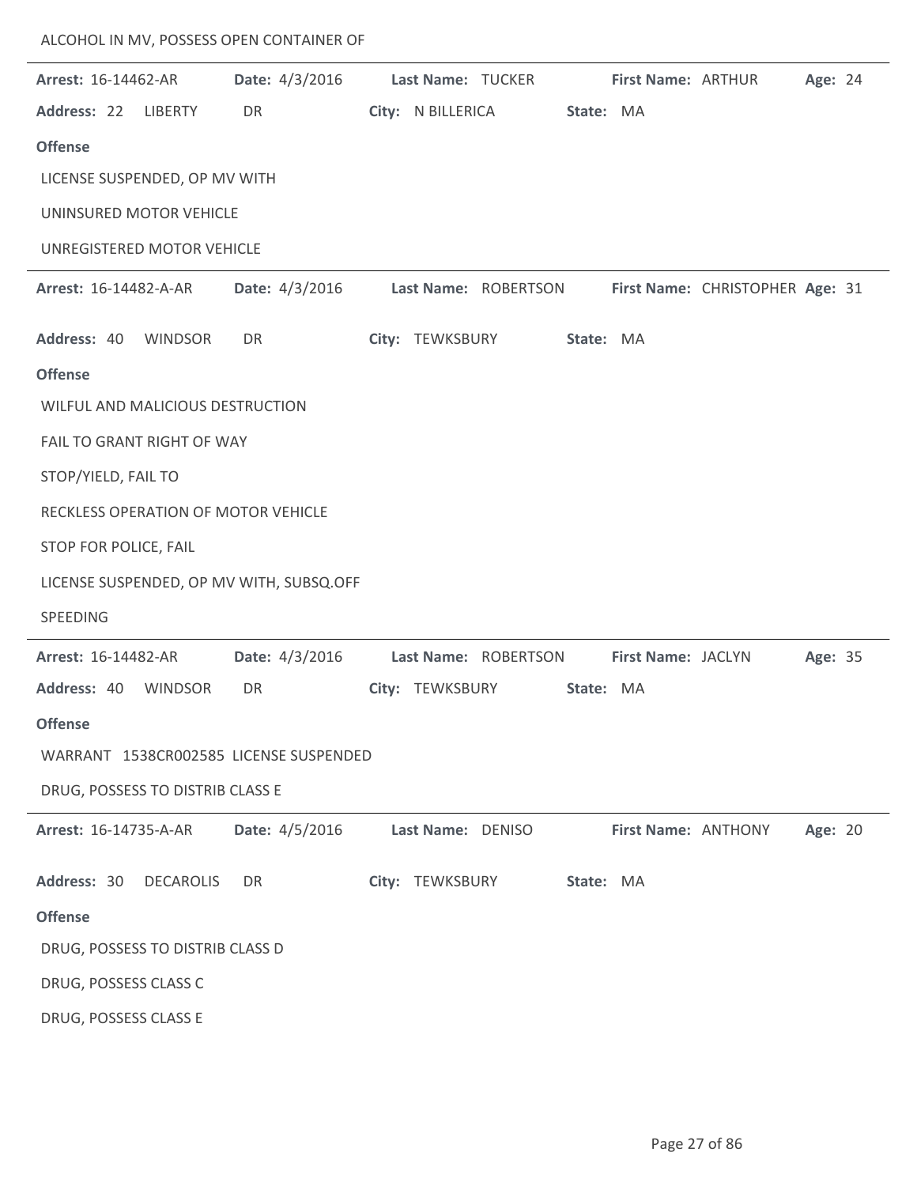ALCOHOL IN MV, POSSESS OPEN CONTAINER OF

---

**Arrest:** 16-14462-AR **Date:** 4/3/2016 **Last Name:** TUCKER **First Name:** ARTHUR **Age:** 24

**Address:** 22 LIBERTY DR **City:** N BILLERICA **State:** MA

**Offense**

LICENSE SUSPENDED, OP MV WITH

UNINSURED MOTOR VEHICLE

UNREGISTERED MOTOR VEHICLE

---

**Arrest:** 16-14482-A-AR **Date:** 4/3/2016 **Last Name:** ROBERTSON **First Name:** CHRISTOPHER **Age:** 31

**Address:** 40 WINDSOR DR **City:** TEWKSBURY **State:** MA

**Offense**

WILFUL AND MALICIOUS DESTRUCTION

FAIL TO GRANT RIGHT OF WAY

STOP/YIELD, FAIL TO

RECKLESS OPERATION OF MOTOR VEHICLE

STOP FOR POLICE, FAIL

LICENSE SUSPENDED, OP MV WITH, SUBSQ.OFF

SPEEDING

---

**Arrest:** 16-14482-AR **Date:** 4/3/2016 **Last Name:** ROBERTSON **First Name:** JACLYN **Age:** 35

**Address:** 40 WINDSOR DR **City:** TEWKSBURY **State:** MA

**Offense**

WARRANT 1538CR002585 LICENSE SUSPENDED

DRUG, POSSESS TO DISTRIB CLASS E

---

**Arrest:** 16-14735-A-AR **Date:** 4/5/2016 **Last Name:** DENISO **First Name:** ANTHONY **Age:** 20

**Address:** 30 DECAROLIS DR **City:** TEWKSBURY **State:** MA

**Offense**

DRUG, POSSESS TO DISTRIB CLASS D

DRUG, POSSESS CLASS C

DRUG, POSSESS CLASS E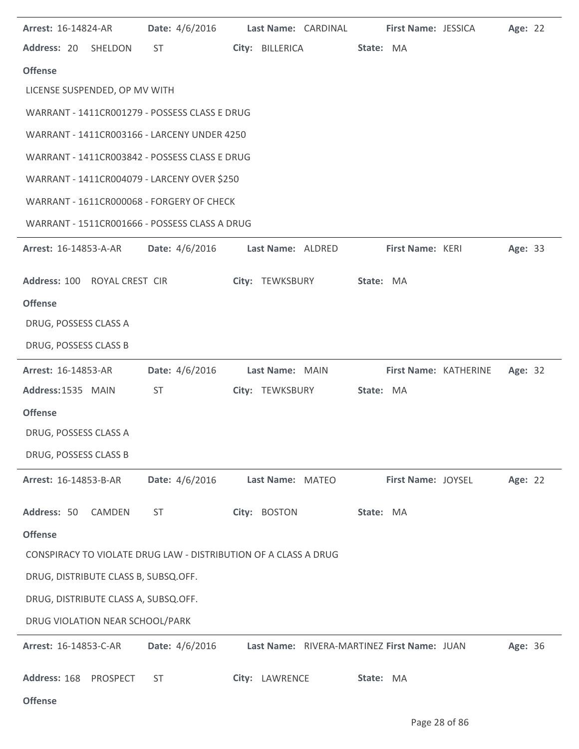**Arrest:** 16-14824-AR **Date:** 4/6/2016 **Last Name:** CARDINAL **First Name:** JESSICA **Age:** 22

**Address:** 20 SHELDON ST **City:** BILLERICA **State:** MA

**Offense**

LICENSE SUSPENDED, OP MV WITH

WARRANT - 1411CR001279 - POSSESS CLASS E DRUG

WARRANT - 1411CR003166 - LARCENY UNDER 4250

WARRANT - 1411CR003842 - POSSESS CLASS E DRUG

WARRANT - 1411CR004079 - LARCENY OVER $250

WARRANT - 1611CR000068 - FORGERY OF CHECK

WARRANT - 1511CR001666 - POSSESS CLASS A DRUG

---

**Arrest:** 16-14853-A-AR **Date:** 4/6/2016 **Last Name:** ALDRED **First Name:** KERI **Age:** 33

**Address:** 100 ROYAL CREST CIR **City:** TEWKSBURY **State:** MA

**Offense**

DRUG, POSSESS CLASS A

DRUG, POSSESS CLASS B

---

**Arrest:** 16-14853-AR **Date:** 4/6/2016 **Last Name:** MAIN **First Name:** KATHERINE **Age:** 32

**Address:** 1535 MAIN ST **City:** TEWKSBURY **State:** MA

**Offense**

DRUG, POSSESS CLASS A

DRUG, POSSESS CLASS B

---

**Arrest:** 16-14853-B-AR **Date:** 4/6/2016 **Last Name:** MATEO **First Name:** JOYSEL **Age:** 22

**Address:** 50 CAMDEN ST **City:** BOSTON **State:** MA

**Offense**

CONSPIRACY TO VIOLATE DRUG LAW - DISTRIBUTION OF A CLASS A DRUG

DRUG, DISTRIBUTE CLASS B, SUBSQ.OFF.

DRUG, DISTRIBUTE CLASS A, SUBSQ.OFF.

DRUG VIOLATION NEAR SCHOOL/PARK

---

**Arrest:** 16-14853-C-AR **Date:** 4/6/2016 **Last Name:** RIVERA-MARTINEZ **First Name:** JUAN **Age:** 36

**Address:** 168 PROSPECT ST **City:** LAWRENCE **State:** MA

**Offense**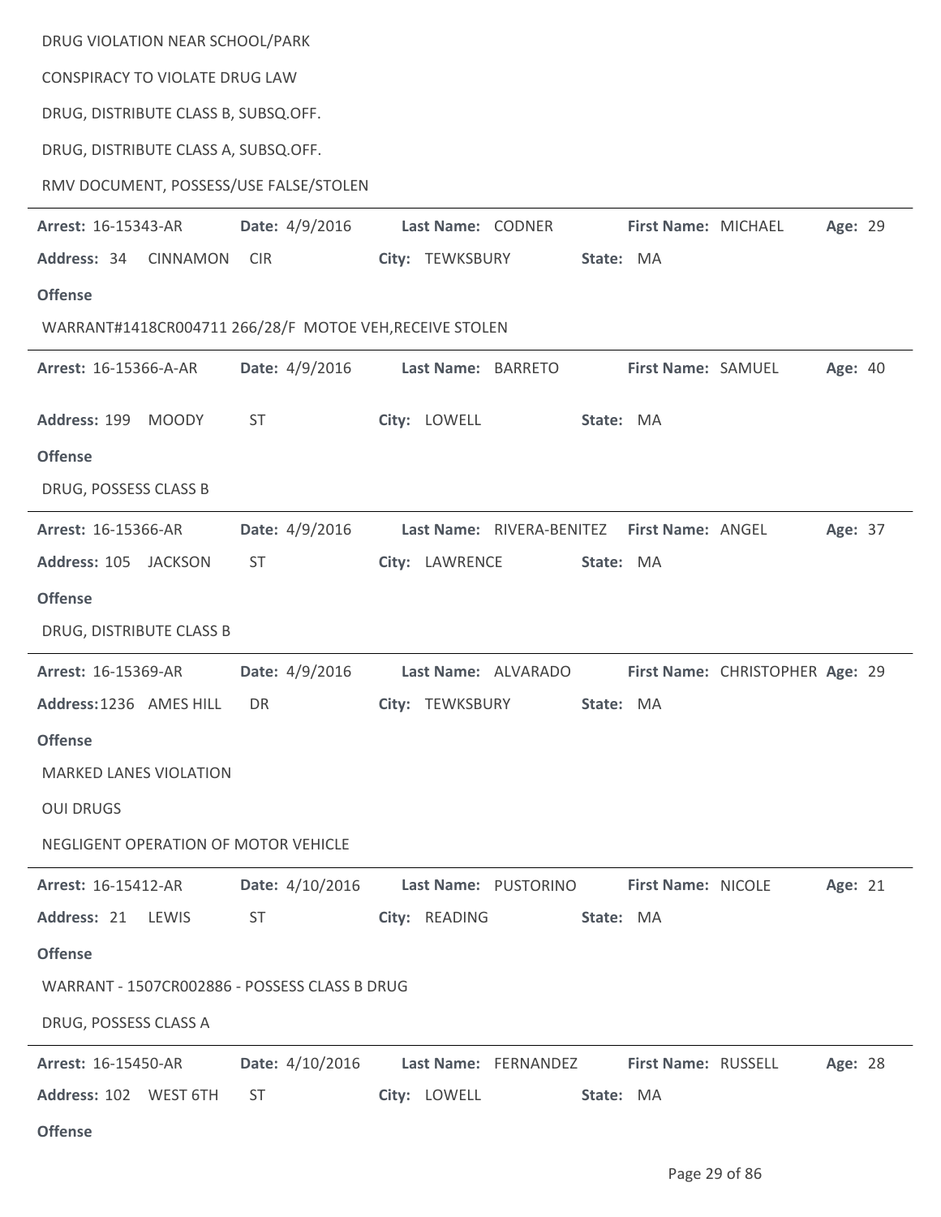DRUG VIOLATION NEAR SCHOOL/PARK

CONSPIRACY TO VIOLATE DRUG LAW

DRUG, DISTRIBUTE CLASS B, SUBSQ.OFF.

DRUG, DISTRIBUTE CLASS A, SUBSQ.OFF.

RMV DOCUMENT, POSSESS/USE FALSE/STOLEN

---

**Arrest:** 16-15343-AR **Date:** 4/9/2016 **Last Name:** CODNER **First Name:** MICHAEL **Age:** 29

**Address:** 34 CINNAMON CIR **City:** TEWKSBURY **State:** MA

**Offense**

WARRANT#1418CR004711 266/28/F MOTOE VEH,RECEIVE STOLEN

---

**Arrest:** 16-15366-A-AR **Date:** 4/9/2016 **Last Name:** BARRETO **First Name:** SAMUEL **Age:** 40

**Address:** 199 MOODY ST **City:** LOWELL **State:** MA

**Offense**

DRUG, POSSESS CLASS B

---

**Arrest:** 16-15366-AR **Date:** 4/9/2016 **Last Name:** RIVERA-BENITEZ **First Name:** ANGEL **Age:** 37

**Address:** 105 JACKSON ST **City:** LAWRENCE **State:** MA

**Offense**

DRUG, DISTRIBUTE CLASS B

---

**Arrest:** 16-15369-AR **Date:** 4/9/2016 **Last Name:** ALVARADO **First Name:** CHRISTOPHER **Age:** 29

**Address:** 1236 AMES HILL DR **City:** TEWKSBURY **State:** MA

**Offense**

MARKED LANES VIOLATION

OUI DRUGS

NEGLIGENT OPERATION OF MOTOR VEHICLE

---

**Arrest:** 16-15412-AR **Date:** 4/10/2016 **Last Name:** PUSTORINO **First Name:** NICOLE **Age:** 21

**Address:** 21 LEWIS ST **City:** READING **State:** MA

**Offense**

WARRANT - 1507CR002886 - POSSESS CLASS B DRUG

DRUG, POSSESS CLASS A

---

**Arrest:** 16-15450-AR **Date:** 4/10/2016 **Last Name:** FERNANDEZ **First Name:** RUSSELL **Age:** 28

**Address:** 102 WEST 6TH ST **City:** LOWELL **State:** MA

**Offense**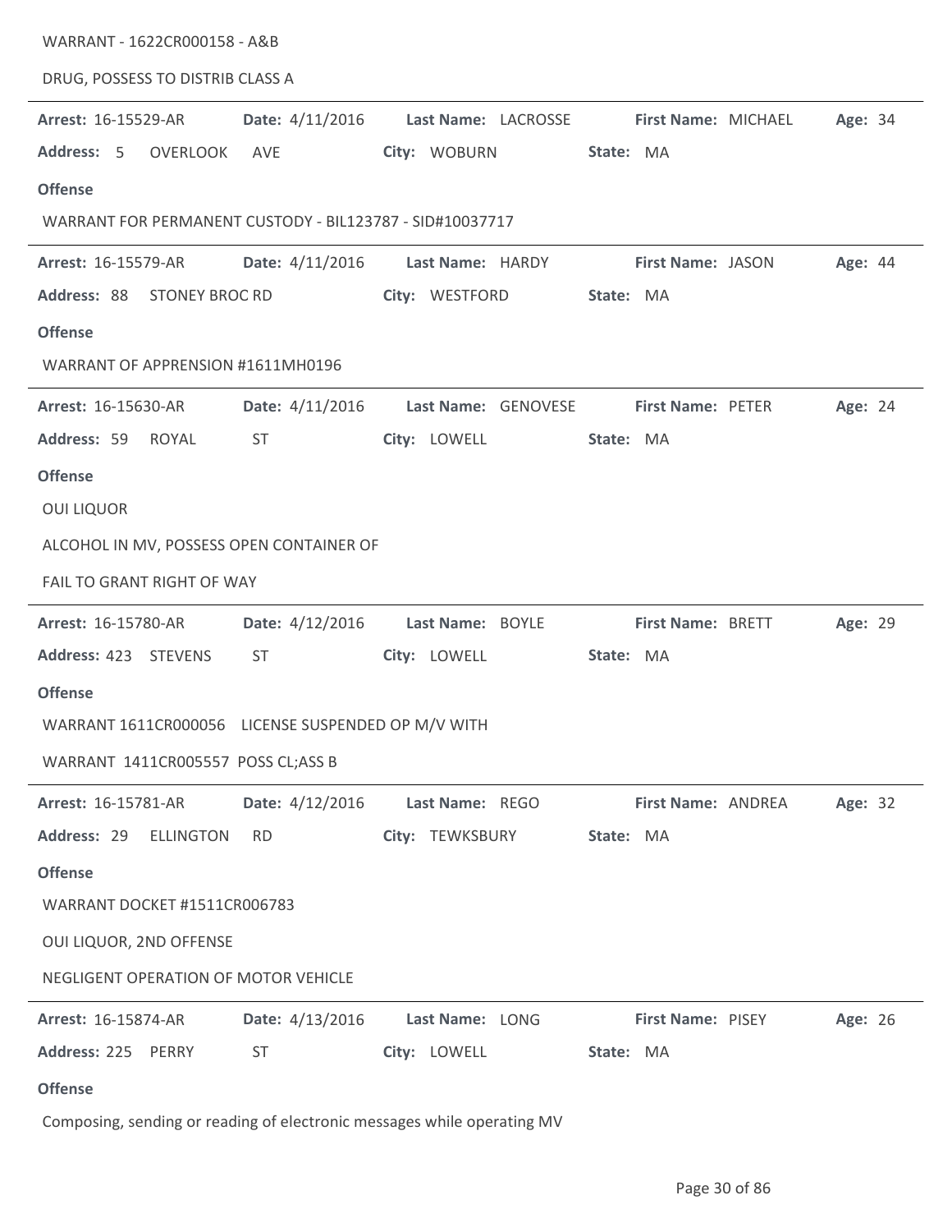WARRANT - 1622CR000158 - A&B

DRUG, POSSESS TO DISTRIB CLASS A

---

**Arrest:** 16-15529-AR **Date:** 4/11/2016 **Last Name:** LACROSSE **First Name:** MICHAEL **Age:** 34

**Address:** 5 OVERLOOK AVE **City:** WOBURN **State:** MA

**Offense**

WARRANT FOR PERMANENT CUSTODY - BIL123787 - SID#10037717

---

**Arrest:** 16-15579-AR **Date:** 4/11/2016 **Last Name:** HARDY **First Name:** JASON **Age:** 44

**Address:** 88 STONEY BROC RD **City:** WESTFORD **State:** MA

**Offense**

WARRANT OF APPRENSION #1611MH0196

---

**Arrest:** 16-15630-AR **Date:** 4/11/2016 **Last Name:** GENOVESE **First Name:** PETER **Age:** 24

**Address:** 59 ROYAL ST **City:** LOWELL **State:** MA

**Offense**

OUI LIQUOR

ALCOHOL IN MV, POSSESS OPEN CONTAINER OF

FAIL TO GRANT RIGHT OF WAY

---

**Arrest:** 16-15780-AR **Date:** 4/12/2016 **Last Name:** BOYLE **First Name:** BRETT **Age:** 29

**Address:** 423 STEVENS ST **City:** LOWELL **State:** MA

**Offense**

WARRANT 1611CR000056 LICENSE SUSPENDED OP M/V WITH

WARRANT 1411CR005557 POSS CL;ASS B

---

**Arrest:** 16-15781-AR **Date:** 4/12/2016 **Last Name:** REGO **First Name:** ANDREA **Age:** 32

**Address:** 29 ELLINGTON RD **City:** TEWKSBURY **State:** MA

**Offense**

WARRANT DOCKET #1511CR006783

OUI LIQUOR, 2ND OFFENSE

NEGLIGENT OPERATION OF MOTOR VEHICLE

---

**Arrest:** 16-15874-AR **Date:** 4/13/2016 **Last Name:** LONG **First Name:** PISEY **Age:** 26

**Address:** 225 PERRY ST **City:** LOWELL **State:** MA

**Offense**

Composing, sending or reading of electronic messages while operating MV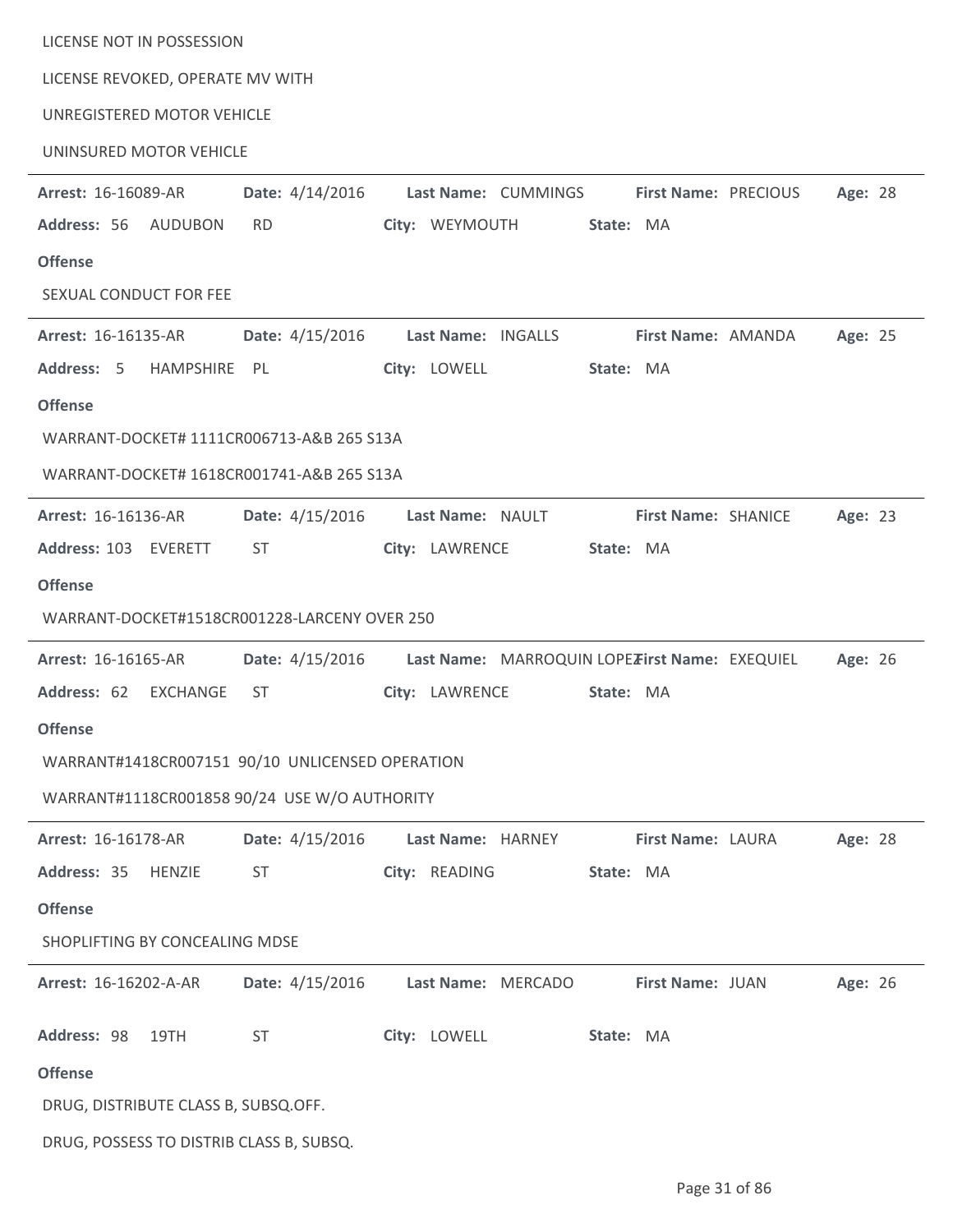LICENSE NOT IN POSSESSION

LICENSE REVOKED, OPERATE MV WITH

UNREGISTERED MOTOR VEHICLE

UNINSURED MOTOR VEHICLE

---

**Arrest:** 16-16089-AR **Date:** 4/14/2016 **Last Name:** CUMMINGS **First Name:** PRECIOUS **Age:** 28

**Address:** 56 AUDUBON RD **City:** WEYMOUTH **State:** MA

**Offense**

SEXUAL CONDUCT FOR FEE

---

**Arrest:** 16-16135-AR **Date:** 4/15/2016 **Last Name:** INGALLS **First Name:** AMANDA **Age:** 25

**Address:** 5 HAMPSHIRE PL **City:** LOWELL **State:** MA

**Offense**

WARRANT-DOCKET# 1111CR006713-A&B 265 S13A

WARRANT-DOCKET# 1618CR001741-A&B 265 S13A

---

**Arrest:** 16-16136-AR **Date:** 4/15/2016 **Last Name:** NAULT **First Name:** SHANICE **Age:** 23

**Address:** 103 EVERETT ST **City:** LAWRENCE **State:** MA

**Offense**

WARRANT-DOCKET#1518CR001228-LARCENY OVER 250

---

**Arrest:** 16-16165-AR **Date:** 4/15/2016 **Last Name:** MARROQUIN LOPEZ **First Name:** EXEQUIEL **Age:** 26

**Address:** 62 EXCHANGE ST **City:** LAWRENCE **State:** MA

**Offense**

WARRANT#1418CR007151 90/10 UNLICENSED OPERATION

WARRANT#1118CR001858 90/24 USE W/O AUTHORITY

---

**Arrest:** 16-16178-AR **Date:** 4/15/2016 **Last Name:** HARNEY **First Name:** LAURA **Age:** 28

**Address:** 35 HENZIE ST **City:** READING **State:** MA

**Offense**

SHOPLIFTING BY CONCEALING MDSE

---

**Arrest:** 16-16202-A-AR **Date:** 4/15/2016 **Last Name:** MERCADO **First Name:** JUAN **Age:** 26

**Address:** 98 19TH ST **City:** LOWELL **State:** MA

**Offense**

DRUG, DISTRIBUTE CLASS B, SUBSQ.OFF.

DRUG, POSSESS TO DISTRIB CLASS B, SUBSQ.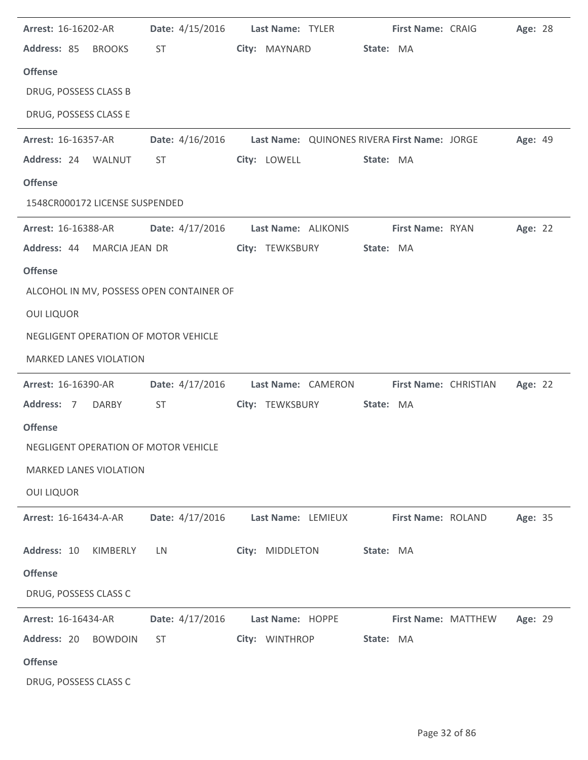**Arrest:** 16-16202-AR **Date:** 4/15/2016 **Last Name:** TYLER **First Name:** CRAIG **Age:** 28

**Address:** 85 BROOKS ST **City:** MAYNARD **State:** MA

**Offense**

DRUG, POSSESS CLASS B

DRUG, POSSESS CLASS E

---

**Arrest:** 16-16357-AR **Date:** 4/16/2016 **Last Name:** QUINONES RIVERA **First Name:** JORGE **Age:** 49

**Address:** 24 WALNUT ST **City:** LOWELL **State:** MA

**Offense**

1548CR000172 LICENSE SUSPENDED

---

**Arrest:** 16-16388-AR **Date:** 4/17/2016 **Last Name:** ALIKONIS **First Name:** RYAN **Age:** 22

**Address:** 44 MARCIA JEAN DR **City:** TEWKSBURY **State:** MA

**Offense**

ALCOHOL IN MV, POSSESS OPEN CONTAINER OF

OUI LIQUOR

NEGLIGENT OPERATION OF MOTOR VEHICLE

MARKED LANES VIOLATION

---

**Arrest:** 16-16390-AR **Date:** 4/17/2016 **Last Name:** CAMERON **First Name:** CHRISTIAN **Age:** 22

**Address:** 7 DARBY ST **City:** TEWKSBURY **State:** MA

**Offense**

NEGLIGENT OPERATION OF MOTOR VEHICLE

MARKED LANES VIOLATION

OUI LIQUOR

---

**Arrest:** 16-16434-A-AR **Date:** 4/17/2016 **Last Name:** LEMIEUX **First Name:** ROLAND **Age:** 35

**Address:** 10 KIMBERLY LN **City:** MIDDLETON **State:** MA

**Offense**

DRUG, POSSESS CLASS C

---

**Arrest:** 16-16434-AR **Date:** 4/17/2016 **Last Name:** HOPPE **First Name:** MATTHEW **Age:** 29

**Address:** 20 BOWDOIN ST **City:** WINTHROP **State:** MA

**Offense**

DRUG, POSSESS CLASS C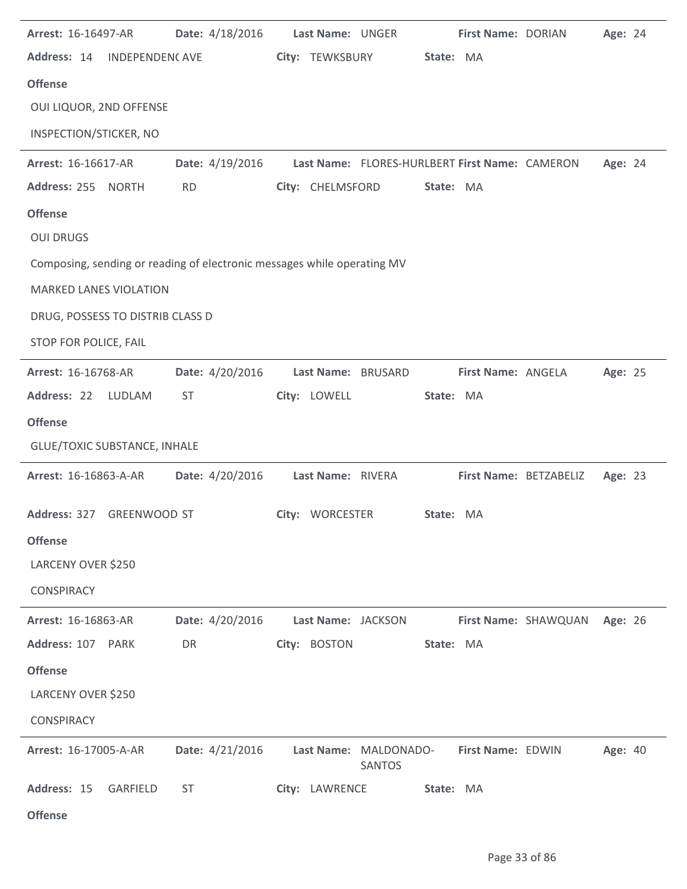**Arrest:** 16-16497-AR **Date:** 4/18/2016 **Last Name:** UNGER **First Name:** DORIAN **Age:** 24

**Address:** 14 INDEPENDENC AVE **City:** TEWKSBURY **State:** MA

**Offense**

OUI LIQUOR, 2ND OFFENSE

INSPECTION/STICKER, NO

---

**Arrest:** 16-16617-AR **Date:** 4/19/2016 **Last Name:** FLORES-HURLBERT **First Name:** CAMERON **Age:** 24

**Address:** 255 NORTH RD **City:** CHELMSFORD **State:** MA

**Offense**

OUI DRUGS

Composing, sending or reading of electronic messages while operating MV

MARKED LANES VIOLATION

DRUG, POSSESS TO DISTRIB CLASS D

STOP FOR POLICE, FAIL

---

**Arrest:** 16-16768-AR **Date:** 4/20/2016 **Last Name:** BRUSARD **First Name:** ANGELA **Age:** 25

**Address:** 22 LUDLAM ST **City:** LOWELL **State:** MA

**Offense**

GLUE/TOXIC SUBSTANCE, INHALE

---

**Arrest:** 16-16863-A-AR **Date:** 4/20/2016 **Last Name:** RIVERA **First Name:** BETZABELIZ **Age:** 23

**Address:** 327 GREENWOOD ST **City:** WORCESTER **State:** MA

**Offense**

LARCENY OVER $250

CONSPIRACY

---

**Arrest:** 16-16863-AR **Date:** 4/20/2016 **Last Name:** JACKSON **First Name:** SHAWQUAN **Age:** 26

**Address:** 107 PARK DR **City:** BOSTON **State:** MA

**Offense**

LARCENY OVER $250

CONSPIRACY

---

**Arrest:** 16-17005-A-AR **Date:** 4/21/2016 **Last Name:** MALDONADO-SANTOS **First Name:** EDWIN **Age:** 40

**Address:** 15 GARFIELD ST **City:** LAWRENCE **State:** MA

**Offense**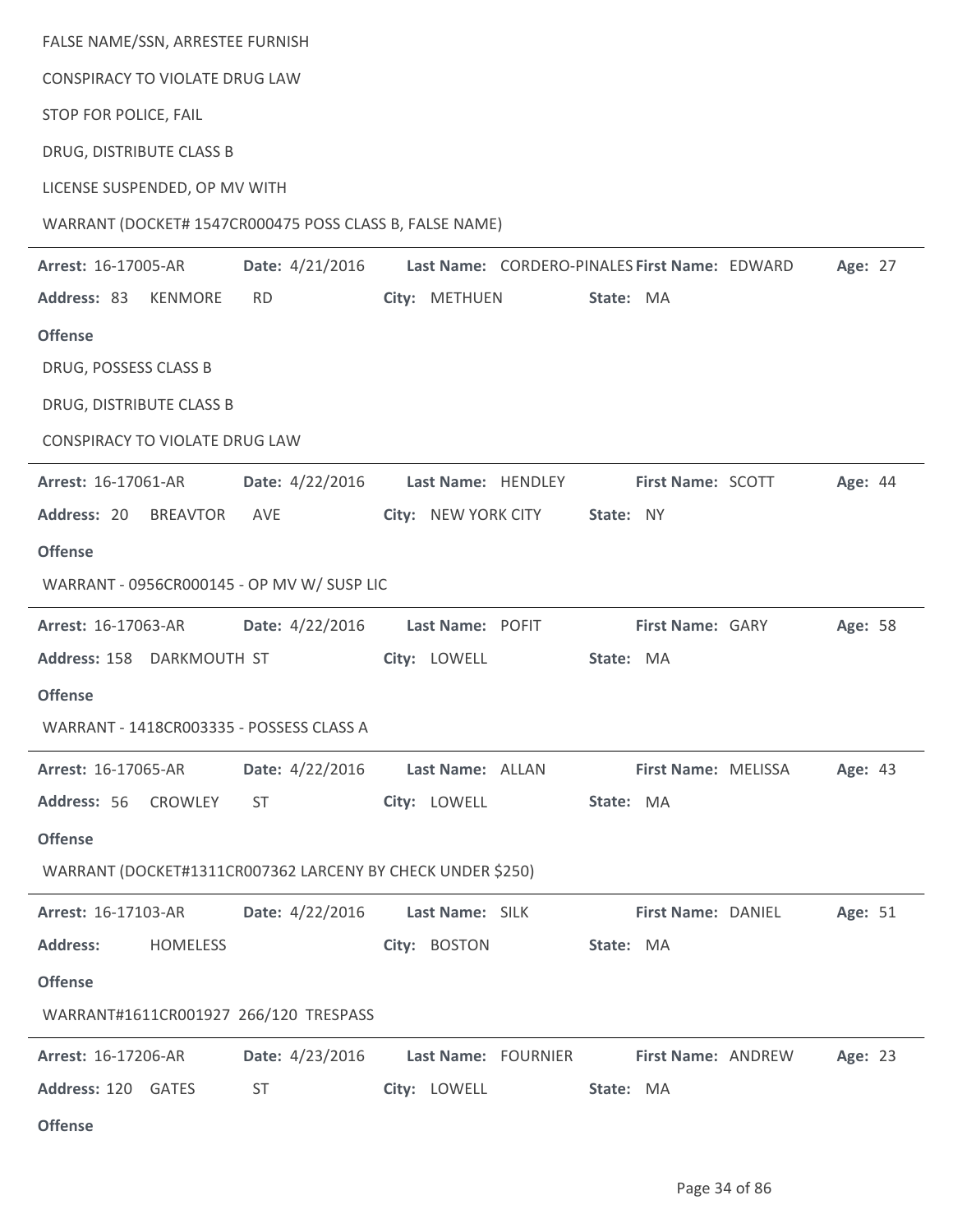FALSE NAME/SSN, ARRESTEE FURNISH

CONSPIRACY TO VIOLATE DRUG LAW

STOP FOR POLICE, FAIL

DRUG, DISTRIBUTE CLASS B

LICENSE SUSPENDED, OP MV WITH

WARRANT (DOCKET# 1547CR000475 POSS CLASS B, FALSE NAME)

---

**Arrest:** 16-17005-AR **Date:** 4/21/2016 **Last Name:** CORDERO-PINALES **First Name:** EDWARD **Age:** 27

**Address:** 83 KENMORE RD **City:** METHUEN **State:** MA

**Offense**

DRUG, POSSESS CLASS B

DRUG, DISTRIBUTE CLASS B

CONSPIRACY TO VIOLATE DRUG LAW

---

**Arrest:** 16-17061-AR **Date:** 4/22/2016 **Last Name:** HENDLEY **First Name:** SCOTT **Age:** 44

**Address:** 20 BREAVTOR AVE **City:** NEW YORK CITY **State:** NY

**Offense**

WARRANT - 0956CR000145 - OP MV W/ SUSP LIC

---

**Arrest:** 16-17063-AR **Date:** 4/22/2016 **Last Name:** POFIT **First Name:** GARY **Age:** 58

**Address:** 158 DARKMOUTH ST **City:** LOWELL **State:** MA

**Offense**

WARRANT - 1418CR003335 - POSSESS CLASS A

---

**Arrest:** 16-17065-AR **Date:** 4/22/2016 **Last Name:** ALLAN **First Name:** MELISSA **Age:** 43

**Address:** 56 CROWLEY ST **City:** LOWELL **State:** MA

**Offense**

WARRANT (DOCKET#1311CR007362 LARCENY BY CHECK UNDER $250)

---

**Arrest:** 16-17103-AR **Date:** 4/22/2016 **Last Name:** SILK **First Name:** DANIEL **Age:** 51

**Address:** HOMELESS **City:** BOSTON **State:** MA

**Offense**

WARRANT#1611CR001927 266/120 TRESPASS

---

**Arrest:** 16-17206-AR **Date:** 4/23/2016 **Last Name:** FOURNIER **First Name:** ANDREW **Age:** 23

**Address:** 120 GATES ST **City:** LOWELL **State:** MA

**Offense**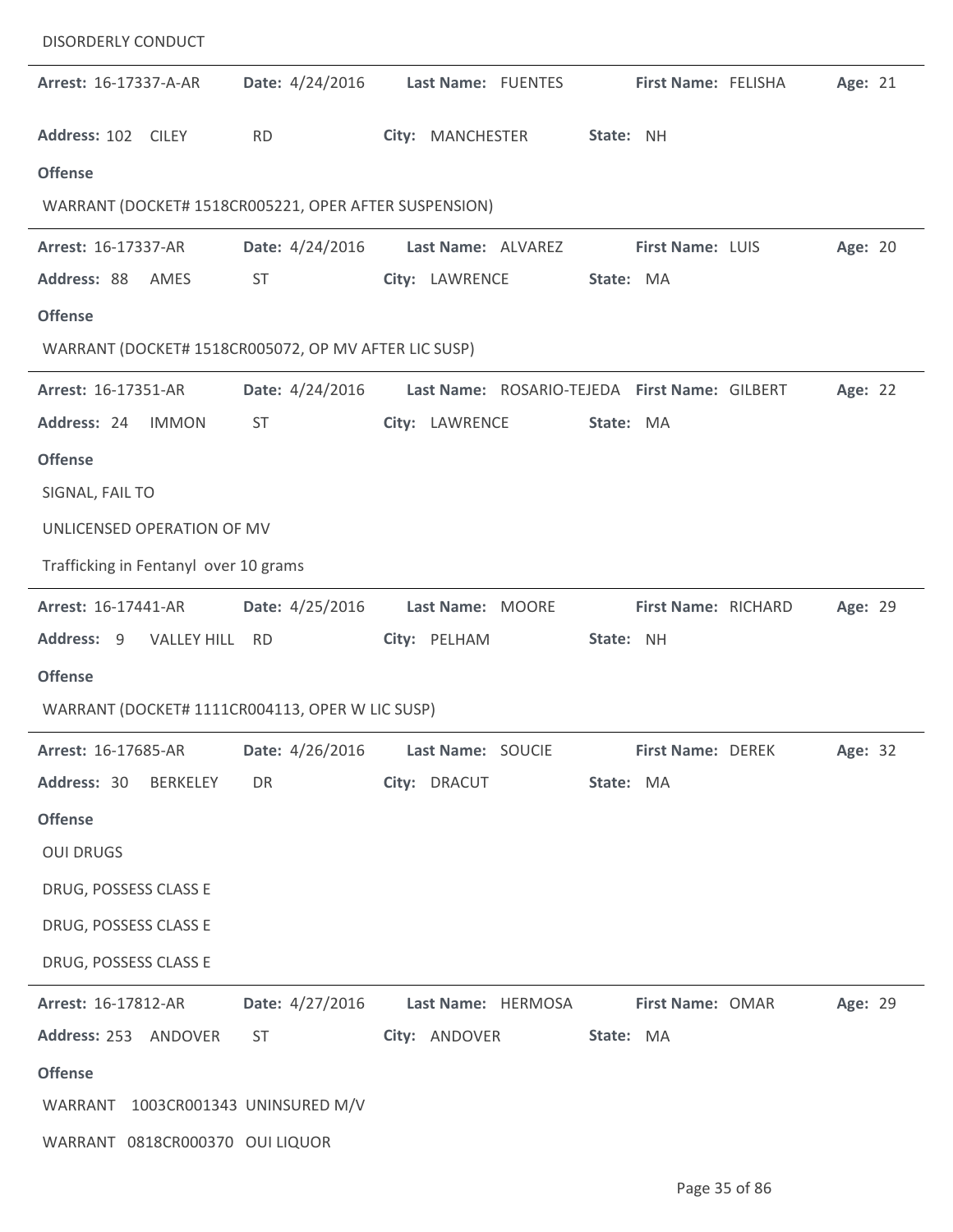DISORDERLY CONDUCT

---

**Arrest:** 16-17337-A-AR **Date:** 4/24/2016 **Last Name:** FUENTES **First Name:** FELISHA **Age:** 21

**Address:** 102 CILEY RD **City:** MANCHESTER **State:** NH

**Offense**

WARRANT (DOCKET# 1518CR005221, OPER AFTER SUSPENSION)

---

**Arrest:** 16-17337-AR **Date:** 4/24/2016 **Last Name:** ALVAREZ **First Name:** LUIS **Age:** 20

**Address:** 88 AMES ST **City:** LAWRENCE **State:** MA

**Offense**

WARRANT (DOCKET# 1518CR005072, OP MV AFTER LIC SUSP)

---

**Arrest:** 16-17351-AR **Date:** 4/24/2016 **Last Name:** ROSARIO-TEJEDA **First Name:** GILBERT **Age:** 22

**Address:** 24 IMMON ST **City:** LAWRENCE **State:** MA

**Offense**

SIGNAL, FAIL TO

UNLICENSED OPERATION OF MV

Trafficking in Fentanyl over 10 grams

---

**Arrest:** 16-17441-AR **Date:** 4/25/2016 **Last Name:** MOORE **First Name:** RICHARD **Age:** 29

**Address:** 9 VALLEY HILL RD **City:** PELHAM **State:** NH

**Offense**

WARRANT (DOCKET# 1111CR004113, OPER W LIC SUSP)

---

**Arrest:** 16-17685-AR **Date:** 4/26/2016 **Last Name:** SOUCIE **First Name:** DEREK **Age:** 32

**Address:** 30 BERKELEY DR **City:** DRACUT **State:** MA

**Offense**

OUI DRUGS

DRUG, POSSESS CLASS E

DRUG, POSSESS CLASS E

DRUG, POSSESS CLASS E

---

**Arrest:** 16-17812-AR **Date:** 4/27/2016 **Last Name:** HERMOSA **First Name:** OMAR **Age:** 29

**Address:** 253 ANDOVER ST **City:** ANDOVER **State:** MA

**Offense**

WARRANT 1003CR001343 UNINSURED M/V

WARRANT 0818CR000370 OUI LIQUOR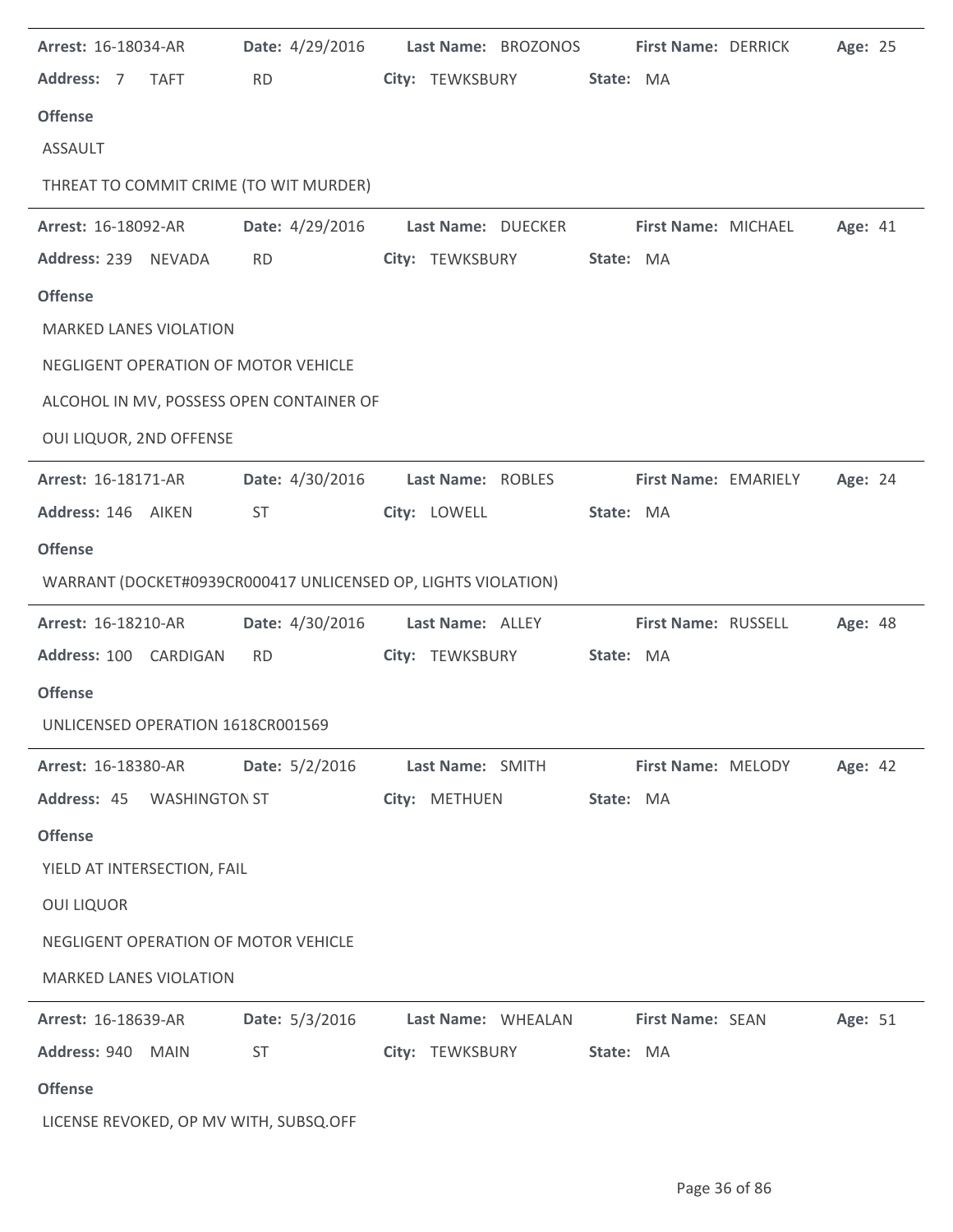**Arrest:** 16-18034-AR **Date:** 4/29/2016 **Last Name:** BROZONOS **First Name:** DERRICK **Age:** 25
**Address:** 7 TAFT RD **City:** TEWKSBURY **State:** MA

**Offense**

ASSAULT

THREAT TO COMMIT CRIME (TO WIT MURDER)

---

**Arrest:** 16-18092-AR **Date:** 4/29/2016 **Last Name:** DUECKER **First Name:** MICHAEL **Age:** 41
**Address:** 239 NEVADA RD **City:** TEWKSBURY **State:** MA

**Offense**

MARKED LANES VIOLATION

NEGLIGENT OPERATION OF MOTOR VEHICLE

ALCOHOL IN MV, POSSESS OPEN CONTAINER OF

OUI LIQUOR, 2ND OFFENSE

---

**Arrest:** 16-18171-AR **Date:** 4/30/2016 **Last Name:** ROBLES **First Name:** EMARIELY **Age:** 24
**Address:** 146 AIKEN ST **City:** LOWELL **State:** MA

**Offense**

WARRANT (DOCKET#0939CR000417 UNLICENSED OP, LIGHTS VIOLATION)

---

**Arrest:** 16-18210-AR **Date:** 4/30/2016 **Last Name:** ALLEY **First Name:** RUSSELL **Age:** 48
**Address:** 100 CARDIGAN RD **City:** TEWKSBURY **State:** MA

**Offense**

UNLICENSED OPERATION 1618CR001569

---

**Arrest:** 16-18380-AR **Date:** 5/2/2016 **Last Name:** SMITH **First Name:** MELODY **Age:** 42
**Address:** 45 WASHINGTON ST **City:** METHUEN **State:** MA

**Offense**

YIELD AT INTERSECTION, FAIL

OUI LIQUOR

NEGLIGENT OPERATION OF MOTOR VEHICLE

MARKED LANES VIOLATION

---

**Arrest:** 16-18639-AR **Date:** 5/3/2016 **Last Name:** WHEALAN **First Name:** SEAN **Age:** 51
**Address:** 940 MAIN ST **City:** TEWKSBURY **State:** MA

**Offense**

LICENSE REVOKED, OP MV WITH, SUBSQ.OFF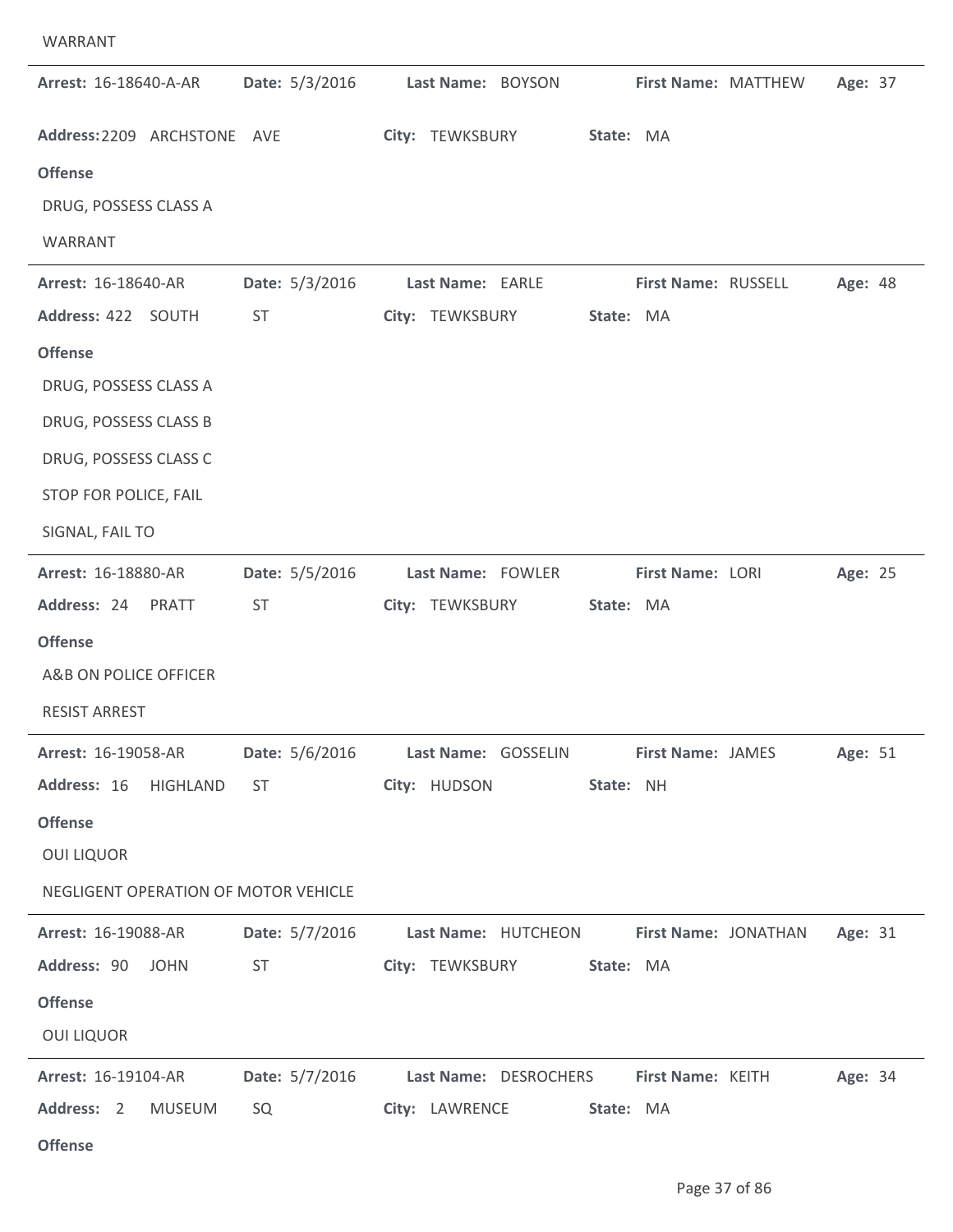WARRANT

---

**Arrest:** 16-18640-A-AR **Date:** 5/3/2016 **Last Name:** BOYSON **First Name:** MATTHEW **Age:** 37

**Address:** 2209 ARCHSTONE AVE **City:** TEWKSBURY **State:** MA

**Offense**

DRUG, POSSESS CLASS A

WARRANT

---

**Arrest:** 16-18640-AR **Date:** 5/3/2016 **Last Name:** EARLE **First Name:** RUSSELL **Age:** 48

**Address:** 422 SOUTH ST **City:** TEWKSBURY **State:** MA

**Offense**

DRUG, POSSESS CLASS A

DRUG, POSSESS CLASS B

DRUG, POSSESS CLASS C

STOP FOR POLICE, FAIL

SIGNAL, FAIL TO

---

**Arrest:** 16-18880-AR **Date:** 5/5/2016 **Last Name:** FOWLER **First Name:** LORI **Age:** 25

**Address:** 24 PRATT ST **City:** TEWKSBURY **State:** MA

**Offense**

A&B ON POLICE OFFICER

RESIST ARREST

---

**Arrest:** 16-19058-AR **Date:** 5/6/2016 **Last Name:** GOSSELIN **First Name:** JAMES **Age:** 51

**Address:** 16 HIGHLAND ST **City:** HUDSON **State:** NH

**Offense**

OUI LIQUOR

NEGLIGENT OPERATION OF MOTOR VEHICLE

---

**Arrest:** 16-19088-AR **Date:** 5/7/2016 **Last Name:** HUTCHEON **First Name:** JONATHAN **Age:** 31

**Address:** 90 JOHN ST **City:** TEWKSBURY **State:** MA

**Offense**

OUI LIQUOR

---

**Arrest:** 16-19104-AR **Date:** 5/7/2016 **Last Name:** DESROCHERS **First Name:** KEITH **Age:** 34

**Address:** 2 MUSEUM SQ **City:** LAWRENCE **State:** MA

**Offense**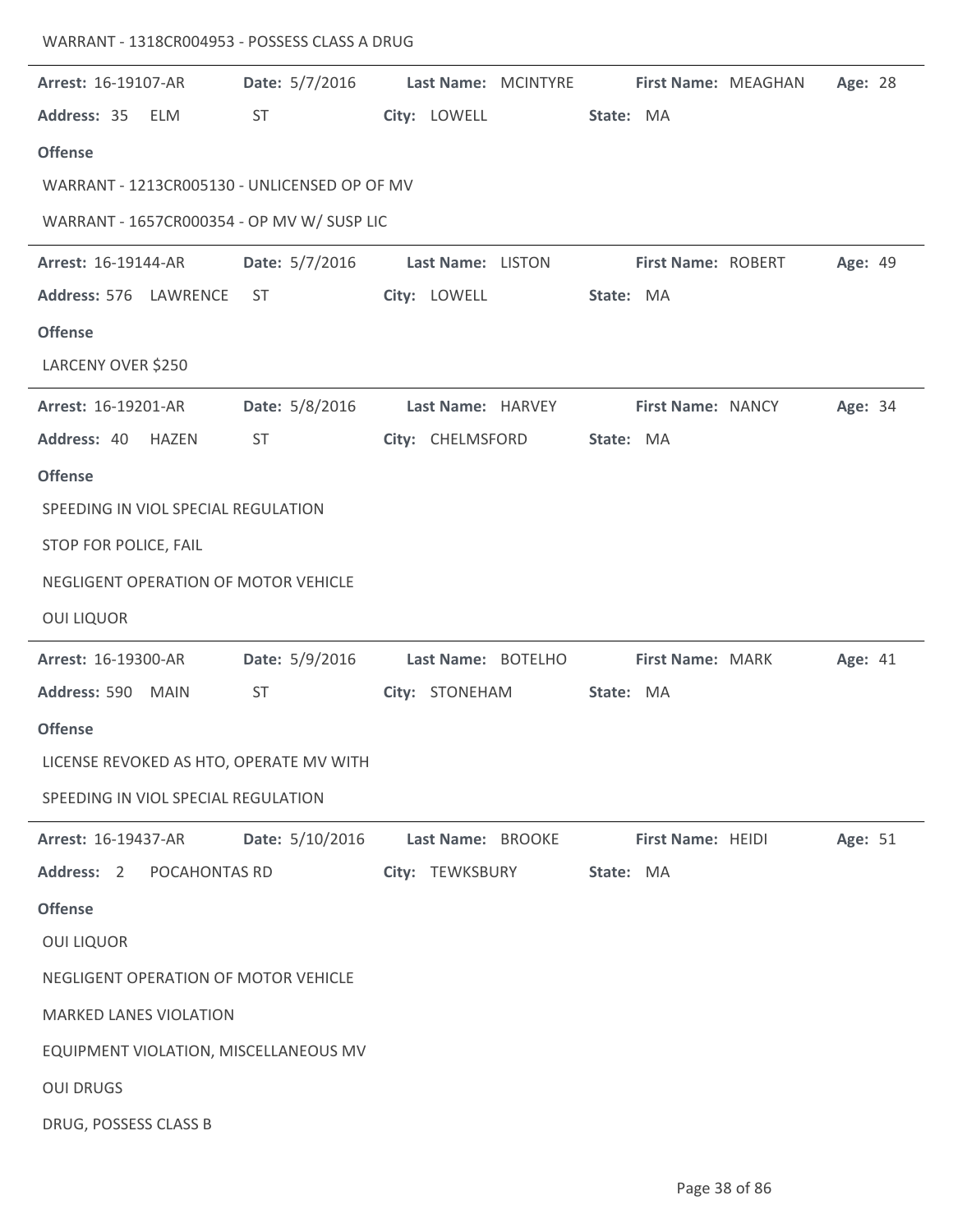WARRANT - 1318CR004953 - POSSESS CLASS A DRUG

---

**Arrest:** 16-19107-AR **Date:** 5/7/2016 **Last Name:** MCINTYRE **First Name:** MEAGHAN **Age:** 28

**Address:** 35 ELM ST **City:** LOWELL **State:** MA

**Offense**

WARRANT - 1213CR005130 - UNLICENSED OP OF MV

WARRANT - 1657CR000354 - OP MV W/ SUSP LIC

---

**Arrest:** 16-19144-AR **Date:** 5/7/2016 **Last Name:** LISTON **First Name:** ROBERT **Age:** 49

**Address:** 576 LAWRENCE ST **City:** LOWELL **State:** MA

**Offense**

LARCENY OVER $250

---

**Arrest:** 16-19201-AR **Date:** 5/8/2016 **Last Name:** HARVEY **First Name:** NANCY **Age:** 34

**Address:** 40 HAZEN ST **City:** CHELMSFORD **State:** MA

**Offense**

SPEEDING IN VIOL SPECIAL REGULATION

STOP FOR POLICE, FAIL

NEGLIGENT OPERATION OF MOTOR VEHICLE

OUI LIQUOR

---

**Arrest:** 16-19300-AR **Date:** 5/9/2016 **Last Name:** BOTELHO **First Name:** MARK **Age:** 41

**Address:** 590 MAIN ST **City:** STONEHAM **State:** MA

**Offense**

LICENSE REVOKED AS HTO, OPERATE MV WITH

SPEEDING IN VIOL SPECIAL REGULATION

---

**Arrest:** 16-19437-AR **Date:** 5/10/2016 **Last Name:** BROOKE **First Name:** HEIDI **Age:** 51

**Address:** 2 POCAHONTAS RD **City:** TEWKSBURY **State:** MA

**Offense**

OUI LIQUOR

NEGLIGENT OPERATION OF MOTOR VEHICLE

MARKED LANES VIOLATION

EQUIPMENT VIOLATION, MISCELLANEOUS MV

OUI DRUGS

DRUG, POSSESS CLASS B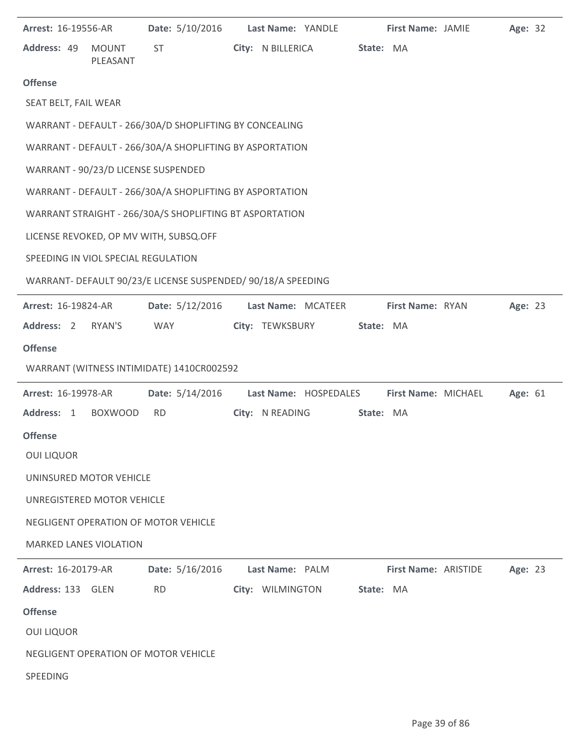**Arrest:** 16-19556-AR **Date:** 5/10/2016 **Last Name:** YANDLE **First Name:** JAMIE **Age:** 32

**Address:** 49 MOUNT PLEASANT ST **City:** N BILLERICA **State:** MA

**Offense**

SEAT BELT, FAIL WEAR

WARRANT - DEFAULT - 266/30A/D SHOPLIFTING BY CONCEALING

WARRANT - DEFAULT - 266/30A/A SHOPLIFTING BY ASPORTATION

WARRANT - 90/23/D LICENSE SUSPENDED

WARRANT - DEFAULT - 266/30A/A SHOPLIFTING BY ASPORTATION

WARRANT STRAIGHT - 266/30A/S SHOPLIFTING BT ASPORTATION

LICENSE REVOKED, OP MV WITH, SUBSQ.OFF

SPEEDING IN VIOL SPECIAL REGULATION

WARRANT- DEFAULT 90/23/E LICENSE SUSPENDED/ 90/18/A SPEEDING

---

**Arrest:** 16-19824-AR **Date:** 5/12/2016 **Last Name:** MCATEER **First Name:** RYAN **Age:** 23

**Address:** 2 RYAN'S WAY **City:** TEWKSBURY **State:** MA

**Offense**

WARRANT (WITNESS INTIMIDATE) 1410CR002592

---

**Arrest:** 16-19978-AR **Date:** 5/14/2016 **Last Name:** HOSPEDALES **First Name:** MICHAEL **Age:** 61

**Address:** 1 BOXWOOD RD **City:** N READING **State:** MA

**Offense**

OUI LIQUOR

UNINSURED MOTOR VEHICLE

UNREGISTERED MOTOR VEHICLE

NEGLIGENT OPERATION OF MOTOR VEHICLE

MARKED LANES VIOLATION

---

**Arrest:** 16-20179-AR **Date:** 5/16/2016 **Last Name:** PALM **First Name:** ARISTIDE **Age:** 23

**Address:** 133 GLEN RD **City:** WILMINGTON **State:** MA

**Offense**

OUI LIQUOR

NEGLIGENT OPERATION OF MOTOR VEHICLE

SPEEDING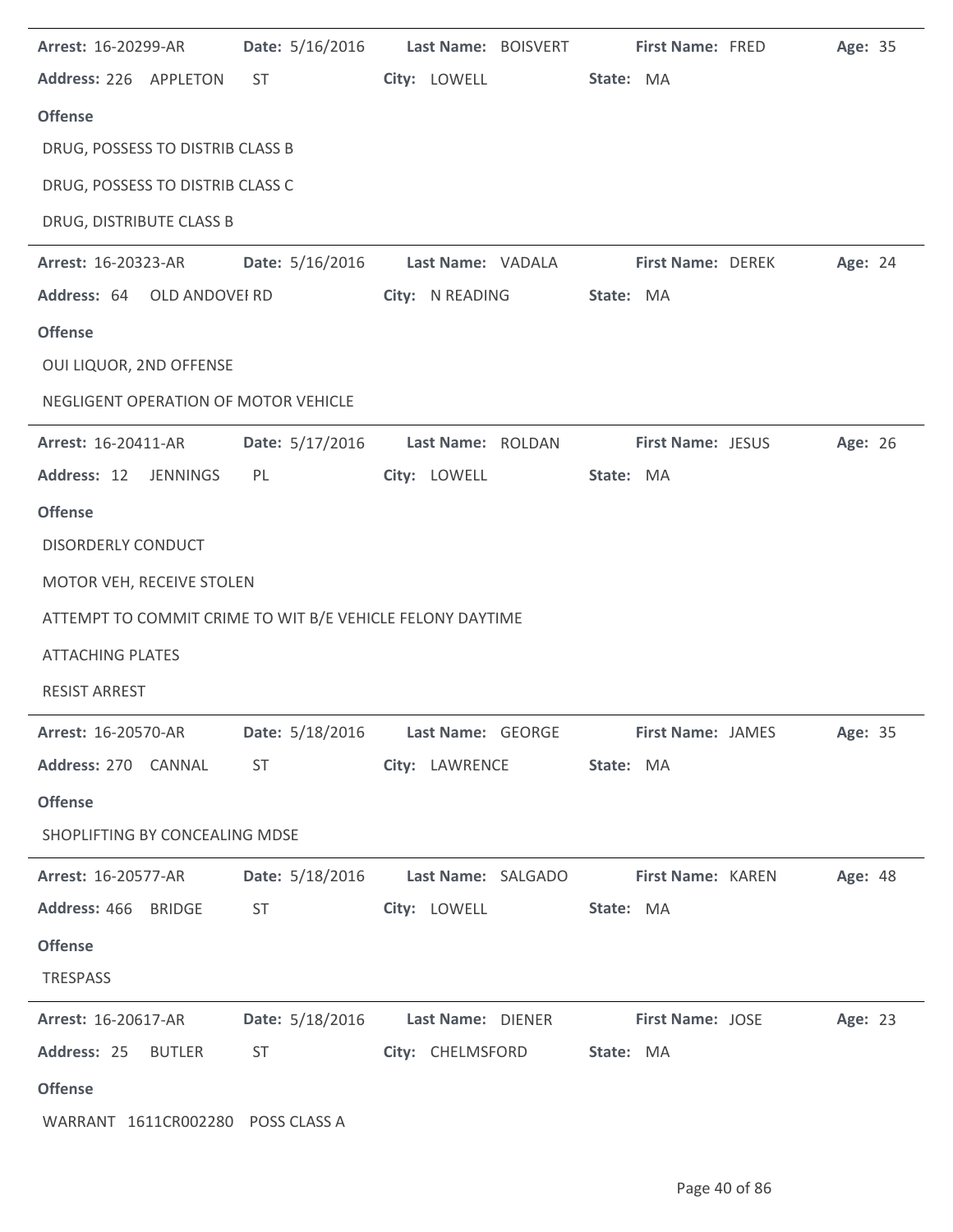**Arrest:** 16-20299-AR **Date:** 5/16/2016 **Last Name:** BOISVERT **First Name:** FRED **Age:** 35

**Address:** 226 APPLETON ST **City:** LOWELL **State:** MA

**Offense**

DRUG, POSSESS TO DISTRIB CLASS B

DRUG, POSSESS TO DISTRIB CLASS C

DRUG, DISTRIBUTE CLASS B

---

**Arrest:** 16-20323-AR **Date:** 5/16/2016 **Last Name:** VADALA **First Name:** DEREK **Age:** 24

**Address:** 64 OLD ANDOVEI RD **City:** N READING **State:** MA

**Offense**

OUI LIQUOR, 2ND OFFENSE

NEGLIGENT OPERATION OF MOTOR VEHICLE

---

**Arrest:** 16-20411-AR **Date:** 5/17/2016 **Last Name:** ROLDAN **First Name:** JESUS **Age:** 26

**Address:** 12 JENNINGS PL **City:** LOWELL **State:** MA

**Offense**

DISORDERLY CONDUCT

MOTOR VEH, RECEIVE STOLEN

ATTEMPT TO COMMIT CRIME TO WIT B/E VEHICLE FELONY DAYTIME

ATTACHING PLATES

RESIST ARREST

---

**Arrest:** 16-20570-AR **Date:** 5/18/2016 **Last Name:** GEORGE **First Name:** JAMES **Age:** 35

**Address:** 270 CANNAL ST **City:** LAWRENCE **State:** MA

**Offense**

SHOPLIFTING BY CONCEALING MDSE

---

**Arrest:** 16-20577-AR **Date:** 5/18/2016 **Last Name:** SALGADO **First Name:** KAREN **Age:** 48

**Address:** 466 BRIDGE ST **City:** LOWELL **State:** MA

**Offense**

TRESPASS

---

**Arrest:** 16-20617-AR **Date:** 5/18/2016 **Last Name:** DIENER **First Name:** JOSE **Age:** 23

**Address:** 25 BUTLER ST **City:** CHELMSFORD **State:** MA

**Offense**

WARRANT 1611CR002280 POSS CLASS A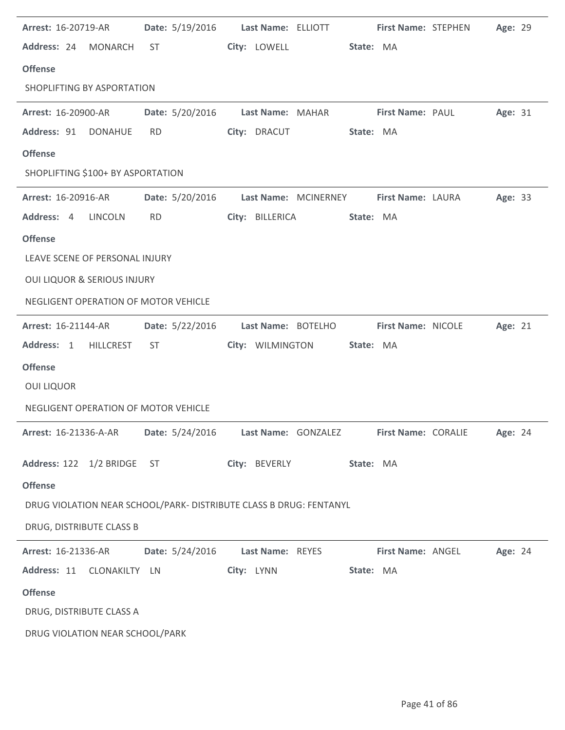**Arrest:** 16-20719-AR **Date:** 5/19/2016 **Last Name:** ELLIOTT **First Name:** STEPHEN **Age:** 29
**Address:** 24 MONARCH ST **City:** LOWELL **State:** MA

**Offense**

SHOPLIFTING BY ASPORTATION

---

**Arrest:** 16-20900-AR **Date:** 5/20/2016 **Last Name:** MAHAR **First Name:** PAUL **Age:** 31
**Address:** 91 DONAHUE RD **City:** DRACUT **State:** MA

**Offense**

SHOPLIFTING $100+ BY ASPORTATION

---

**Arrest:** 16-20916-AR **Date:** 5/20/2016 **Last Name:** MCINERNEY **First Name:** LAURA **Age:** 33
**Address:** 4 LINCOLN RD **City:** BILLERICA **State:** MA

**Offense**

LEAVE SCENE OF PERSONAL INJURY

OUI LIQUOR & SERIOUS INJURY

NEGLIGENT OPERATION OF MOTOR VEHICLE

---

**Arrest:** 16-21144-AR **Date:** 5/22/2016 **Last Name:** BOTELHO **First Name:** NICOLE **Age:** 21
**Address:** 1 HILLCREST ST **City:** WILMINGTON **State:** MA

**Offense**

OUI LIQUOR

NEGLIGENT OPERATION OF MOTOR VEHICLE

---

**Arrest:** 16-21336-A-AR **Date:** 5/24/2016 **Last Name:** GONZALEZ **First Name:** CORALIE **Age:** 24
**Address:** 122 1/2 BRIDGE ST **City:** BEVERLY **State:** MA

**Offense**

DRUG VIOLATION NEAR SCHOOL/PARK- DISTRIBUTE CLASS B DRUG: FENTANYL

DRUG, DISTRIBUTE CLASS B

---

**Arrest:** 16-21336-AR **Date:** 5/24/2016 **Last Name:** REYES **First Name:** ANGEL **Age:** 24
**Address:** 11 CLONAKILTY LN **City:** LYNN **State:** MA

**Offense**

DRUG, DISTRIBUTE CLASS A

DRUG VIOLATION NEAR SCHOOL/PARK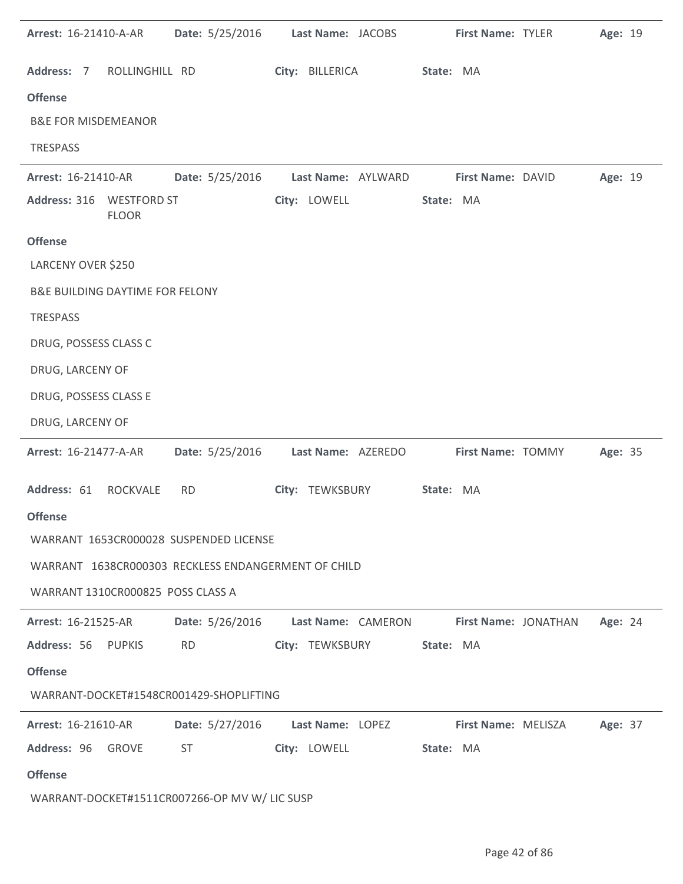**Arrest:** 16-21410-A-AR **Date:** 5/25/2016 **Last Name:** JACOBS **First Name:** TYLER **Age:** 19

**Address:** 7 ROLLINGHILL RD **City:** BILLERICA **State:** MA

**Offense**

B&E FOR MISDEMEANOR

TRESPASS

---

**Arrest:** 16-21410-AR **Date:** 5/25/2016 **Last Name:** AYLWARD **First Name:** DAVID **Age:** 19

**Address:** 316 WESTFORD ST FLOOR **City:** LOWELL **State:** MA

**Offense**

LARCENY OVER $250

B&E BUILDING DAYTIME FOR FELONY

TRESPASS

DRUG, POSSESS CLASS C

DRUG, LARCENY OF

DRUG, POSSESS CLASS E

DRUG, LARCENY OF

---

**Arrest:** 16-21477-A-AR **Date:** 5/25/2016 **Last Name:** AZEREDO **First Name:** TOMMY **Age:** 35

**Address:** 61 ROCKVALE RD **City:** TEWKSBURY **State:** MA

**Offense**

WARRANT 1653CR000028 SUSPENDED LICENSE

WARRANT 1638CR000303 RECKLESS ENDANGERMENT OF CHILD

WARRANT 1310CR000825 POSS CLASS A

---

**Arrest:** 16-21525-AR **Date:** 5/26/2016 **Last Name:** CAMERON **First Name:** JONATHAN **Age:** 24

**Address:** 56 PUPKIS RD **City:** TEWKSBURY **State:** MA

**Offense**

WARRANT-DOCKET#1548CR001429-SHOPLIFTING

---

**Arrest:** 16-21610-AR **Date:** 5/27/2016 **Last Name:** LOPEZ **First Name:** MELISZA **Age:** 37

**Address:** 96 GROVE ST **City:** LOWELL **State:** MA

**Offense**

WARRANT-DOCKET#1511CR007266-OP MV W/ LIC SUSP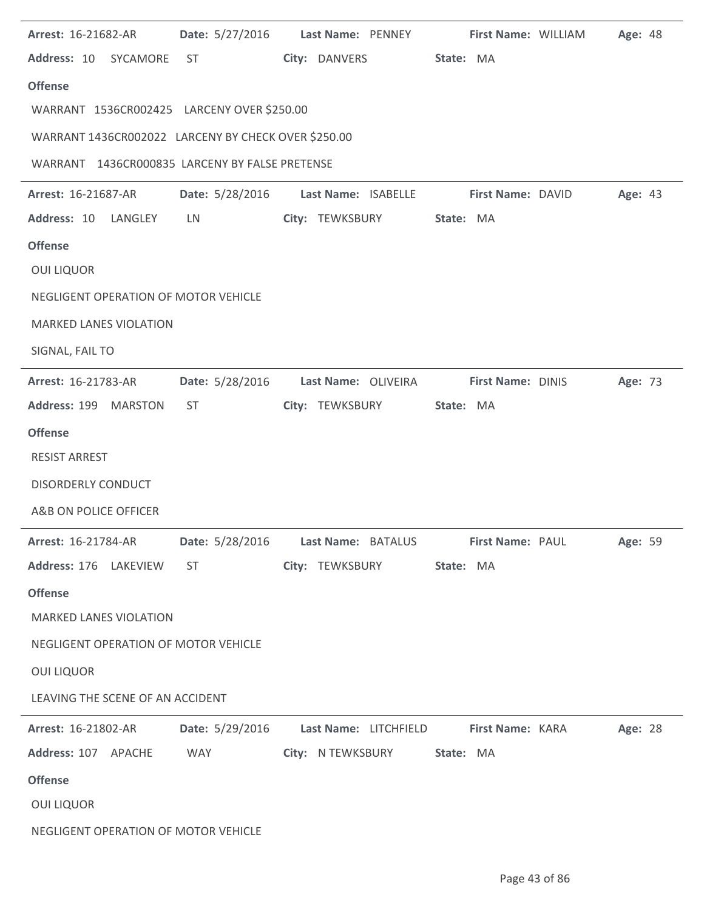**Arrest:** 16-21682-AR **Date:** 5/27/2016 **Last Name:** PENNEY **First Name:** WILLIAM **Age:** 48

**Address:** 10 SYCAMORE ST **City:** DANVERS **State:** MA

**Offense**

WARRANT 1536CR002425 LARCENY OVER $250.00

WARRANT 1436CR002022 LARCENY BY CHECK OVER $250.00

WARRANT 1436CR000835 LARCENY BY FALSE PRETENSE

---

**Arrest:** 16-21687-AR **Date:** 5/28/2016 **Last Name:** ISABELLE **First Name:** DAVID **Age:** 43

**Address:** 10 LANGLEY LN **City:** TEWKSBURY **State:** MA

**Offense**

OUI LIQUOR

NEGLIGENT OPERATION OF MOTOR VEHICLE

MARKED LANES VIOLATION

SIGNAL, FAIL TO

---

**Arrest:** 16-21783-AR **Date:** 5/28/2016 **Last Name:** OLIVEIRA **First Name:** DINIS **Age:** 73

**Address:** 199 MARSTON ST **City:** TEWKSBURY **State:** MA

**Offense**

RESIST ARREST

DISORDERLY CONDUCT

A&B ON POLICE OFFICER

---

**Arrest:** 16-21784-AR **Date:** 5/28/2016 **Last Name:** BATALUS **First Name:** PAUL **Age:** 59

**Address:** 176 LAKEVIEW ST **City:** TEWKSBURY **State:** MA

**Offense**

MARKED LANES VIOLATION

NEGLIGENT OPERATION OF MOTOR VEHICLE

OUI LIQUOR

LEAVING THE SCENE OF AN ACCIDENT

---

**Arrest:** 16-21802-AR **Date:** 5/29/2016 **Last Name:** LITCHFIELD **First Name:** KARA **Age:** 28

**Address:** 107 APACHE WAY **City:** N TEWKSBURY **State:** MA

**Offense**

OUI LIQUOR

NEGLIGENT OPERATION OF MOTOR VEHICLE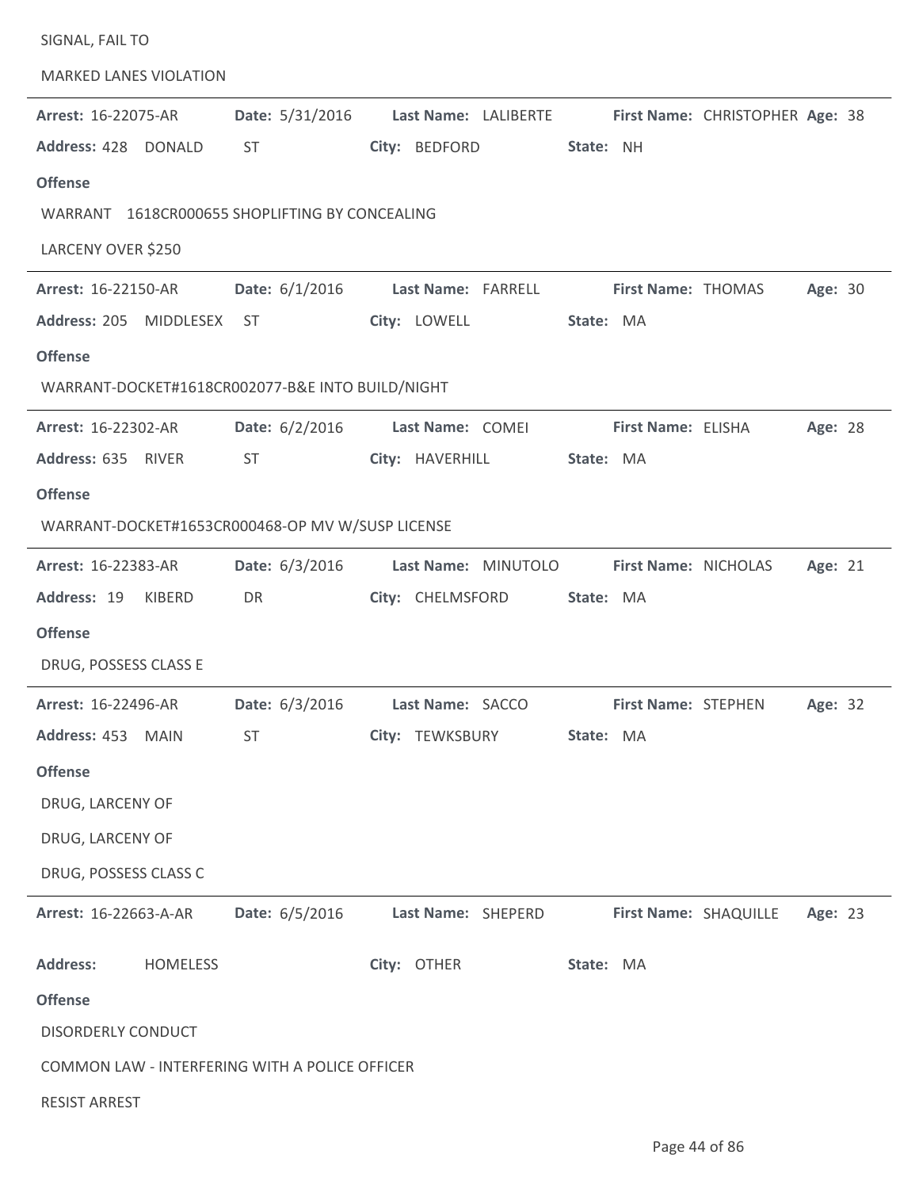SIGNAL, FAIL TO

MARKED LANES VIOLATION

---

**Arrest:** 16-22075-AR **Date:** 5/31/2016 **Last Name:** LALIBERTE **First Name:** CHRISTOPHER **Age:** 38

**Address:** 428 DONALD ST **City:** BEDFORD **State:** NH

**Offense**

WARRANT 1618CR000655 SHOPLIFTING BY CONCEALING

LARCENY OVER $250

---

**Arrest:** 16-22150-AR **Date:** 6/1/2016 **Last Name:** FARRELL **First Name:** THOMAS **Age:** 30

**Address:** 205 MIDDLESEX ST **City:** LOWELL **State:** MA

**Offense**

WARRANT-DOCKET#1618CR002077-B&E INTO BUILD/NIGHT

---

**Arrest:** 16-22302-AR **Date:** 6/2/2016 **Last Name:** COMEI **First Name:** ELISHA **Age:** 28

**Address:** 635 RIVER ST **City:** HAVERHILL **State:** MA

**Offense**

WARRANT-DOCKET#1653CR000468-OP MV W/SUSP LICENSE

---

**Arrest:** 16-22383-AR **Date:** 6/3/2016 **Last Name:** MINUTOLO **First Name:** NICHOLAS **Age:** 21

**Address:** 19 KIBERD DR **City:** CHELMSFORD **State:** MA

**Offense**

DRUG, POSSESS CLASS E

---

**Arrest:** 16-22496-AR **Date:** 6/3/2016 **Last Name:** SACCO **First Name:** STEPHEN **Age:** 32

**Address:** 453 MAIN ST **City:** TEWKSBURY **State:** MA

**Offense**

DRUG, LARCENY OF

DRUG, LARCENY OF

DRUG, POSSESS CLASS C

---

**Arrest:** 16-22663-A-AR **Date:** 6/5/2016 **Last Name:** SHEPERD **First Name:** SHAQUILLE **Age:** 23

**Address:** HOMELESS **City:** OTHER **State:** MA

**Offense**

DISORDERLY CONDUCT

COMMON LAW - INTERFERING WITH A POLICE OFFICER

RESIST ARREST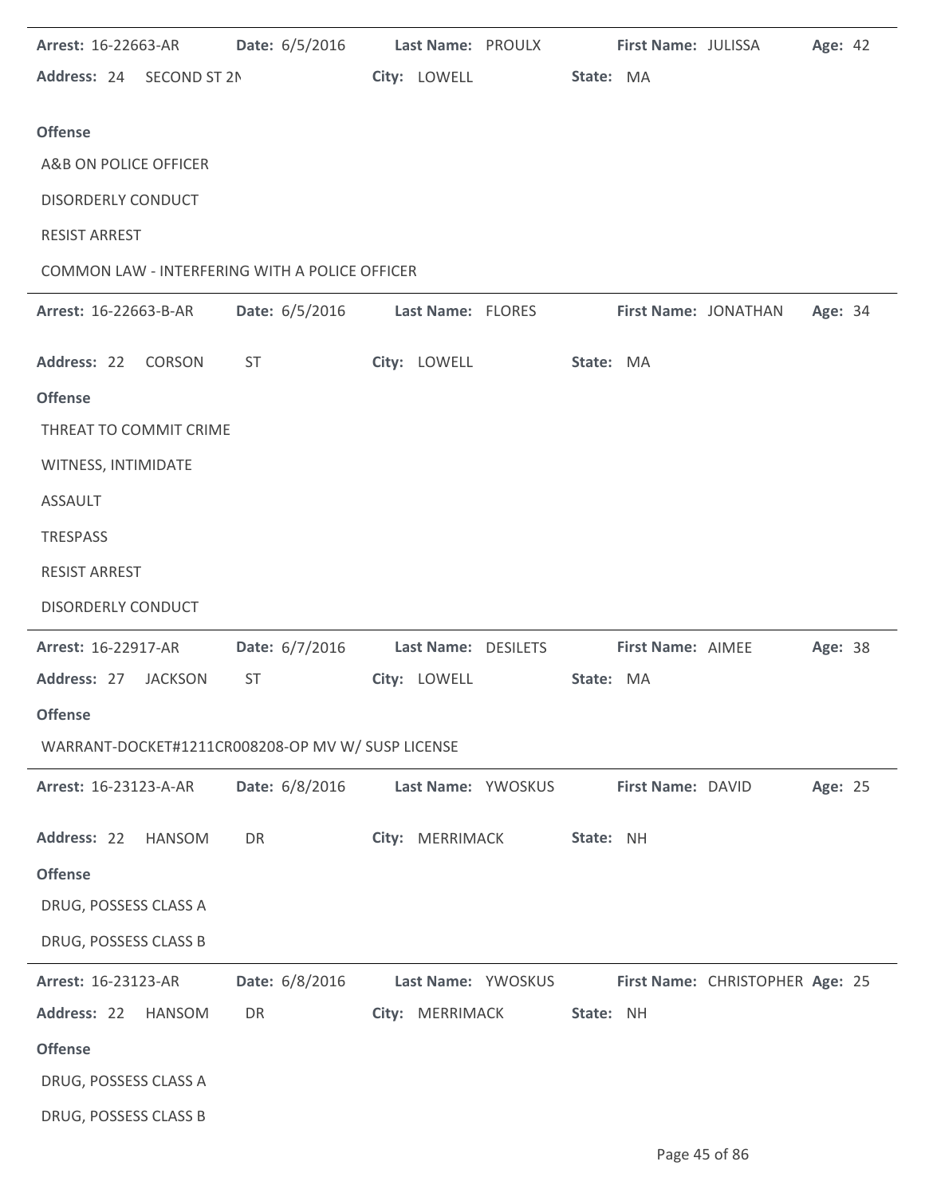**Arrest:** 16-22663-AR **Date:** 6/5/2016 **Last Name:** PROULX **First Name:** JULISSA **Age:** 42

**Address:** 24 SECOND ST 2N **City:** LOWELL **State:** MA

**Offense**

A&B ON POLICE OFFICER

DISORDERLY CONDUCT

RESIST ARREST

COMMON LAW - INTERFERING WITH A POLICE OFFICER

---

**Arrest:** 16-22663-B-AR **Date:** 6/5/2016 **Last Name:** FLORES **First Name:** JONATHAN **Age:** 34

**Address:** 22 CORSON ST **City:** LOWELL **State:** MA

**Offense**

THREAT TO COMMIT CRIME

WITNESS, INTIMIDATE

ASSAULT

TRESPASS

RESIST ARREST

DISORDERLY CONDUCT

---

**Arrest:** 16-22917-AR **Date:** 6/7/2016 **Last Name:** DESILETS **First Name:** AIMEE **Age:** 38

**Address:** 27 JACKSON ST **City:** LOWELL **State:** MA

**Offense**

WARRANT-DOCKET#1211CR008208-OP MV W/ SUSP LICENSE

---

**Arrest:** 16-23123-A-AR **Date:** 6/8/2016 **Last Name:** YWOSKUS **First Name:** DAVID **Age:** 25

**Address:** 22 HANSOM DR **City:** MERRIMACK **State:** NH

**Offense**

DRUG, POSSESS CLASS A

DRUG, POSSESS CLASS B

---

**Arrest:** 16-23123-AR **Date:** 6/8/2016 **Last Name:** YWOSKUS **First Name:** CHRISTOPHER **Age:** 25

**Address:** 22 HANSOM DR **City:** MERRIMACK **State:** NH

**Offense**

DRUG, POSSESS CLASS A

DRUG, POSSESS CLASS B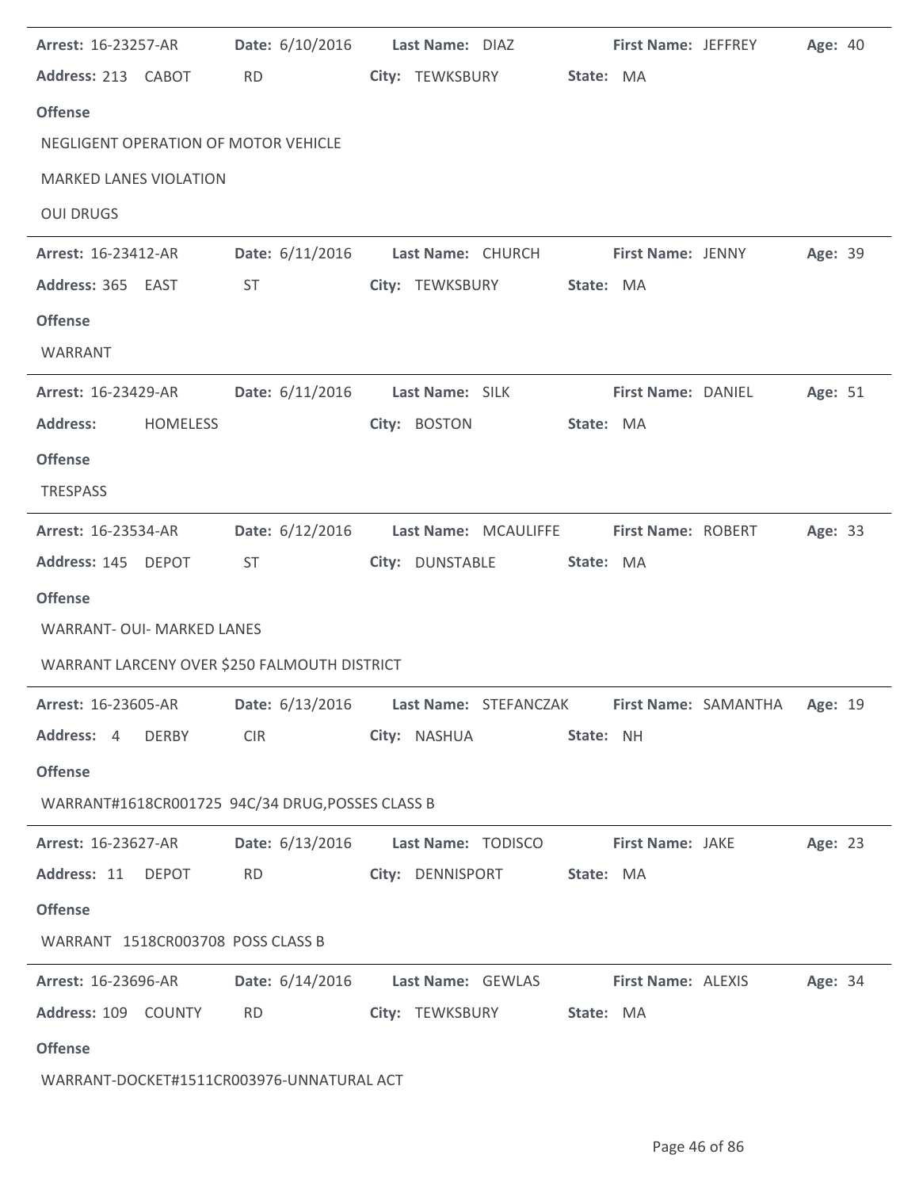**Arrest:** 16-23257-AR **Date:** 6/10/2016 **Last Name:** DIAZ **First Name:** JEFFREY **Age:** 40
**Address:** 213 CABOT RD **City:** TEWKSBURY **State:** MA

**Offense**

NEGLIGENT OPERATION OF MOTOR VEHICLE

MARKED LANES VIOLATION

OUI DRUGS

---

**Arrest:** 16-23412-AR **Date:** 6/11/2016 **Last Name:** CHURCH **First Name:** JENNY **Age:** 39
**Address:** 365 EAST ST **City:** TEWKSBURY **State:** MA

**Offense**

WARRANT

---

**Arrest:** 16-23429-AR **Date:** 6/11/2016 **Last Name:** SILK **First Name:** DANIEL **Age:** 51
**Address:** HOMELESS **City:** BOSTON **State:** MA

**Offense**

TRESPASS

---

**Arrest:** 16-23534-AR **Date:** 6/12/2016 **Last Name:** MCAULIFFE **First Name:** ROBERT **Age:** 33
**Address:** 145 DEPOT ST **City:** DUNSTABLE **State:** MA

**Offense**

WARRANT- OUI- MARKED LANES

WARRANT LARCENY OVER $250 FALMOUTH DISTRICT

---

**Arrest:** 16-23605-AR **Date:** 6/13/2016 **Last Name:** STEFANCZAK **First Name:** SAMANTHA **Age:** 19
**Address:** 4 DERBY CIR **City:** NASHUA **State:** NH

**Offense**

WARRANT#1618CR001725 94C/34 DRUG,POSSES CLASS B

---

**Arrest:** 16-23627-AR **Date:** 6/13/2016 **Last Name:** TODISCO **First Name:** JAKE **Age:** 23
**Address:** 11 DEPOT RD **City:** DENNISPORT **State:** MA

**Offense**

WARRANT 1518CR003708 POSS CLASS B

---

**Arrest:** 16-23696-AR **Date:** 6/14/2016 **Last Name:** GEWLAS **First Name:** ALEXIS **Age:** 34
**Address:** 109 COUNTY RD **City:** TEWKSBURY **State:** MA

**Offense**

WARRANT-DOCKET#1511CR003976-UNNATURAL ACT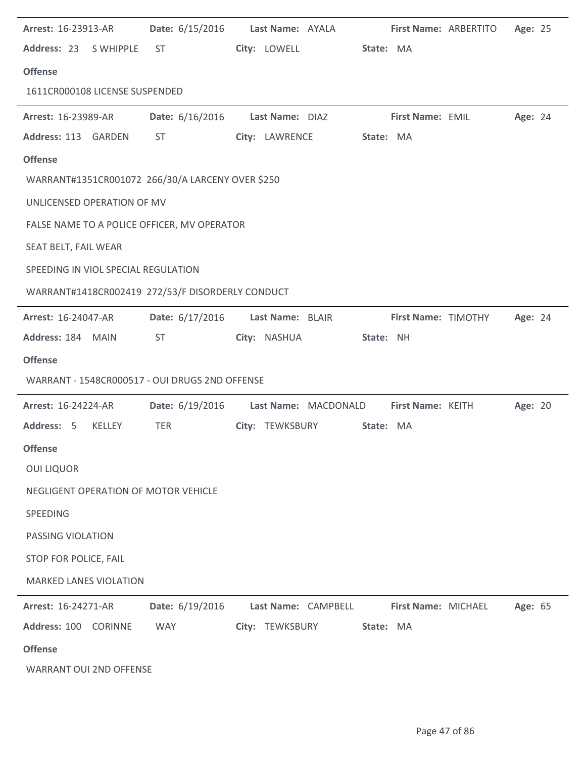**Arrest:** 16-23913-AR **Date:** 6/15/2016 **Last Name:** AYALA **First Name:** ARBERTITO **Age:** 25

**Address:** 23 S WHIPPLE ST **City:** LOWELL **State:** MA

**Offense**

1611CR000108 LICENSE SUSPENDED

---

**Arrest:** 16-23989-AR **Date:** 6/16/2016 **Last Name:** DIAZ **First Name:** EMIL **Age:** 24

**Address:** 113 GARDEN ST **City:** LAWRENCE **State:** MA

**Offense**

WARRANT#1351CR001072 266/30/A LARCENY OVER $250

UNLICENSED OPERATION OF MV

FALSE NAME TO A POLICE OFFICER, MV OPERATOR

SEAT BELT, FAIL WEAR

SPEEDING IN VIOL SPECIAL REGULATION

WARRANT#1418CR002419 272/53/F DISORDERLY CONDUCT

---

**Arrest:** 16-24047-AR **Date:** 6/17/2016 **Last Name:** BLAIR **First Name:** TIMOTHY **Age:** 24

**Address:** 184 MAIN ST **City:** NASHUA **State:** NH

**Offense**

WARRANT - 1548CR000517 - OUI DRUGS 2ND OFFENSE

---

**Arrest:** 16-24224-AR **Date:** 6/19/2016 **Last Name:** MACDONALD **First Name:** KEITH **Age:** 20

**Address:** 5 KELLEY TER **City:** TEWKSBURY **State:** MA

**Offense**

OUI LIQUOR

NEGLIGENT OPERATION OF MOTOR VEHICLE

SPEEDING

PASSING VIOLATION

STOP FOR POLICE, FAIL

MARKED LANES VIOLATION

---

**Arrest:** 16-24271-AR **Date:** 6/19/2016 **Last Name:** CAMPBELL **First Name:** MICHAEL **Age:** 65

**Address:** 100 CORINNE WAY **City:** TEWKSBURY **State:** MA

**Offense**

WARRANT OUI 2ND OFFENSE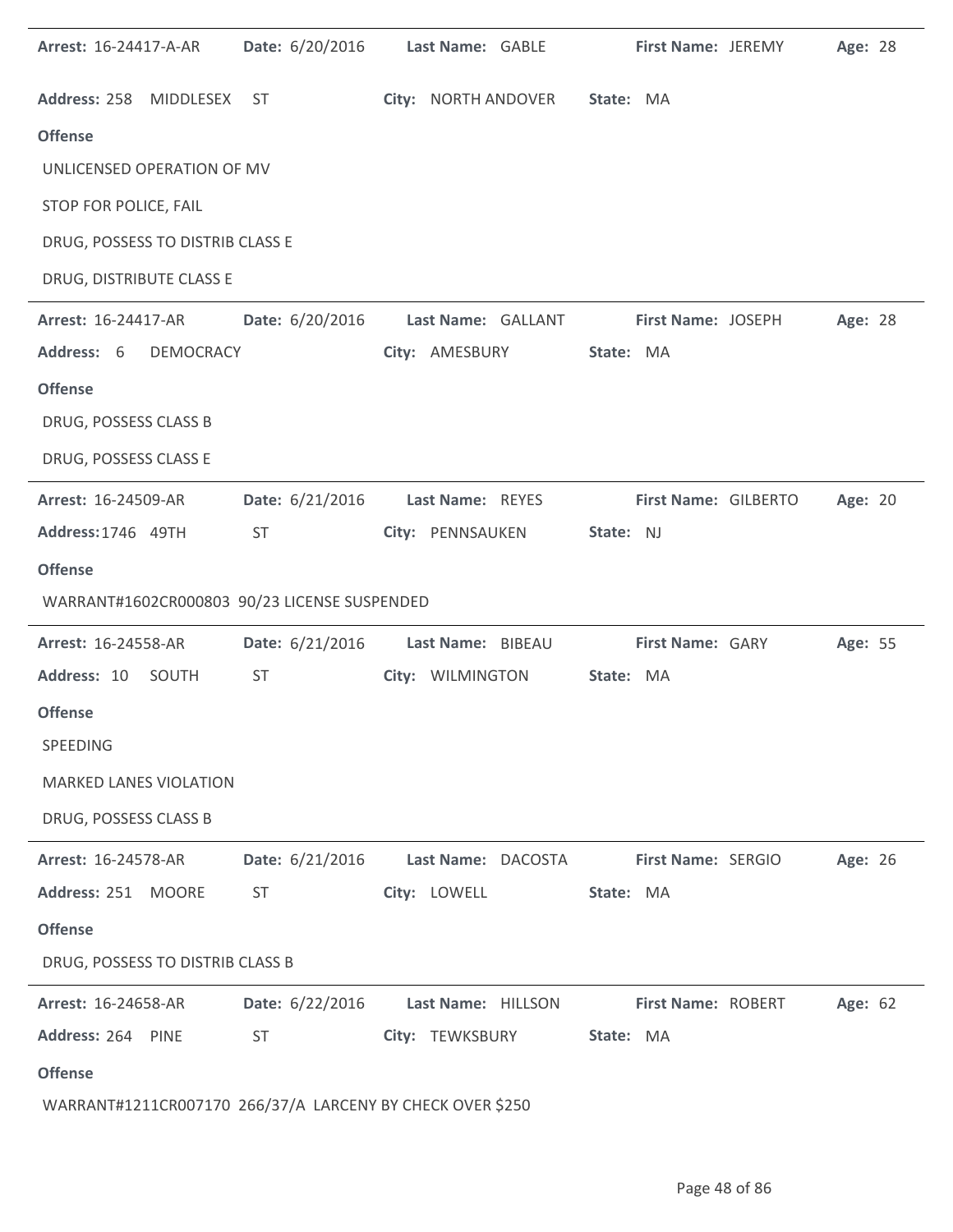**Arrest:** 16-24417-A-AR **Date:** 6/20/2016 **Last Name:** GABLE **First Name:** JEREMY **Age:** 28

**Address:** 258 MIDDLESEX ST **City:** NORTH ANDOVER **State:** MA

**Offense**

UNLICENSED OPERATION OF MV

STOP FOR POLICE, FAIL

DRUG, POSSESS TO DISTRIB CLASS E

DRUG, DISTRIBUTE CLASS E

---

**Arrest:** 16-24417-AR **Date:** 6/20/2016 **Last Name:** GALLANT **First Name:** JOSEPH **Age:** 28

**Address:** 6 DEMOCRACY **City:** AMESBURY **State:** MA

**Offense**

DRUG, POSSESS CLASS B

DRUG, POSSESS CLASS E

---

**Arrest:** 16-24509-AR **Date:** 6/21/2016 **Last Name:** REYES **First Name:** GILBERTO **Age:** 20

**Address:** 1746 49TH ST **City:** PENNSAUKEN **State:** NJ

**Offense**

WARRANT#1602CR000803 90/23 LICENSE SUSPENDED

---

**Arrest:** 16-24558-AR **Date:** 6/21/2016 **Last Name:** BIBEAU **First Name:** GARY **Age:** 55

**Address:** 10 SOUTH ST **City:** WILMINGTON **State:** MA

**Offense**

SPEEDING

MARKED LANES VIOLATION

DRUG, POSSESS CLASS B

---

**Arrest:** 16-24578-AR **Date:** 6/21/2016 **Last Name:** DACOSTA **First Name:** SERGIO **Age:** 26

**Address:** 251 MOORE ST **City:** LOWELL **State:** MA

**Offense**

DRUG, POSSESS TO DISTRIB CLASS B

---

**Arrest:** 16-24658-AR **Date:** 6/22/2016 **Last Name:** HILLSON **First Name:** ROBERT **Age:** 62

**Address:** 264 PINE ST **City:** TEWKSBURY **State:** MA

**Offense**

WARRANT#1211CR007170 266/37/A LARCENY BY CHECK OVER $250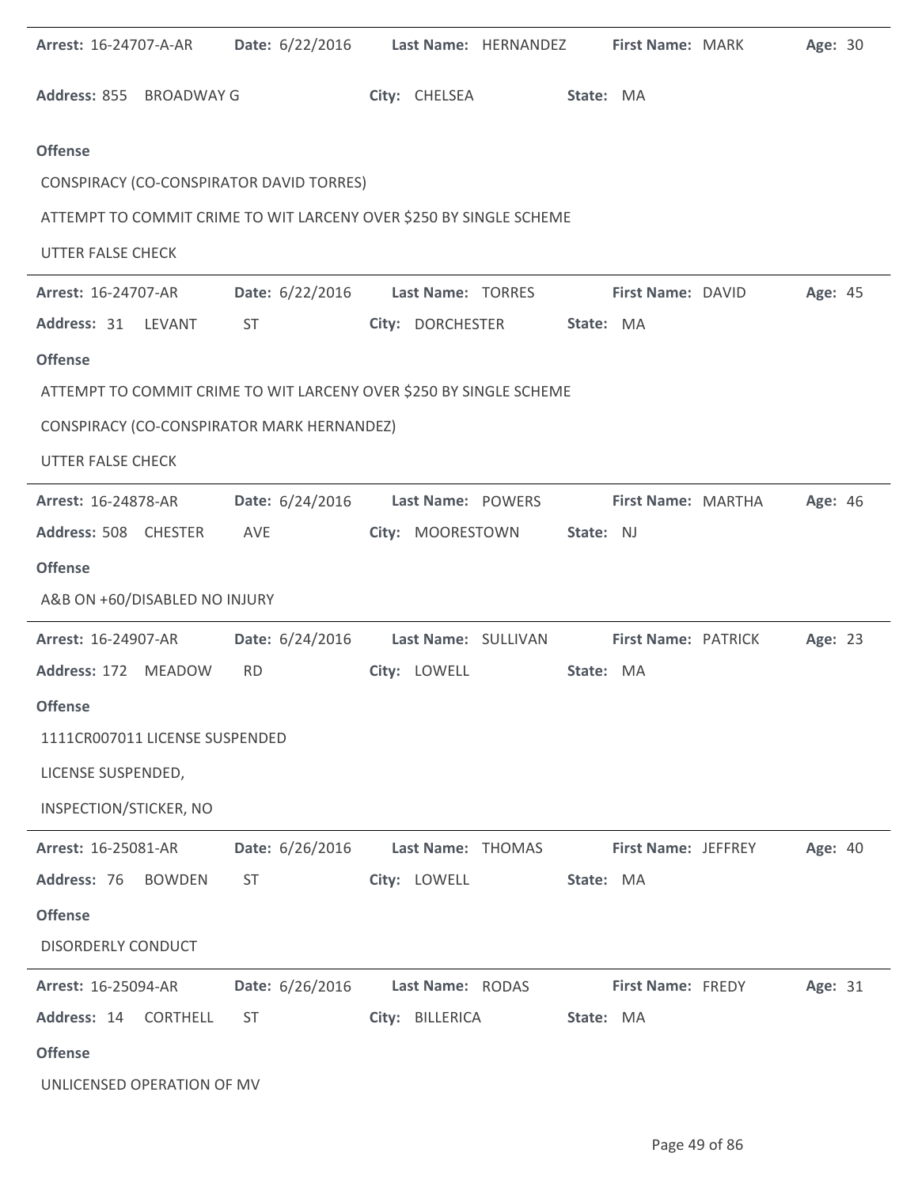**Arrest:** 16-24707-A-AR **Date:** 6/22/2016 **Last Name:** HERNANDEZ **First Name:** MARK **Age:** 30

**Address:** 855 BROADWAY G **City:** CHELSEA **State:** MA

**Offense**

CONSPIRACY (CO-CONSPIRATOR DAVID TORRES)

ATTEMPT TO COMMIT CRIME TO WIT LARCENY OVER $250 BY SINGLE SCHEME

UTTER FALSE CHECK

---

**Arrest:** 16-24707-AR **Date:** 6/22/2016 **Last Name:** TORRES **First Name:** DAVID **Age:** 45

**Address:** 31 LEVANT ST **City:** DORCHESTER **State:** MA

**Offense**

ATTEMPT TO COMMIT CRIME TO WIT LARCENY OVER $250 BY SINGLE SCHEME

CONSPIRACY (CO-CONSPIRATOR MARK HERNANDEZ)

UTTER FALSE CHECK

---

**Arrest:** 16-24878-AR **Date:** 6/24/2016 **Last Name:** POWERS **First Name:** MARTHA **Age:** 46

**Address:** 508 CHESTER AVE **City:** MOORESTOWN **State:** NJ

**Offense**

A&B ON +60/DISABLED NO INJURY

---

**Arrest:** 16-24907-AR **Date:** 6/24/2016 **Last Name:** SULLIVAN **First Name:** PATRICK **Age:** 23

**Address:** 172 MEADOW RD **City:** LOWELL **State:** MA

**Offense**

1111CR007011 LICENSE SUSPENDED

LICENSE SUSPENDED,

INSPECTION/STICKER, NO

---

**Arrest:** 16-25081-AR **Date:** 6/26/2016 **Last Name:** THOMAS **First Name:** JEFFREY **Age:** 40

**Address:** 76 BOWDEN ST **City:** LOWELL **State:** MA

**Offense**

DISORDERLY CONDUCT

---

**Arrest:** 16-25094-AR **Date:** 6/26/2016 **Last Name:** RODAS **First Name:** FREDY **Age:** 31

**Address:** 14 CORTHELL ST **City:** BILLERICA **State:** MA

**Offense**

UNLICENSED OPERATION OF MV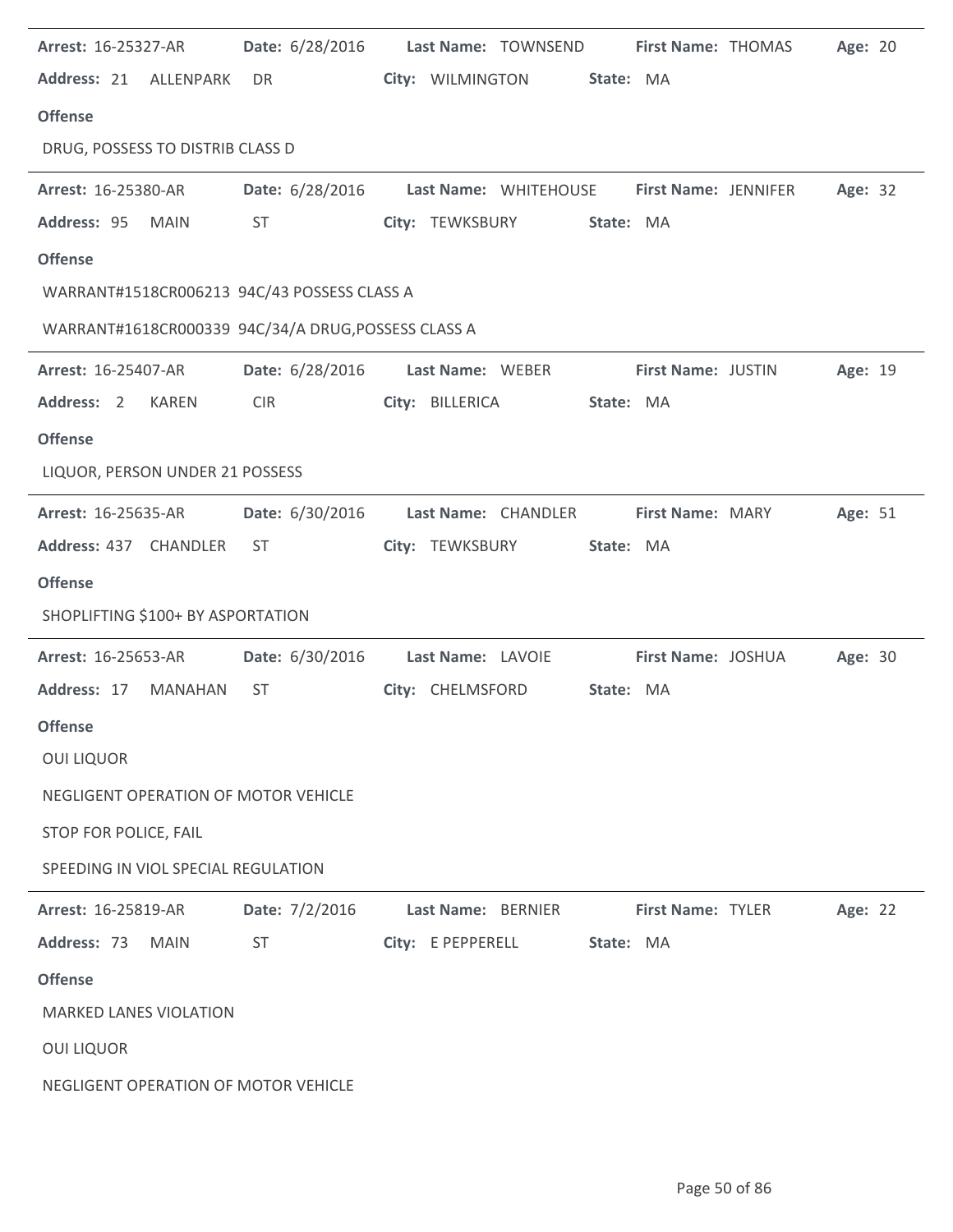**Arrest:** 16-25327-AR **Date:** 6/28/2016 **Last Name:** TOWNSEND **First Name:** THOMAS **Age:** 20
**Address:** 21 ALLENPARK DR **City:** WILMINGTON **State:** MA

**Offense**

DRUG, POSSESS TO DISTRIB CLASS D

---

**Arrest:** 16-25380-AR **Date:** 6/28/2016 **Last Name:** WHITEHOUSE **First Name:** JENNIFER **Age:** 32
**Address:** 95 MAIN ST **City:** TEWKSBURY **State:** MA

**Offense**

WARRANT#1518CR006213 94C/43 POSSESS CLASS A

WARRANT#1618CR000339 94C/34/A DRUG,POSSESS CLASS A

---

**Arrest:** 16-25407-AR **Date:** 6/28/2016 **Last Name:** WEBER **First Name:** JUSTIN **Age:** 19
**Address:** 2 KAREN CIR **City:** BILLERICA **State:** MA

**Offense**

LIQUOR, PERSON UNDER 21 POSSESS

---

**Arrest:** 16-25635-AR **Date:** 6/30/2016 **Last Name:** CHANDLER **First Name:** MARY **Age:** 51
**Address:** 437 CHANDLER ST **City:** TEWKSBURY **State:** MA

**Offense**

SHOPLIFTING $100+ BY ASPORTATION

---

**Arrest:** 16-25653-AR **Date:** 6/30/2016 **Last Name:** LAVOIE **First Name:** JOSHUA **Age:** 30
**Address:** 17 MANAHAN ST **City:** CHELMSFORD **State:** MA

**Offense**

OUI LIQUOR

NEGLIGENT OPERATION OF MOTOR VEHICLE

STOP FOR POLICE, FAIL

SPEEDING IN VIOL SPECIAL REGULATION

---

**Arrest:** 16-25819-AR **Date:** 7/2/2016 **Last Name:** BERNIER **First Name:** TYLER **Age:** 22
**Address:** 73 MAIN ST **City:** E PEPPERELL **State:** MA

**Offense**

MARKED LANES VIOLATION

OUI LIQUOR

NEGLIGENT OPERATION OF MOTOR VEHICLE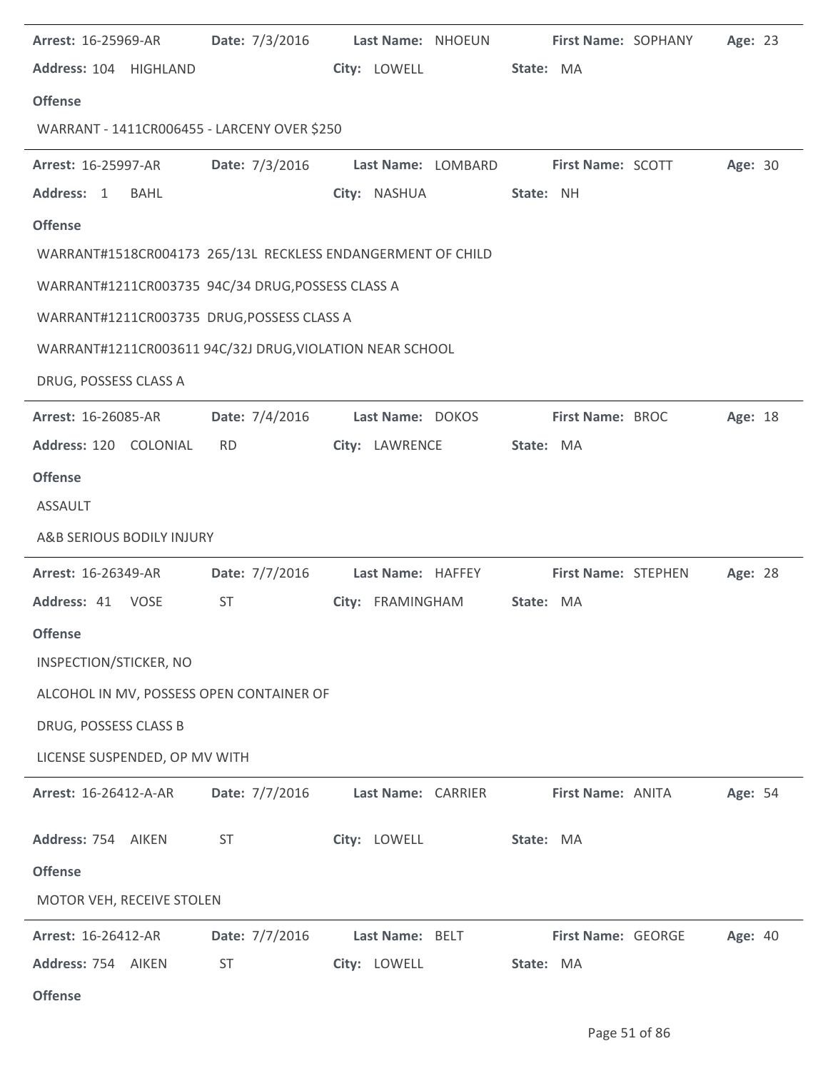**Arrest:** 16-25969-AR **Date:** 7/3/2016 **Last Name:** NHOEUN **First Name:** SOPHANY **Age:** 23

**Address:** 104 HIGHLAND **City:** LOWELL **State:** MA

**Offense**

WARRANT - 1411CR006455 - LARCENY OVER $250

---

**Arrest:** 16-25997-AR **Date:** 7/3/2016 **Last Name:** LOMBARD **First Name:** SCOTT **Age:** 30

**Address:** 1 BAHL **City:** NASHUA **State:** NH

**Offense**

WARRANT#1518CR004173 265/13L RECKLESS ENDANGERMENT OF CHILD

WARRANT#1211CR003735 94C/34 DRUG,POSSESS CLASS A

WARRANT#1211CR003735 DRUG,POSSESS CLASS A

WARRANT#1211CR003611 94C/32J DRUG,VIOLATION NEAR SCHOOL

DRUG, POSSESS CLASS A

---

**Arrest:** 16-26085-AR **Date:** 7/4/2016 **Last Name:** DOKOS **First Name:** BROC **Age:** 18

**Address:** 120 COLONIAL RD **City:** LAWRENCE **State:** MA

**Offense**

ASSAULT

A&B SERIOUS BODILY INJURY

---

**Arrest:** 16-26349-AR **Date:** 7/7/2016 **Last Name:** HAFFEY **First Name:** STEPHEN **Age:** 28

**Address:** 41 VOSE ST **City:** FRAMINGHAM **State:** MA

**Offense**

INSPECTION/STICKER, NO

ALCOHOL IN MV, POSSESS OPEN CONTAINER OF

DRUG, POSSESS CLASS B

LICENSE SUSPENDED, OP MV WITH

---

**Arrest:** 16-26412-A-AR **Date:** 7/7/2016 **Last Name:** CARRIER **First Name:** ANITA **Age:** 54

**Address:** 754 AIKEN ST **City:** LOWELL **State:** MA

**Offense**

MOTOR VEH, RECEIVE STOLEN

---

**Arrest:** 16-26412-AR **Date:** 7/7/2016 **Last Name:** BELT **First Name:** GEORGE **Age:** 40

**Address:** 754 AIKEN ST **City:** LOWELL **State:** MA

**Offense**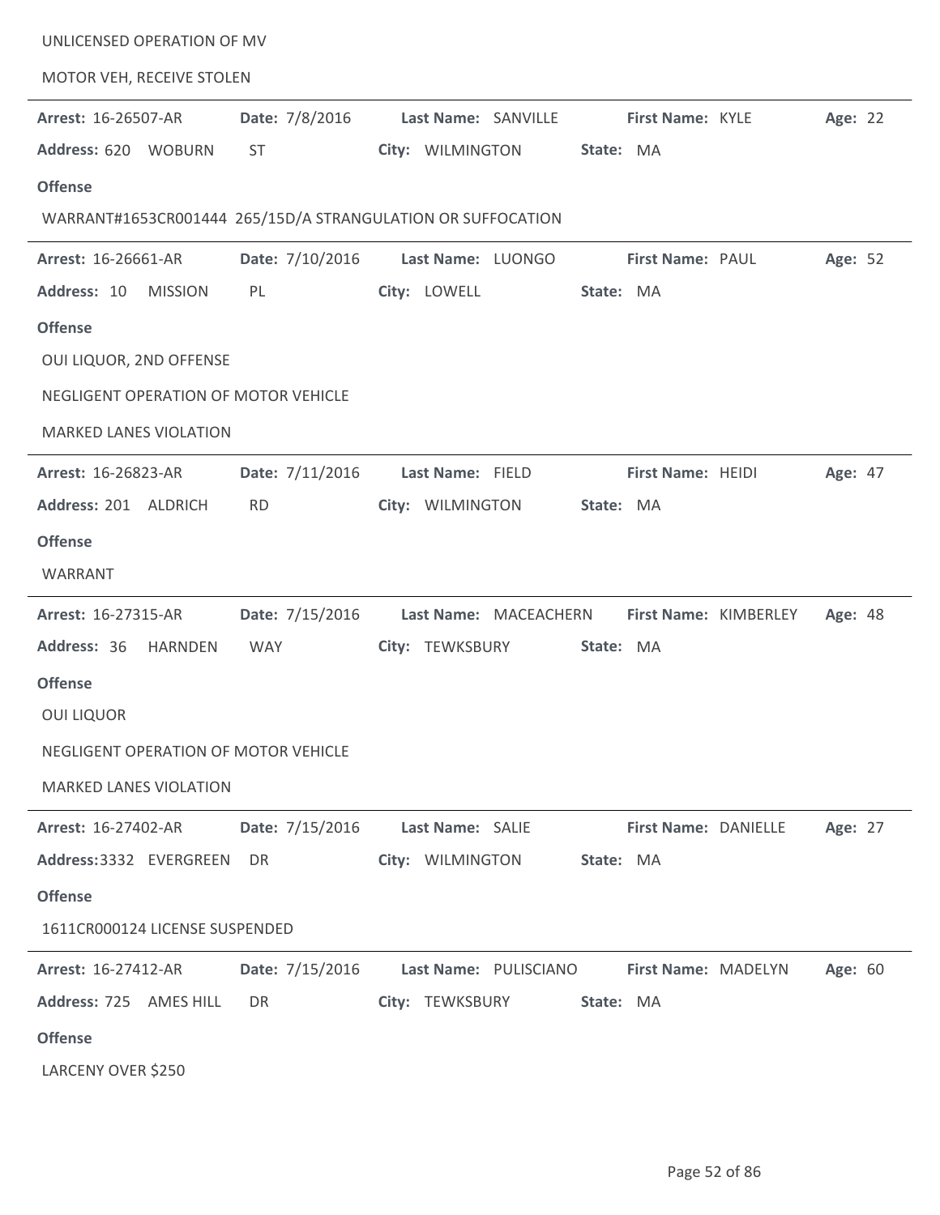UNLICENSED OPERATION OF MV

MOTOR VEH, RECEIVE STOLEN

---

**Arrest:** 16-26507-AR **Date:** 7/8/2016 **Last Name:** SANVILLE **First Name:** KYLE **Age:** 22

**Address:** 620 WOBURN ST **City:** WILMINGTON **State:** MA

**Offense**

WARRANT#1653CR001444 265/15D/A STRANGULATION OR SUFFOCATION

---

**Arrest:** 16-26661-AR **Date:** 7/10/2016 **Last Name:** LUONGO **First Name:** PAUL **Age:** 52

**Address:** 10 MISSION PL **City:** LOWELL **State:** MA

**Offense**

OUI LIQUOR, 2ND OFFENSE

NEGLIGENT OPERATION OF MOTOR VEHICLE

MARKED LANES VIOLATION

---

**Arrest:** 16-26823-AR **Date:** 7/11/2016 **Last Name:** FIELD **First Name:** HEIDI **Age:** 47

**Address:** 201 ALDRICH RD **City:** WILMINGTON **State:** MA

**Offense**

WARRANT

---

**Arrest:** 16-27315-AR **Date:** 7/15/2016 **Last Name:** MACEACHERN **First Name:** KIMBERLEY **Age:** 48

**Address:** 36 HARNDEN WAY **City:** TEWKSBURY **State:** MA

**Offense**

OUI LIQUOR

NEGLIGENT OPERATION OF MOTOR VEHICLE

MARKED LANES VIOLATION

---

**Arrest:** 16-27402-AR **Date:** 7/15/2016 **Last Name:** SALIE **First Name:** DANIELLE **Age:** 27

**Address:** 3332 EVERGREEN DR **City:** WILMINGTON **State:** MA

**Offense**

1611CR000124 LICENSE SUSPENDED

---

**Arrest:** 16-27412-AR **Date:** 7/15/2016 **Last Name:** PULISCIANO **First Name:** MADELYN **Age:** 60

**Address:** 725 AMES HILL DR **City:** TEWKSBURY **State:** MA

**Offense**

LARCENY OVER $250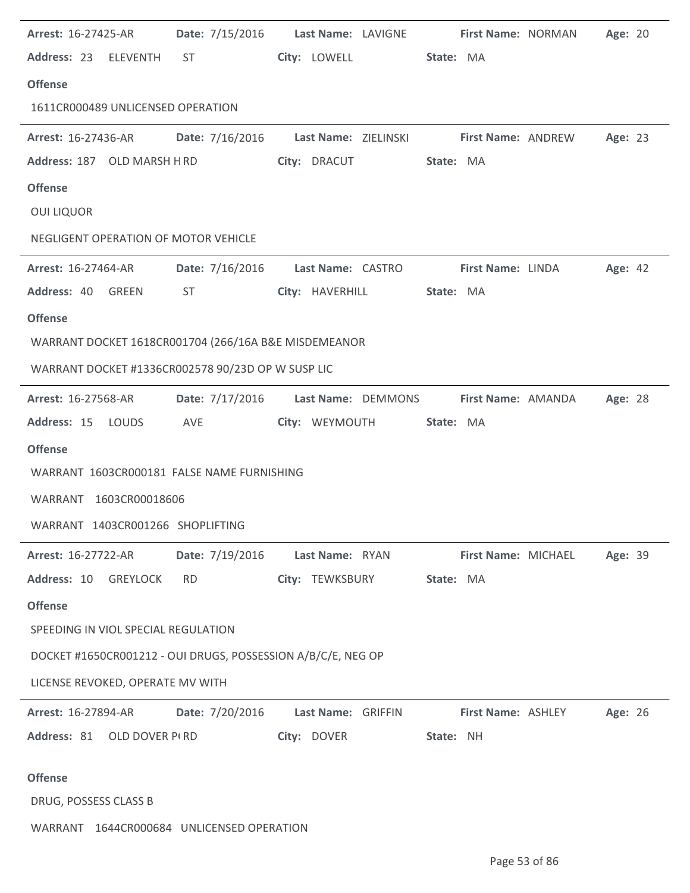**Arrest:** 16-27425-AR **Date:** 7/15/2016 **Last Name:** LAVIGNE **First Name:** NORMAN **Age:** 20

**Address:** 23 ELEVENTH ST **City:** LOWELL **State:** MA

**Offense**

1611CR000489 UNLICENSED OPERATION

---

**Arrest:** 16-27436-AR **Date:** 7/16/2016 **Last Name:** ZIELINSKI **First Name:** ANDREW **Age:** 23

**Address:** 187 OLD MARSH H RD **City:** DRACUT **State:** MA

**Offense**

OUI LIQUOR

NEGLIGENT OPERATION OF MOTOR VEHICLE

---

**Arrest:** 16-27464-AR **Date:** 7/16/2016 **Last Name:** CASTRO **First Name:** LINDA **Age:** 42

**Address:** 40 GREEN ST **City:** HAVERHILL **State:** MA

**Offense**

WARRANT DOCKET 1618CR001704 (266/16A B&E MISDEMEANOR

WARRANT DOCKET #1336CR002578 90/23D OP W SUSP LIC

---

**Arrest:** 16-27568-AR **Date:** 7/17/2016 **Last Name:** DEMMONS **First Name:** AMANDA **Age:** 28

**Address:** 15 LOUDS AVE **City:** WEYMOUTH **State:** MA

**Offense**

WARRANT 1603CR000181 FALSE NAME FURNISHING

WARRANT 1603CR00018606

WARRANT 1403CR001266 SHOPLIFTING

---

**Arrest:** 16-27722-AR **Date:** 7/19/2016 **Last Name:** RYAN **First Name:** MICHAEL **Age:** 39

**Address:** 10 GREYLOCK RD **City:** TEWKSBURY **State:** MA

**Offense**

SPEEDING IN VIOL SPECIAL REGULATION

DOCKET #1650CR001212 - OUI DRUGS, POSSESSION A/B/C/E, NEG OP

LICENSE REVOKED, OPERATE MV WITH

---

**Arrest:** 16-27894-AR **Date:** 7/20/2016 **Last Name:** GRIFFIN **First Name:** ASHLEY **Age:** 26

**Address:** 81 OLD DOVER P( RD **City:** DOVER **State:** NH

**Offense**

DRUG, POSSESS CLASS B

WARRANT 1644CR000684 UNLICENSED OPERATION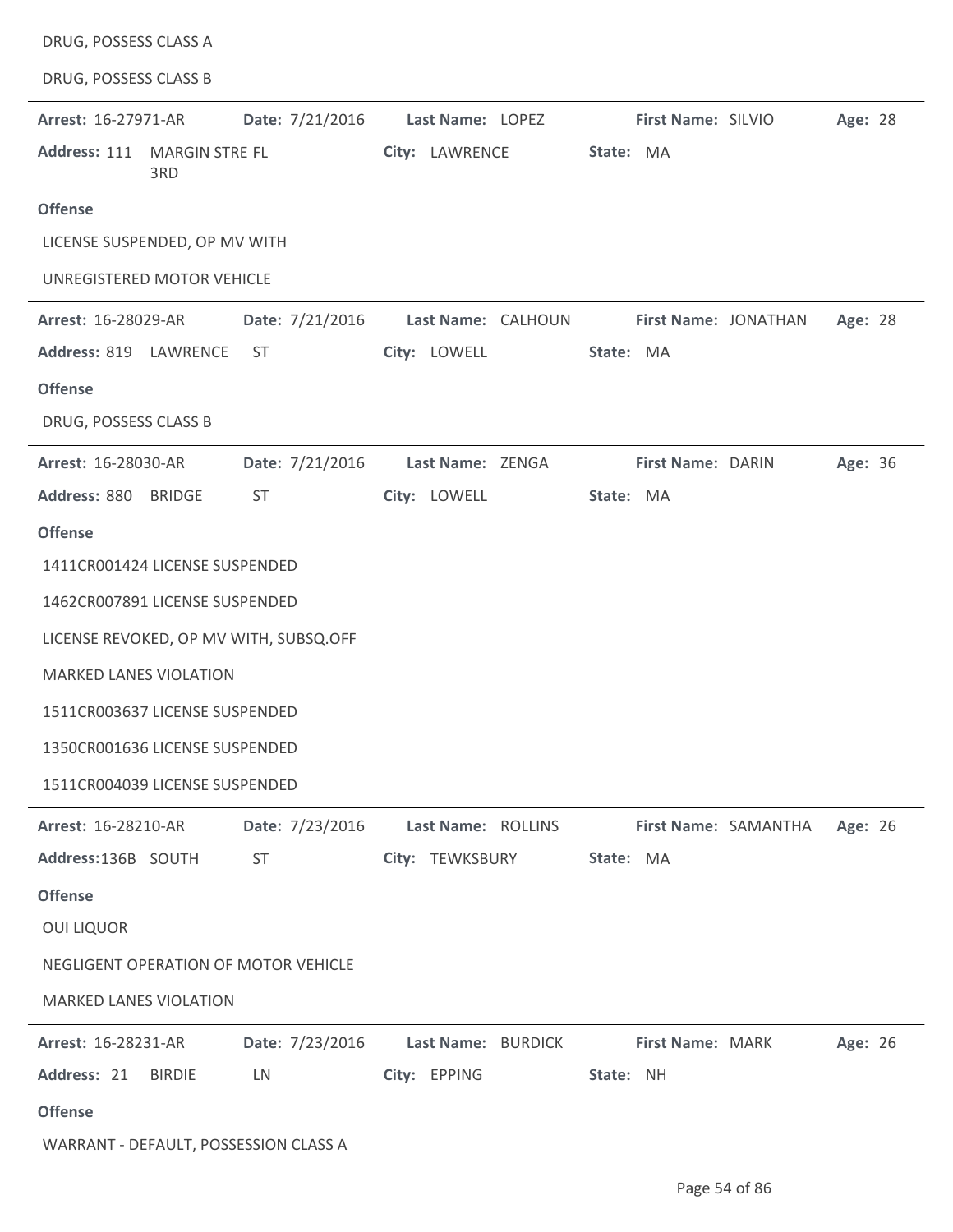DRUG, POSSESS CLASS A

DRUG, POSSESS CLASS B

---

**Arrest:** 16-27971-AR **Date:** 7/21/2016 **Last Name:** LOPEZ **First Name:** SILVIO **Age:** 28

**Address:** 111 MARGIN STRE FL 3RD **City:** LAWRENCE **State:** MA

**Offense**

LICENSE SUSPENDED, OP MV WITH

UNREGISTERED MOTOR VEHICLE

---

**Arrest:** 16-28029-AR **Date:** 7/21/2016 **Last Name:** CALHOUN **First Name:** JONATHAN **Age:** 28

**Address:** 819 LAWRENCE ST **City:** LOWELL **State:** MA

**Offense**

DRUG, POSSESS CLASS B

---

**Arrest:** 16-28030-AR **Date:** 7/21/2016 **Last Name:** ZENGA **First Name:** DARIN **Age:** 36

**Address:** 880 BRIDGE ST **City:** LOWELL **State:** MA

**Offense**

1411CR001424 LICENSE SUSPENDED

1462CR007891 LICENSE SUSPENDED

LICENSE REVOKED, OP MV WITH, SUBSQ.OFF

MARKED LANES VIOLATION

1511CR003637 LICENSE SUSPENDED

1350CR001636 LICENSE SUSPENDED

1511CR004039 LICENSE SUSPENDED

---

**Arrest:** 16-28210-AR **Date:** 7/23/2016 **Last Name:** ROLLINS **First Name:** SAMANTHA **Age:** 26

**Address:** 136B SOUTH ST **City:** TEWKSBURY **State:** MA

**Offense**

OUI LIQUOR

NEGLIGENT OPERATION OF MOTOR VEHICLE

MARKED LANES VIOLATION

---

**Arrest:** 16-28231-AR **Date:** 7/23/2016 **Last Name:** BURDICK **First Name:** MARK **Age:** 26

**Address:** 21 BIRDIE LN **City:** EPPING **State:** NH

**Offense**

WARRANT - DEFAULT, POSSESSION CLASS A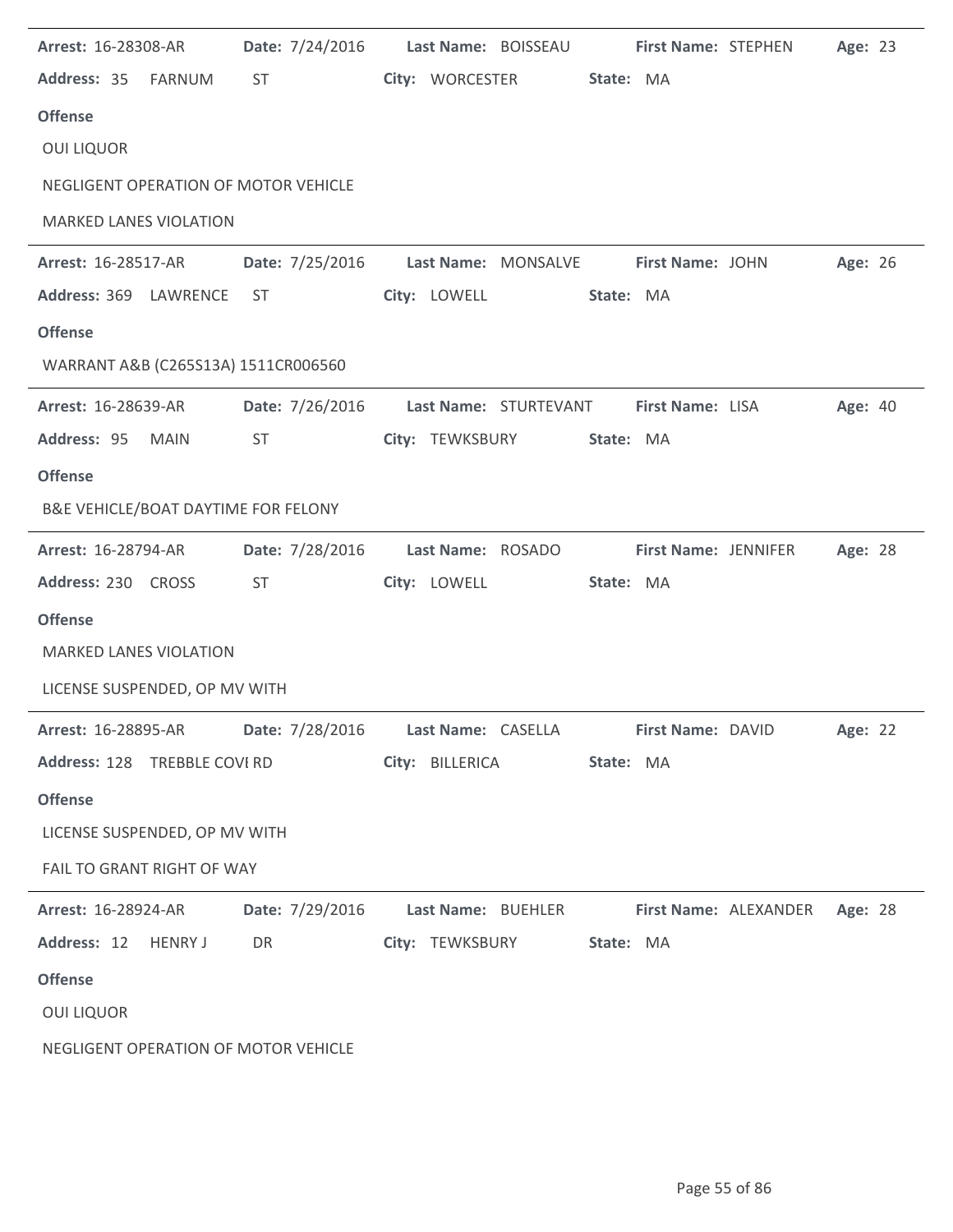**Arrest:** 16-28308-AR **Date:** 7/24/2016 **Last Name:** BOISSEAU **First Name:** STEPHEN **Age:** 23

**Address:** 35 FARNUM ST **City:** WORCESTER **State:** MA

**Offense**

OUI LIQUOR

NEGLIGENT OPERATION OF MOTOR VEHICLE

MARKED LANES VIOLATION

---

**Arrest:** 16-28517-AR **Date:** 7/25/2016 **Last Name:** MONSALVE **First Name:** JOHN **Age:** 26

**Address:** 369 LAWRENCE ST **City:** LOWELL **State:** MA

**Offense**

WARRANT A&B (C265S13A) 1511CR006560

---

**Arrest:** 16-28639-AR **Date:** 7/26/2016 **Last Name:** STURTEVANT **First Name:** LISA **Age:** 40

**Address:** 95 MAIN ST **City:** TEWKSBURY **State:** MA

**Offense**

B&E VEHICLE/BOAT DAYTIME FOR FELONY

---

**Arrest:** 16-28794-AR **Date:** 7/28/2016 **Last Name:** ROSADO **First Name:** JENNIFER **Age:** 28

**Address:** 230 CROSS ST **City:** LOWELL **State:** MA

**Offense**

MARKED LANES VIOLATION

LICENSE SUSPENDED, OP MV WITH

---

**Arrest:** 16-28895-AR **Date:** 7/28/2016 **Last Name:** CASELLA **First Name:** DAVID **Age:** 22

**Address:** 128 TREBBLE COVI RD **City:** BILLERICA **State:** MA

**Offense**

LICENSE SUSPENDED, OP MV WITH

FAIL TO GRANT RIGHT OF WAY

---

**Arrest:** 16-28924-AR **Date:** 7/29/2016 **Last Name:** BUEHLER **First Name:** ALEXANDER **Age:** 28

**Address:** 12 HENRY J DR **City:** TEWKSBURY **State:** MA

**Offense**

OUI LIQUOR

NEGLIGENT OPERATION OF MOTOR VEHICLE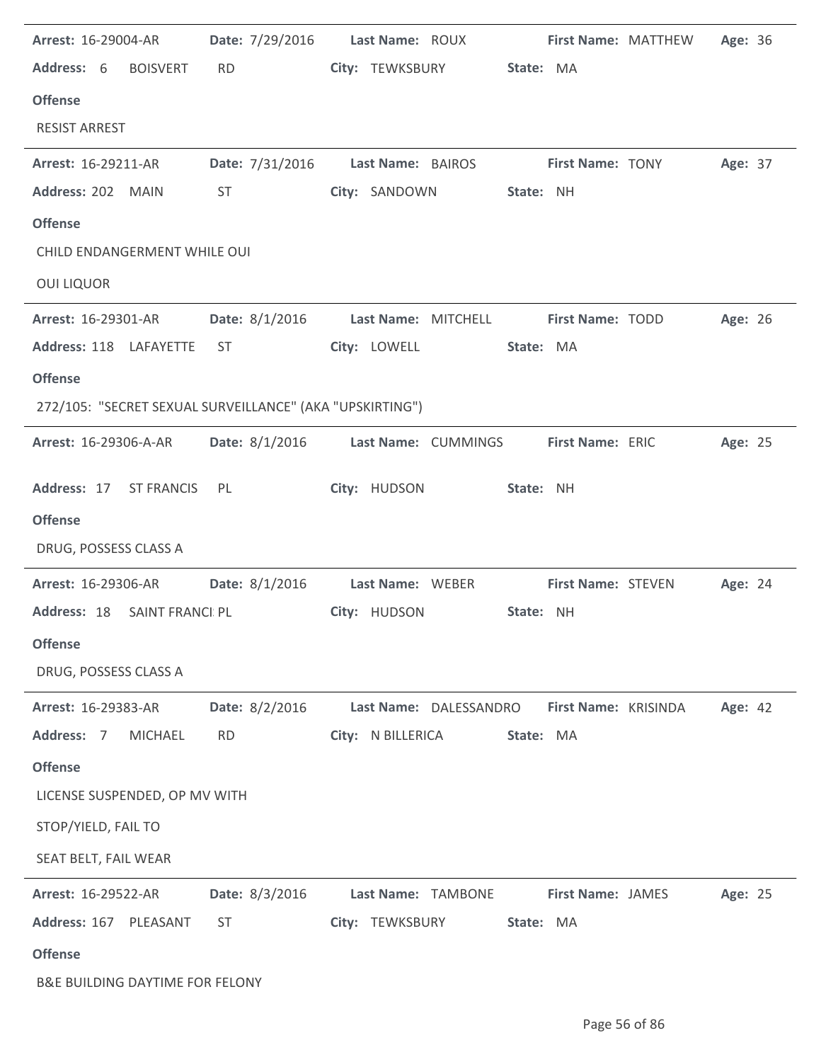**Arrest:** 16-29004-AR **Date:** 7/29/2016 **Last Name:** ROUX **First Name:** MATTHEW **Age:** 36
**Address:** 6 BOISVERT RD **City:** TEWKSBURY **State:** MA

**Offense**

RESIST ARREST

---

**Arrest:** 16-29211-AR **Date:** 7/31/2016 **Last Name:** BAIROS **First Name:** TONY **Age:** 37
**Address:** 202 MAIN ST **City:** SANDOWN **State:** NH

**Offense**

CHILD ENDANGERMENT WHILE OUI

OUI LIQUOR

---

**Arrest:** 16-29301-AR **Date:** 8/1/2016 **Last Name:** MITCHELL **First Name:** TODD **Age:** 26
**Address:** 118 LAFAYETTE ST **City:** LOWELL **State:** MA

**Offense**

272/105: "SECRET SEXUAL SURVEILLANCE" (AKA "UPSKIRTING")

---

**Arrest:** 16-29306-A-AR **Date:** 8/1/2016 **Last Name:** CUMMINGS **First Name:** ERIC **Age:** 25
**Address:** 17 ST FRANCIS PL **City:** HUDSON **State:** NH

**Offense**

DRUG, POSSESS CLASS A

---

**Arrest:** 16-29306-AR **Date:** 8/1/2016 **Last Name:** WEBER **First Name:** STEVEN **Age:** 24
**Address:** 18 SAINT FRANCI PL **City:** HUDSON **State:** NH

**Offense**

DRUG, POSSESS CLASS A

---

**Arrest:** 16-29383-AR **Date:** 8/2/2016 **Last Name:** DALESSANDRO **First Name:** KRISINDA **Age:** 42
**Address:** 7 MICHAEL RD **City:** N BILLERICA **State:** MA

**Offense**

LICENSE SUSPENDED, OP MV WITH

STOP/YIELD, FAIL TO

SEAT BELT, FAIL WEAR

---

**Arrest:** 16-29522-AR **Date:** 8/3/2016 **Last Name:** TAMBONE **First Name:** JAMES **Age:** 25
**Address:** 167 PLEASANT ST **City:** TEWKSBURY **State:** MA

**Offense**

B&E BUILDING DAYTIME FOR FELONY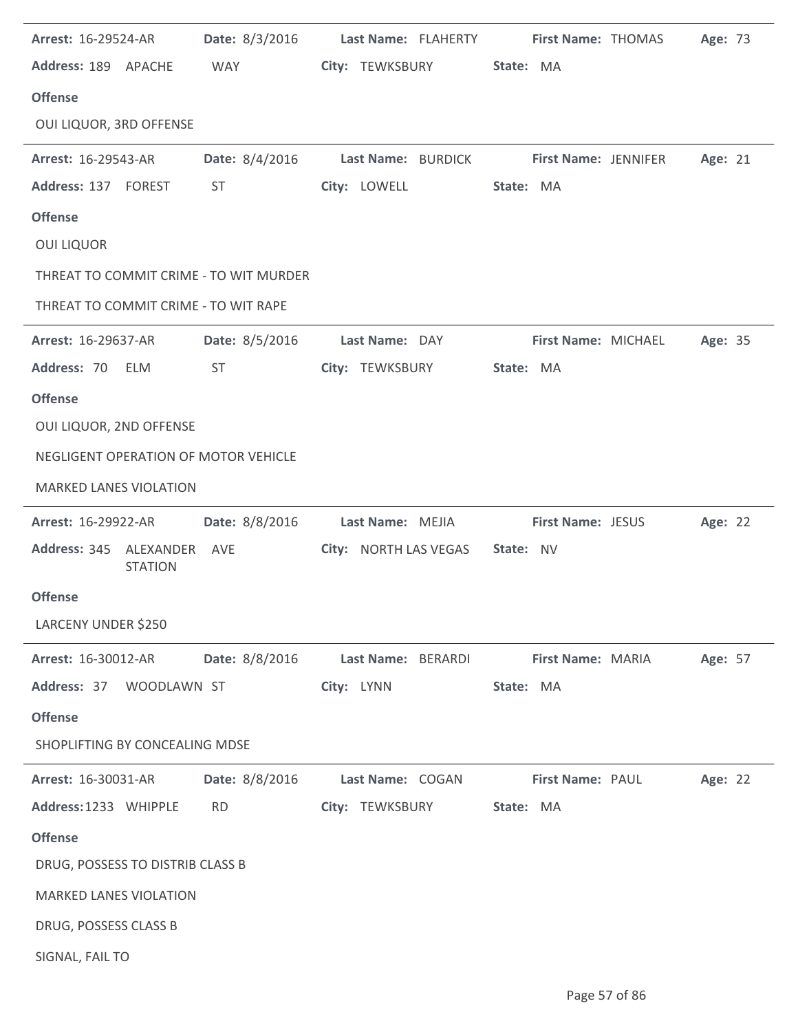**Arrest:** 16-29524-AR **Date:** 8/3/2016 **Last Name:** FLAHERTY **First Name:** THOMAS **Age:** 73

**Address:** 189 APACHE WAY **City:** TEWKSBURY **State:** MA

**Offense**

OUI LIQUOR, 3RD OFFENSE

---

**Arrest:** 16-29543-AR **Date:** 8/4/2016 **Last Name:** BURDICK **First Name:** JENNIFER **Age:** 21

**Address:** 137 FOREST ST **City:** LOWELL **State:** MA

**Offense**

OUI LIQUOR

THREAT TO COMMIT CRIME - TO WIT MURDER

THREAT TO COMMIT CRIME - TO WIT RAPE

---

**Arrest:** 16-29637-AR **Date:** 8/5/2016 **Last Name:** DAY **First Name:** MICHAEL **Age:** 35

**Address:** 70 ELM ST **City:** TEWKSBURY **State:** MA

**Offense**

OUI LIQUOR, 2ND OFFENSE

NEGLIGENT OPERATION OF MOTOR VEHICLE

MARKED LANES VIOLATION

---

**Arrest:** 16-29922-AR **Date:** 8/8/2016 **Last Name:** MEJIA **First Name:** JESUS **Age:** 22

**Address:** 345 ALEXANDER STATION AVE **City:** NORTH LAS VEGAS **State:** NV

**Offense**

LARCENY UNDER $250

---

**Arrest:** 16-30012-AR **Date:** 8/8/2016 **Last Name:** BERARDI **First Name:** MARIA **Age:** 57

**Address:** 37 WOODLAWN ST **City:** LYNN **State:** MA

**Offense**

SHOPLIFTING BY CONCEALING MDSE

---

**Arrest:** 16-30031-AR **Date:** 8/8/2016 **Last Name:** COGAN **First Name:** PAUL **Age:** 22

**Address:** 1233 WHIPPLE RD **City:** TEWKSBURY **State:** MA

**Offense**

DRUG, POSSESS TO DISTRIB CLASS B

MARKED LANES VIOLATION

DRUG, POSSESS CLASS B

SIGNAL, FAIL TO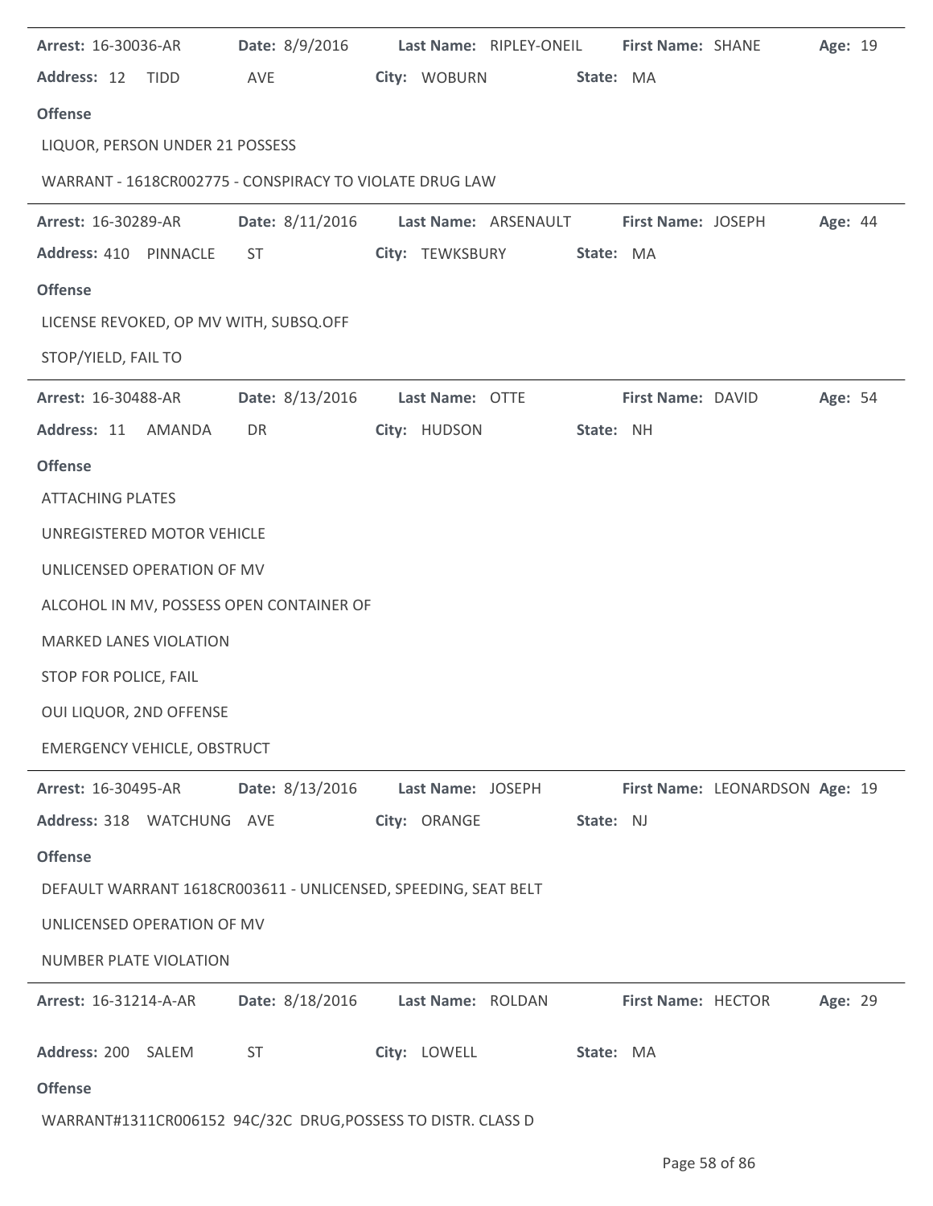**Arrest:** 16-30036-AR **Date:** 8/9/2016 **Last Name:** RIPLEY-ONEIL **First Name:** SHANE **Age:** 19

**Address:** 12 TIDD AVE **City:** WOBURN **State:** MA

**Offense**

LIQUOR, PERSON UNDER 21 POSSESS

WARRANT - 1618CR002775 - CONSPIRACY TO VIOLATE DRUG LAW

---

**Arrest:** 16-30289-AR **Date:** 8/11/2016 **Last Name:** ARSENAULT **First Name:** JOSEPH **Age:** 44

**Address:** 410 PINNACLE ST **City:** TEWKSBURY **State:** MA

**Offense**

LICENSE REVOKED, OP MV WITH, SUBSQ.OFF

STOP/YIELD, FAIL TO

---

**Arrest:** 16-30488-AR **Date:** 8/13/2016 **Last Name:** OTTE **First Name:** DAVID **Age:** 54

**Address:** 11 AMANDA DR **City:** HUDSON **State:** NH

**Offense**

ATTACHING PLATES

UNREGISTERED MOTOR VEHICLE

UNLICENSED OPERATION OF MV

ALCOHOL IN MV, POSSESS OPEN CONTAINER OF

MARKED LANES VIOLATION

STOP FOR POLICE, FAIL

OUI LIQUOR, 2ND OFFENSE

EMERGENCY VEHICLE, OBSTRUCT

---

**Arrest:** 16-30495-AR **Date:** 8/13/2016 **Last Name:** JOSEPH **First Name:** LEONARDSON **Age:** 19

**Address:** 318 WATCHUNG AVE **City:** ORANGE **State:** NJ

**Offense**

DEFAULT WARRANT 1618CR003611 - UNLICENSED, SPEEDING, SEAT BELT

UNLICENSED OPERATION OF MV

NUMBER PLATE VIOLATION

---

**Arrest:** 16-31214-A-AR **Date:** 8/18/2016 **Last Name:** ROLDAN **First Name:** HECTOR **Age:** 29

**Address:** 200 SALEM ST **City:** LOWELL **State:** MA

**Offense**

WARRANT#1311CR006152 94C/32C DRUG,POSSESS TO DISTR. CLASS D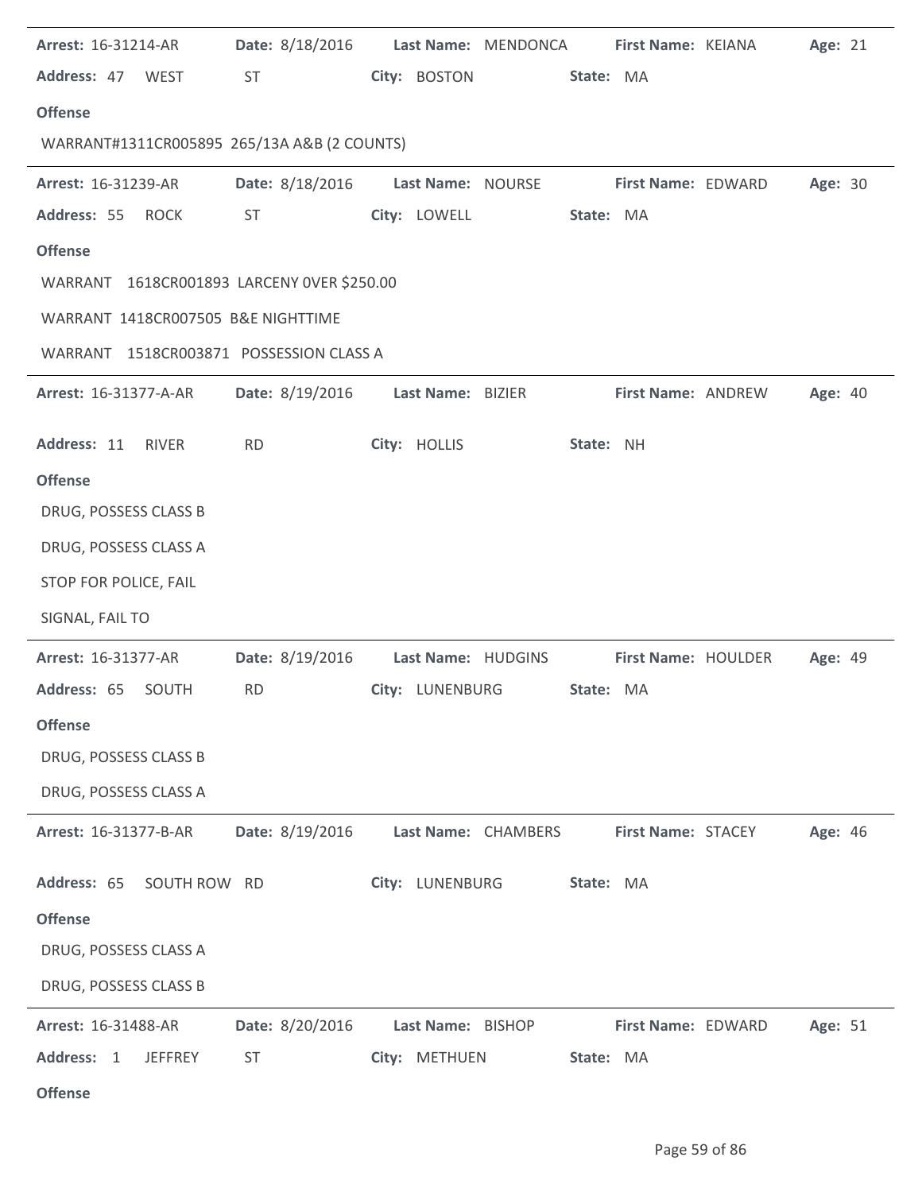**Arrest:** 16-31214-AR **Date:** 8/18/2016 **Last Name:** MENDONCA **First Name:** KEIANA **Age:** 21

**Address:** 47 WEST ST **City:** BOSTON **State:** MA

**Offense**

WARRANT#1311CR005895 265/13A A&B (2 COUNTS)

---

**Arrest:** 16-31239-AR **Date:** 8/18/2016 **Last Name:** NOURSE **First Name:** EDWARD **Age:** 30

**Address:** 55 ROCK ST **City:** LOWELL **State:** MA

**Offense**

WARRANT 1618CR001893 LARCENY 0VER $250.00

WARRANT 1418CR007505 B&E NIGHTTIME

WARRANT 1518CR003871 POSSESSION CLASS A

---

**Arrest:** 16-31377-A-AR **Date:** 8/19/2016 **Last Name:** BIZIER **First Name:** ANDREW **Age:** 40

**Address:** 11 RIVER RD **City:** HOLLIS **State:** NH

**Offense**

DRUG, POSSESS CLASS B

DRUG, POSSESS CLASS A

STOP FOR POLICE, FAIL

SIGNAL, FAIL TO

---

**Arrest:** 16-31377-AR **Date:** 8/19/2016 **Last Name:** HUDGINS **First Name:** HOULDER **Age:** 49

**Address:** 65 SOUTH RD **City:** LUNENBURG **State:** MA

**Offense**

DRUG, POSSESS CLASS B

DRUG, POSSESS CLASS A

---

**Arrest:** 16-31377-B-AR **Date:** 8/19/2016 **Last Name:** CHAMBERS **First Name:** STACEY **Age:** 46

**Address:** 65 SOUTH ROW RD **City:** LUNENBURG **State:** MA

**Offense**

DRUG, POSSESS CLASS A

DRUG, POSSESS CLASS B

---

**Arrest:** 16-31488-AR **Date:** 8/20/2016 **Last Name:** BISHOP **First Name:** EDWARD **Age:** 51

**Address:** 1 JEFFREY ST **City:** METHUEN **State:** MA

**Offense**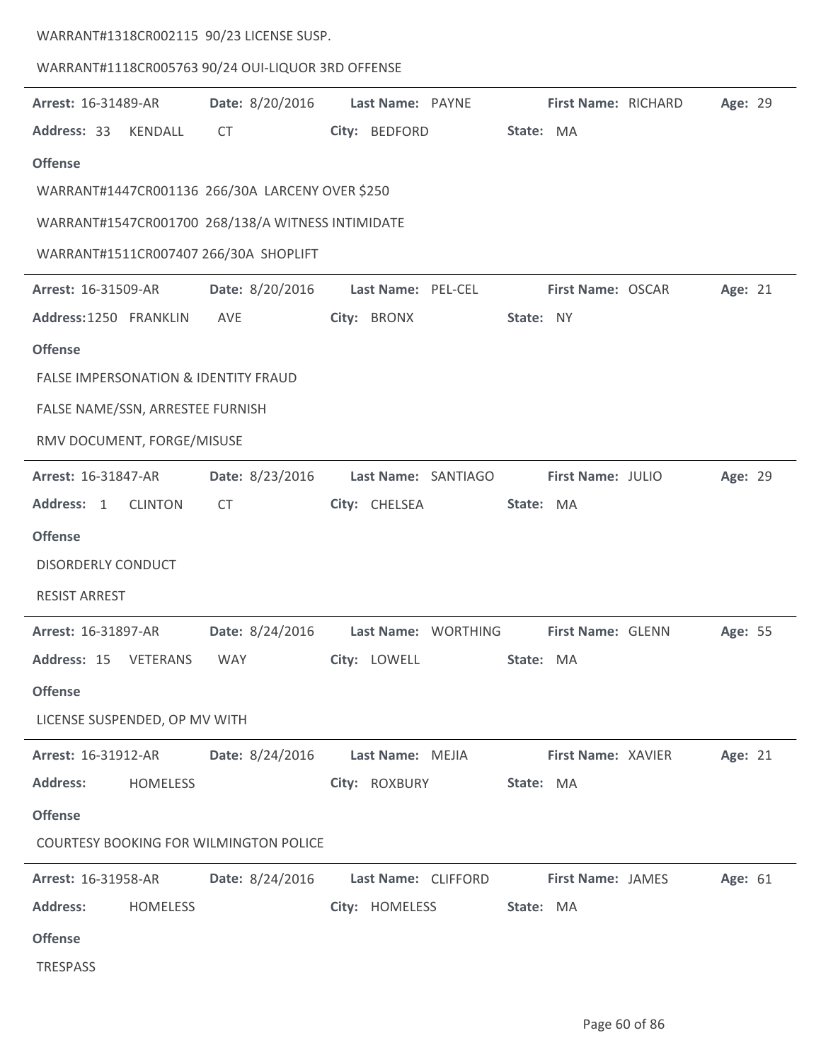WARRANT#1318CR002115 90/23 LICENSE SUSP.

WARRANT#1118CR005763 90/24 OUI-LIQUOR 3RD OFFENSE

---

**Arrest:** 16-31489-AR **Date:** 8/20/2016 **Last Name:** PAYNE **First Name:** RICHARD **Age:** 29

**Address:** 33 KENDALL CT **City:** BEDFORD **State:** MA

**Offense**

WARRANT#1447CR001136 266/30A LARCENY OVER $250

WARRANT#1547CR001700 268/138/A WITNESS INTIMIDATE

WARRANT#1511CR007407 266/30A SHOPLIFT

---

**Arrest:** 16-31509-AR **Date:** 8/20/2016 **Last Name:** PEL-CEL **First Name:** OSCAR **Age:** 21

**Address:** 1250 FRANKLIN AVE **City:** BRONX **State:** NY

**Offense**

FALSE IMPERSONATION & IDENTITY FRAUD

FALSE NAME/SSN, ARRESTEE FURNISH

RMV DOCUMENT, FORGE/MISUSE

---

**Arrest:** 16-31847-AR **Date:** 8/23/2016 **Last Name:** SANTIAGO **First Name:** JULIO **Age:** 29

**Address:** 1 CLINTON CT **City:** CHELSEA **State:** MA

**Offense**

DISORDERLY CONDUCT

RESIST ARREST

---

**Arrest:** 16-31897-AR **Date:** 8/24/2016 **Last Name:** WORTHING **First Name:** GLENN **Age:** 55

**Address:** 15 VETERANS WAY **City:** LOWELL **State:** MA

**Offense**

LICENSE SUSPENDED, OP MV WITH

---

**Arrest:** 16-31912-AR **Date:** 8/24/2016 **Last Name:** MEJIA **First Name:** XAVIER **Age:** 21

**Address:** HOMELESS **City:** ROXBURY **State:** MA

**Offense**

COURTESY BOOKING FOR WILMINGTON POLICE

---

**Arrest:** 16-31958-AR **Date:** 8/24/2016 **Last Name:** CLIFFORD **First Name:** JAMES **Age:** 61

**Address:** HOMELESS **City:** HOMELESS **State:** MA

**Offense**

TRESPASS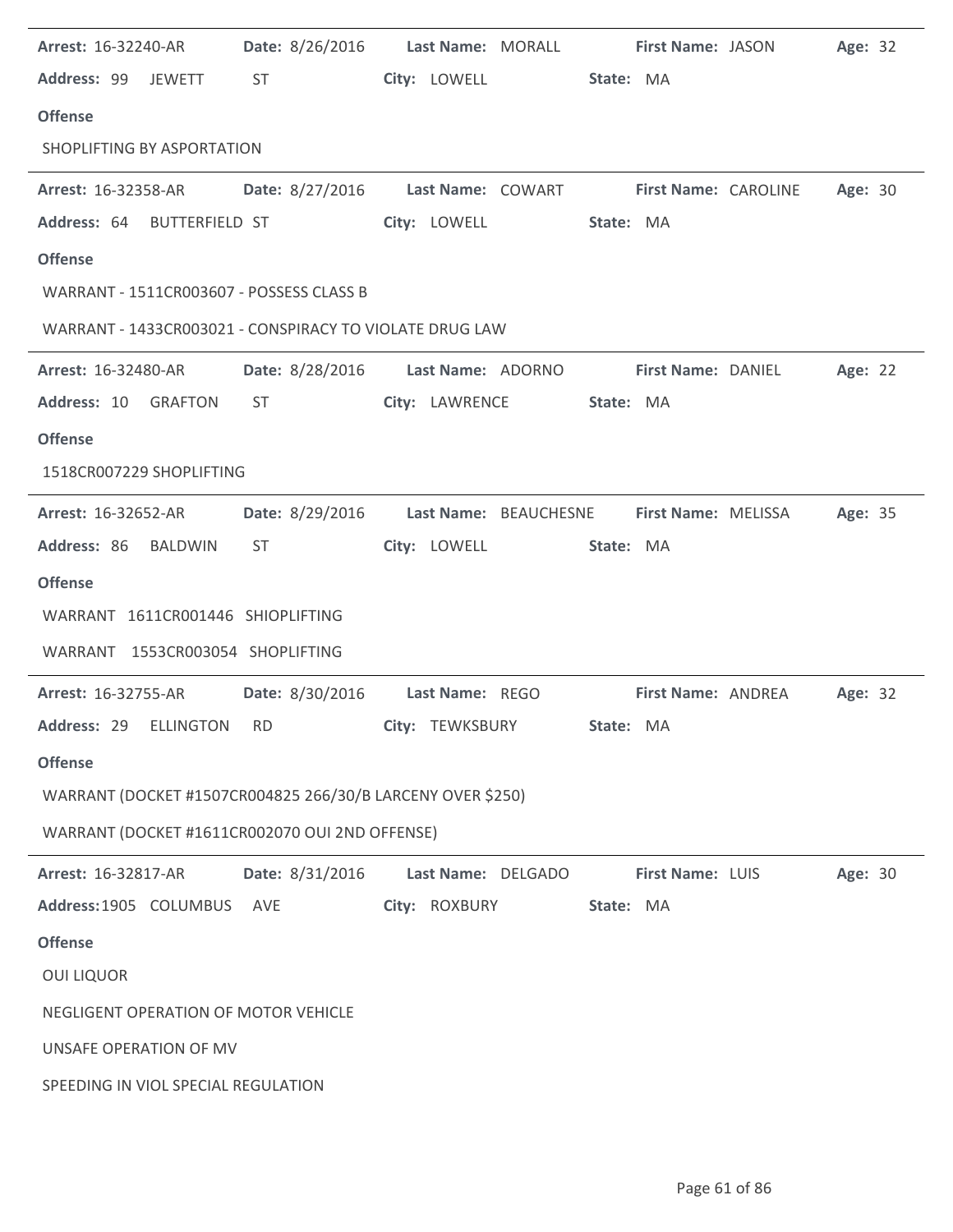**Arrest:** 16-32240-AR **Date:** 8/26/2016 **Last Name:** MORALL **First Name:** JASON **Age:** 32

**Address:** 99 JEWETT ST **City:** LOWELL **State:** MA

**Offense**

SHOPLIFTING BY ASPORTATION

---

**Arrest:** 16-32358-AR **Date:** 8/27/2016 **Last Name:** COWART **First Name:** CAROLINE **Age:** 30

**Address:** 64 BUTTERFIELD ST **City:** LOWELL **State:** MA

**Offense**

WARRANT - 1511CR003607 - POSSESS CLASS B

WARRANT - 1433CR003021 - CONSPIRACY TO VIOLATE DRUG LAW

---

**Arrest:** 16-32480-AR **Date:** 8/28/2016 **Last Name:** ADORNO **First Name:** DANIEL **Age:** 22

**Address:** 10 GRAFTON ST **City:** LAWRENCE **State:** MA

**Offense**

1518CR007229 SHOPLIFTING

---

**Arrest:** 16-32652-AR **Date:** 8/29/2016 **Last Name:** BEAUCHESNE **First Name:** MELISSA **Age:** 35

**Address:** 86 BALDWIN ST **City:** LOWELL **State:** MA

**Offense**

WARRANT 1611CR001446 SHIOPLIFTING

WARRANT 1553CR003054 SHOPLIFTING

---

**Arrest:** 16-32755-AR **Date:** 8/30/2016 **Last Name:** REGO **First Name:** ANDREA **Age:** 32

**Address:** 29 ELLINGTON RD **City:** TEWKSBURY **State:** MA

**Offense**

WARRANT (DOCKET #1507CR004825 266/30/B LARCENY OVER $250)

WARRANT (DOCKET #1611CR002070 OUI 2ND OFFENSE)

---

**Arrest:** 16-32817-AR **Date:** 8/31/2016 **Last Name:** DELGADO **First Name:** LUIS **Age:** 30

**Address:** 1905 COLUMBUS AVE **City:** ROXBURY **State:** MA

**Offense**

OUI LIQUOR

NEGLIGENT OPERATION OF MOTOR VEHICLE

UNSAFE OPERATION OF MV

SPEEDING IN VIOL SPECIAL REGULATION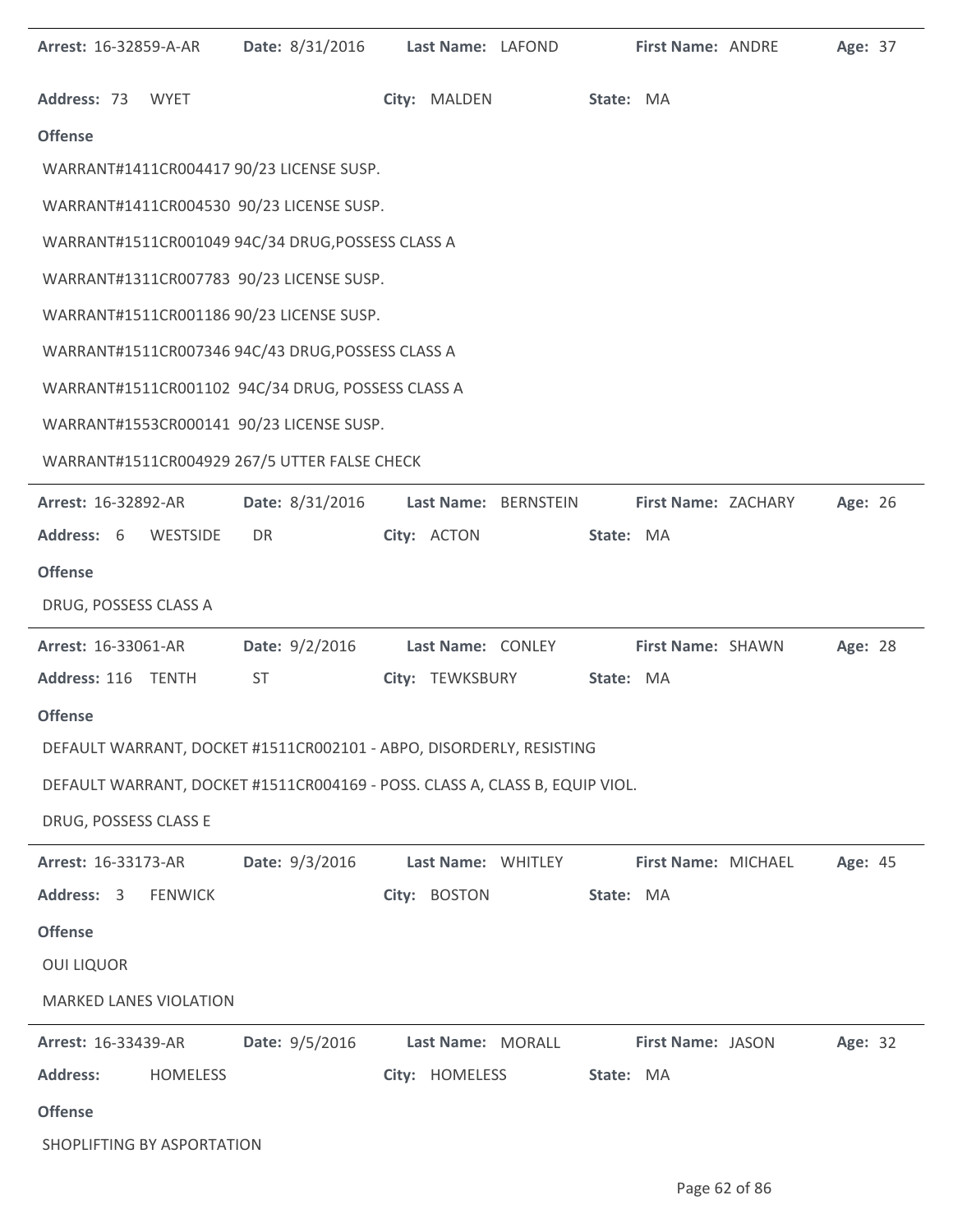**Arrest:** 16-32859-A-AR **Date:** 8/31/2016 **Last Name:** LAFOND **First Name:** ANDRE **Age:** 37

**Address:** 73 WYET **City:** MALDEN **State:** MA

**Offense**

WARRANT#1411CR004417 90/23 LICENSE SUSP.

WARRANT#1411CR004530 90/23 LICENSE SUSP.

WARRANT#1511CR001049 94C/34 DRUG,POSSESS CLASS A

WARRANT#1311CR007783 90/23 LICENSE SUSP.

WARRANT#1511CR001186 90/23 LICENSE SUSP.

WARRANT#1511CR007346 94C/43 DRUG,POSSESS CLASS A

WARRANT#1511CR001102 94C/34 DRUG, POSSESS CLASS A

WARRANT#1553CR000141 90/23 LICENSE SUSP.

WARRANT#1511CR004929 267/5 UTTER FALSE CHECK

---

**Arrest:** 16-32892-AR **Date:** 8/31/2016 **Last Name:** BERNSTEIN **First Name:** ZACHARY **Age:** 26

**Address:** 6 WESTSIDE DR **City:** ACTON **State:** MA

**Offense**

DRUG, POSSESS CLASS A

---

**Arrest:** 16-33061-AR **Date:** 9/2/2016 **Last Name:** CONLEY **First Name:** SHAWN **Age:** 28

**Address:** 116 TENTH ST **City:** TEWKSBURY **State:** MA

**Offense**

DEFAULT WARRANT, DOCKET #1511CR002101 - ABPO, DISORDERLY, RESISTING

DEFAULT WARRANT, DOCKET #1511CR004169 - POSS. CLASS A, CLASS B, EQUIP VIOL.

DRUG, POSSESS CLASS E

---

**Arrest:** 16-33173-AR **Date:** 9/3/2016 **Last Name:** WHITLEY **First Name:** MICHAEL **Age:** 45

**Address:** 3 FENWICK **City:** BOSTON **State:** MA

**Offense**

OUI LIQUOR

MARKED LANES VIOLATION

---

**Arrest:** 16-33439-AR **Date:** 9/5/2016 **Last Name:** MORALL **First Name:** JASON **Age:** 32

**Address:** HOMELESS **City:** HOMELESS **State:** MA

**Offense**

SHOPLIFTING BY ASPORTATION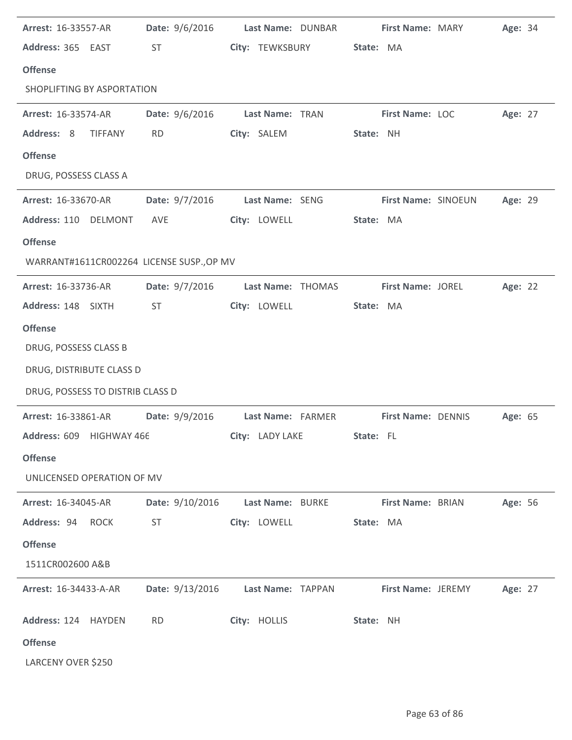**Arrest:** 16-33557-AR **Date:** 9/6/2016 **Last Name:** DUNBAR **First Name:** MARY **Age:** 34
**Address:** 365 EAST ST **City:** TEWKSBURY **State:** MA

**Offense**

SHOPLIFTING BY ASPORTATION

---

**Arrest:** 16-33574-AR **Date:** 9/6/2016 **Last Name:** TRAN **First Name:** LOC **Age:** 27
**Address:** 8 TIFFANY RD **City:** SALEM **State:** NH

**Offense**

DRUG, POSSESS CLASS A

---

**Arrest:** 16-33670-AR **Date:** 9/7/2016 **Last Name:** SENG **First Name:** SINOEUN **Age:** 29
**Address:** 110 DELMONT AVE **City:** LOWELL **State:** MA

**Offense**

WARRANT#1611CR002264 LICENSE SUSP.,OP MV

---

**Arrest:** 16-33736-AR **Date:** 9/7/2016 **Last Name:** THOMAS **First Name:** JOREL **Age:** 22
**Address:** 148 SIXTH ST **City:** LOWELL **State:** MA

**Offense**

DRUG, POSSESS CLASS B

DRUG, DISTRIBUTE CLASS D

DRUG, POSSESS TO DISTRIB CLASS D

---

**Arrest:** 16-33861-AR **Date:** 9/9/2016 **Last Name:** FARMER **First Name:** DENNIS **Age:** 65
**Address:** 609 HIGHWAY 466 **City:** LADY LAKE **State:** FL

**Offense**

UNLICENSED OPERATION OF MV

---

**Arrest:** 16-34045-AR **Date:** 9/10/2016 **Last Name:** BURKE **First Name:** BRIAN **Age:** 56
**Address:** 94 ROCK ST **City:** LOWELL **State:** MA

**Offense**

1511CR002600 A&B

---

**Arrest:** 16-34433-A-AR **Date:** 9/13/2016 **Last Name:** TAPPAN **First Name:** JEREMY **Age:** 27
**Address:** 124 HAYDEN RD **City:** HOLLIS **State:** NH

**Offense**

LARCENY OVER $250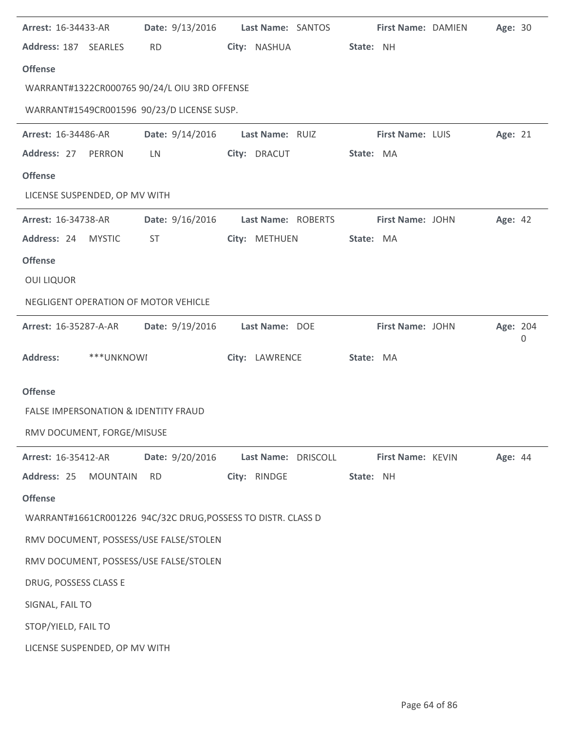**Arrest:** 16-34433-AR **Date:** 9/13/2016 **Last Name:** SANTOS **First Name:** DAMIEN **Age:** 30

**Address:** 187 SEARLES RD **City:** NASHUA **State:** NH

**Offense**

WARRANT#1322CR000765 90/24/L OIU 3RD OFFENSE

WARRANT#1549CR001596 90/23/D LICENSE SUSP.

---

**Arrest:** 16-34486-AR **Date:** 9/14/2016 **Last Name:** RUIZ **First Name:** LUIS **Age:** 21

**Address:** 27 PERRON LN **City:** DRACUT **State:** MA

**Offense**

LICENSE SUSPENDED, OP MV WITH

---

**Arrest:** 16-34738-AR **Date:** 9/16/2016 **Last Name:** ROBERTS **First Name:** JOHN **Age:** 42

**Address:** 24 MYSTIC ST **City:** METHUEN **State:** MA

**Offense**

OUI LIQUOR

NEGLIGENT OPERATION OF MOTOR VEHICLE

---

**Arrest:** 16-35287-A-AR **Date:** 9/19/2016 **Last Name:** DOE **First Name:** JOHN **Age:** 2040

**Address:** ***UNKNOWI **City:** LAWRENCE **State:** MA

**Offense**

FALSE IMPERSONATION & IDENTITY FRAUD

RMV DOCUMENT, FORGE/MISUSE

---

**Arrest:** 16-35412-AR **Date:** 9/20/2016 **Last Name:** DRISCOLL **First Name:** KEVIN **Age:** 44

**Address:** 25 MOUNTAIN RD **City:** RINDGE **State:** NH

**Offense**

WARRANT#1661CR001226 94C/32C DRUG,POSSESS TO DISTR. CLASS D

RMV DOCUMENT, POSSESS/USE FALSE/STOLEN

RMV DOCUMENT, POSSESS/USE FALSE/STOLEN

DRUG, POSSESS CLASS E

SIGNAL, FAIL TO

STOP/YIELD, FAIL TO

LICENSE SUSPENDED, OP MV WITH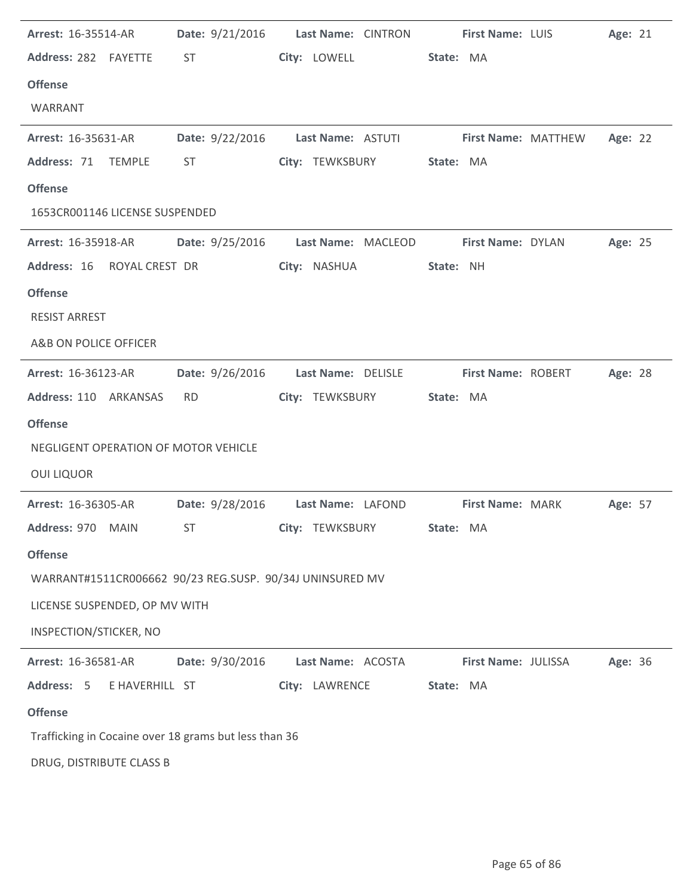**Arrest:** 16-35514-AR **Date:** 9/21/2016 **Last Name:** CINTRON **First Name:** LUIS **Age:** 21

**Address:** 282 FAYETTE ST **City:** LOWELL **State:** MA

**Offense**

WARRANT

---

**Arrest:** 16-35631-AR **Date:** 9/22/2016 **Last Name:** ASTUTI **First Name:** MATTHEW **Age:** 22

**Address:** 71 TEMPLE ST **City:** TEWKSBURY **State:** MA

**Offense**

1653CR001146 LICENSE SUSPENDED

---

**Arrest:** 16-35918-AR **Date:** 9/25/2016 **Last Name:** MACLEOD **First Name:** DYLAN **Age:** 25

**Address:** 16 ROYAL CREST DR **City:** NASHUA **State:** NH

**Offense**

RESIST ARREST

A&B ON POLICE OFFICER

---

**Arrest:** 16-36123-AR **Date:** 9/26/2016 **Last Name:** DELISLE **First Name:** ROBERT **Age:** 28

**Address:** 110 ARKANSAS RD **City:** TEWKSBURY **State:** MA

**Offense**

NEGLIGENT OPERATION OF MOTOR VEHICLE

OUI LIQUOR

---

**Arrest:** 16-36305-AR **Date:** 9/28/2016 **Last Name:** LAFOND **First Name:** MARK **Age:** 57

**Address:** 970 MAIN ST **City:** TEWKSBURY **State:** MA

**Offense**

WARRANT#1511CR006662 90/23 REG.SUSP. 90/34J UNINSURED MV

LICENSE SUSPENDED, OP MV WITH

INSPECTION/STICKER, NO

---

**Arrest:** 16-36581-AR **Date:** 9/30/2016 **Last Name:** ACOSTA **First Name:** JULISSA **Age:** 36

**Address:** 5 E HAVERHILL ST **City:** LAWRENCE **State:** MA

**Offense**

Trafficking in Cocaine over 18 grams but less than 36

DRUG, DISTRIBUTE CLASS B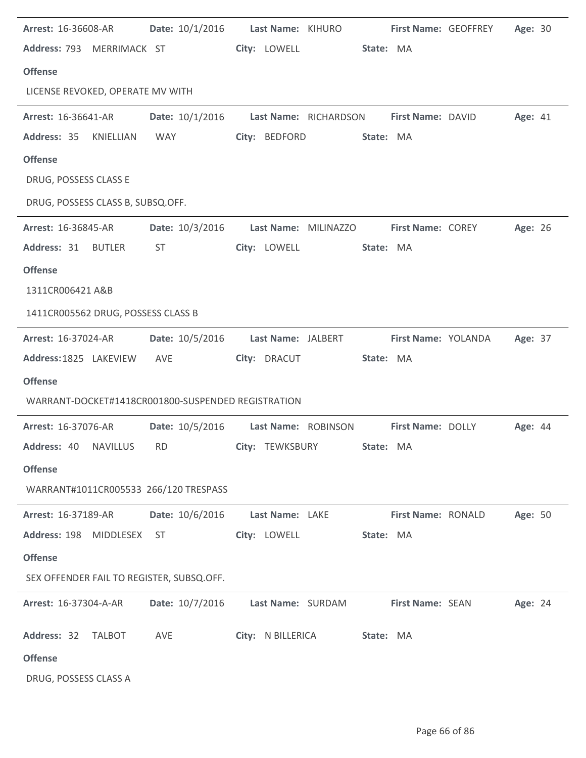**Arrest:** 16-36608-AR **Date:** 10/1/2016 **Last Name:** KIHURO **First Name:** GEOFFREY **Age:** 30

**Address:** 793 MERRIMACK ST **City:** LOWELL **State:** MA

**Offense**

LICENSE REVOKED, OPERATE MV WITH

---

**Arrest:** 16-36641-AR **Date:** 10/1/2016 **Last Name:** RICHARDSON **First Name:** DAVID **Age:** 41

**Address:** 35 KNIELLIAN WAY **City:** BEDFORD **State:** MA

**Offense**

DRUG, POSSESS CLASS E

DRUG, POSSESS CLASS B, SUBSQ.OFF.

---

**Arrest:** 16-36845-AR **Date:** 10/3/2016 **Last Name:** MILINAZZO **First Name:** COREY **Age:** 26

**Address:** 31 BUTLER ST **City:** LOWELL **State:** MA

**Offense**

1311CR006421 A&B

1411CR005562 DRUG, POSSESS CLASS B

---

**Arrest:** 16-37024-AR **Date:** 10/5/2016 **Last Name:** JALBERT **First Name:** YOLANDA **Age:** 37

**Address:** 1825 LAKEVIEW AVE **City:** DRACUT **State:** MA

**Offense**

WARRANT-DOCKET#1418CR001800-SUSPENDED REGISTRATION

---

**Arrest:** 16-37076-AR **Date:** 10/5/2016 **Last Name:** ROBINSON **First Name:** DOLLY **Age:** 44

**Address:** 40 NAVILLUS RD **City:** TEWKSBURY **State:** MA

**Offense**

WARRANT#1011CR005533 266/120 TRESPASS

---

**Arrest:** 16-37189-AR **Date:** 10/6/2016 **Last Name:** LAKE **First Name:** RONALD **Age:** 50

**Address:** 198 MIDDLESEX ST **City:** LOWELL **State:** MA

**Offense**

SEX OFFENDER FAIL TO REGISTER, SUBSQ.OFF.

---

**Arrest:** 16-37304-A-AR **Date:** 10/7/2016 **Last Name:** SURDAM **First Name:** SEAN **Age:** 24

**Address:** 32 TALBOT AVE **City:** N BILLERICA **State:** MA

**Offense**

DRUG, POSSESS CLASS A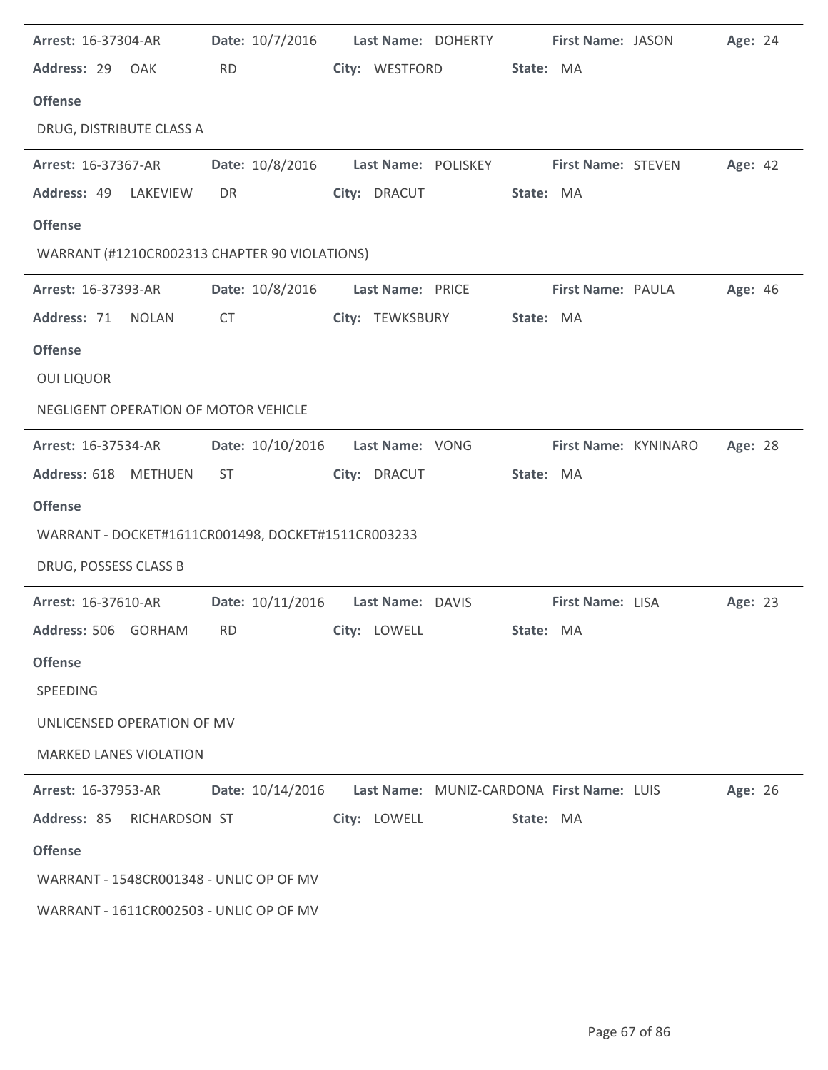**Arrest:** 16-37304-AR **Date:** 10/7/2016 **Last Name:** DOHERTY **First Name:** JASON **Age:** 24

**Address:** 29 OAK RD **City:** WESTFORD **State:** MA

**Offense**

DRUG, DISTRIBUTE CLASS A

---

**Arrest:** 16-37367-AR **Date:** 10/8/2016 **Last Name:** POLISKEY **First Name:** STEVEN **Age:** 42

**Address:** 49 LAKEVIEW DR **City:** DRACUT **State:** MA

**Offense**

WARRANT (#1210CR002313 CHAPTER 90 VIOLATIONS)

---

**Arrest:** 16-37393-AR **Date:** 10/8/2016 **Last Name:** PRICE **First Name:** PAULA **Age:** 46

**Address:** 71 NOLAN CT **City:** TEWKSBURY **State:** MA

**Offense**

OUI LIQUOR

NEGLIGENT OPERATION OF MOTOR VEHICLE

---

**Arrest:** 16-37534-AR **Date:** 10/10/2016 **Last Name:** VONG **First Name:** KYNINARO **Age:** 28

**Address:** 618 METHUEN ST **City:** DRACUT **State:** MA

**Offense**

WARRANT - DOCKET#1611CR001498, DOCKET#1511CR003233

DRUG, POSSESS CLASS B

---

**Arrest:** 16-37610-AR **Date:** 10/11/2016 **Last Name:** DAVIS **First Name:** LISA **Age:** 23

**Address:** 506 GORHAM RD **City:** LOWELL **State:** MA

**Offense**

SPEEDING

UNLICENSED OPERATION OF MV

MARKED LANES VIOLATION

---

**Arrest:** 16-37953-AR **Date:** 10/14/2016 **Last Name:** MUNIZ-CARDONA **First Name:** LUIS **Age:** 26

**Address:** 85 RICHARDSON ST **City:** LOWELL **State:** MA

**Offense**

WARRANT - 1548CR001348 - UNLIC OP OF MV

WARRANT - 1611CR002503 - UNLIC OP OF MV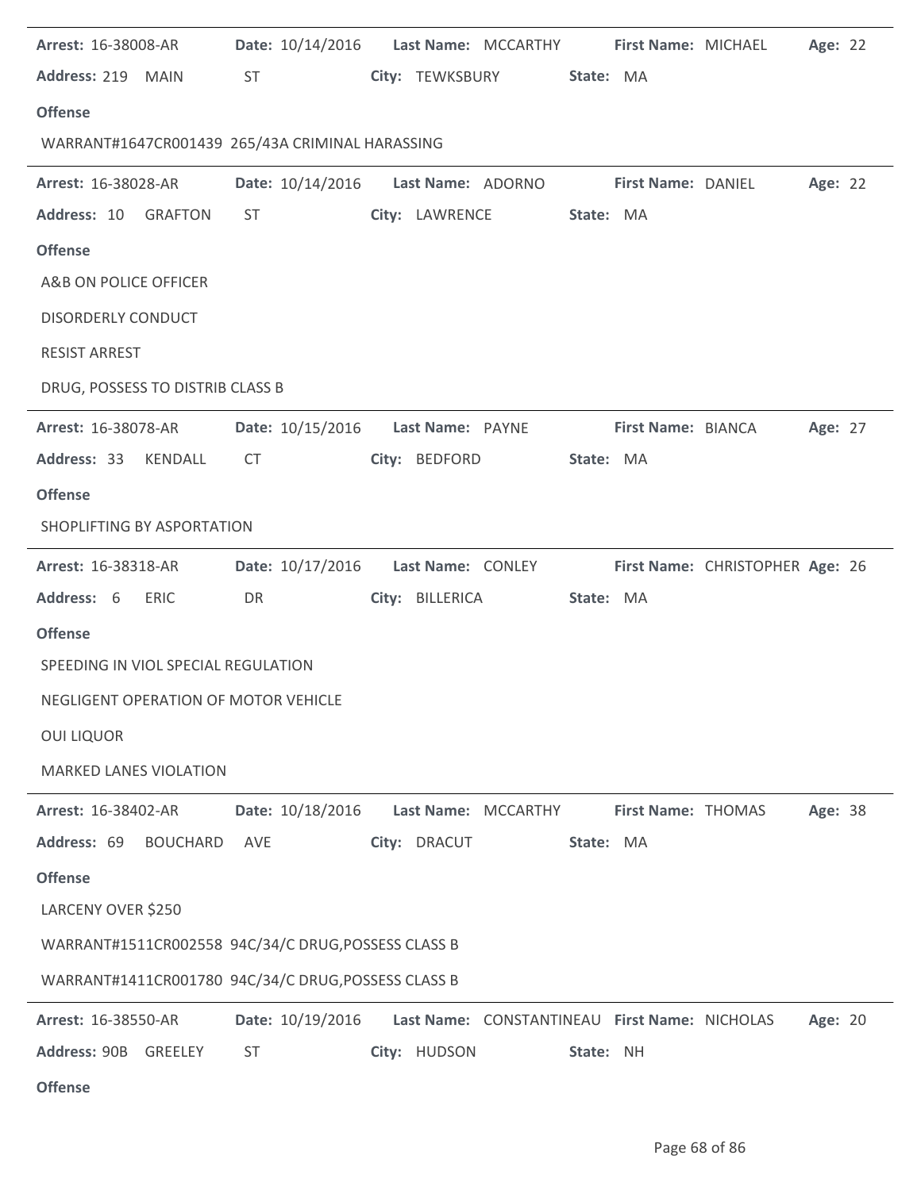**Arrest:** 16-38008-AR **Date:** 10/14/2016 **Last Name:** MCCARTHY **First Name:** MICHAEL **Age:** 22

**Address:** 219 MAIN ST **City:** TEWKSBURY **State:** MA

**Offense**

WARRANT#1647CR001439 265/43A CRIMINAL HARASSING

---

**Arrest:** 16-38028-AR **Date:** 10/14/2016 **Last Name:** ADORNO **First Name:** DANIEL **Age:** 22

**Address:** 10 GRAFTON ST **City:** LAWRENCE **State:** MA

**Offense**

A&B ON POLICE OFFICER

DISORDERLY CONDUCT

RESIST ARREST

DRUG, POSSESS TO DISTRIB CLASS B

---

**Arrest:** 16-38078-AR **Date:** 10/15/2016 **Last Name:** PAYNE **First Name:** BIANCA **Age:** 27

**Address:** 33 KENDALL CT **City:** BEDFORD **State:** MA

**Offense**

SHOPLIFTING BY ASPORTATION

---

**Arrest:** 16-38318-AR **Date:** 10/17/2016 **Last Name:** CONLEY **First Name:** CHRISTOPHER **Age:** 26

**Address:** 6 ERIC DR **City:** BILLERICA **State:** MA

**Offense**

SPEEDING IN VIOL SPECIAL REGULATION

NEGLIGENT OPERATION OF MOTOR VEHICLE

OUI LIQUOR

MARKED LANES VIOLATION

---

**Arrest:** 16-38402-AR **Date:** 10/18/2016 **Last Name:** MCCARTHY **First Name:** THOMAS **Age:** 38

**Address:** 69 BOUCHARD AVE **City:** DRACUT **State:** MA

**Offense**

LARCENY OVER $250

WARRANT#1511CR002558 94C/34/C DRUG,POSSESS CLASS B

WARRANT#1411CR001780 94C/34/C DRUG,POSSESS CLASS B

---

**Arrest:** 16-38550-AR **Date:** 10/19/2016 **Last Name:** CONSTANTINEAU **First Name:** NICHOLAS **Age:** 20

**Address:** 90B GREELEY ST **City:** HUDSON **State:** NH

**Offense**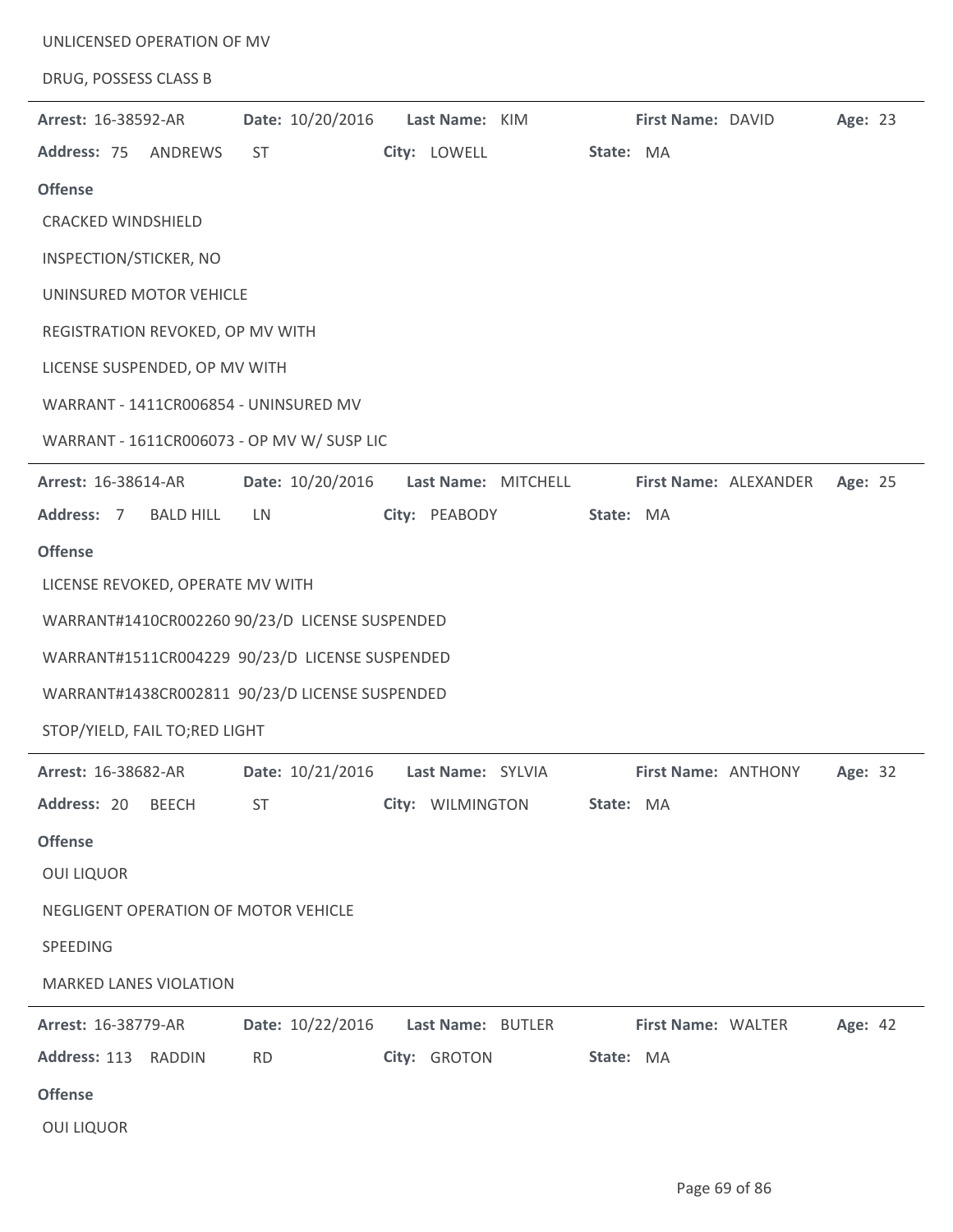UNLICENSED OPERATION OF MV

DRUG, POSSESS CLASS B

---

**Arrest:** 16-38592-AR **Date:** 10/20/2016 **Last Name:** KIM **First Name:** DAVID **Age:** 23

**Address:** 75 ANDREWS ST **City:** LOWELL **State:** MA

**Offense**

CRACKED WINDSHIELD

INSPECTION/STICKER, NO

UNINSURED MOTOR VEHICLE

REGISTRATION REVOKED, OP MV WITH

LICENSE SUSPENDED, OP MV WITH

WARRANT - 1411CR006854 - UNINSURED MV

WARRANT - 1611CR006073 - OP MV W/ SUSP LIC

---

**Arrest:** 16-38614-AR **Date:** 10/20/2016 **Last Name:** MITCHELL **First Name:** ALEXANDER **Age:** 25

**Address:** 7 BALD HILL LN **City:** PEABODY **State:** MA

**Offense**

LICENSE REVOKED, OPERATE MV WITH

WARRANT#1410CR002260 90/23/D LICENSE SUSPENDED

WARRANT#1511CR004229 90/23/D LICENSE SUSPENDED

WARRANT#1438CR002811 90/23/D LICENSE SUSPENDED

STOP/YIELD, FAIL TO;RED LIGHT

---

**Arrest:** 16-38682-AR **Date:** 10/21/2016 **Last Name:** SYLVIA **First Name:** ANTHONY **Age:** 32

**Address:** 20 BEECH ST **City:** WILMINGTON **State:** MA

**Offense**

OUI LIQUOR

NEGLIGENT OPERATION OF MOTOR VEHICLE

SPEEDING

MARKED LANES VIOLATION

---

**Arrest:** 16-38779-AR **Date:** 10/22/2016 **Last Name:** BUTLER **First Name:** WALTER **Age:** 42

**Address:** 113 RADDIN RD **City:** GROTON **State:** MA

**Offense**

OUI LIQUOR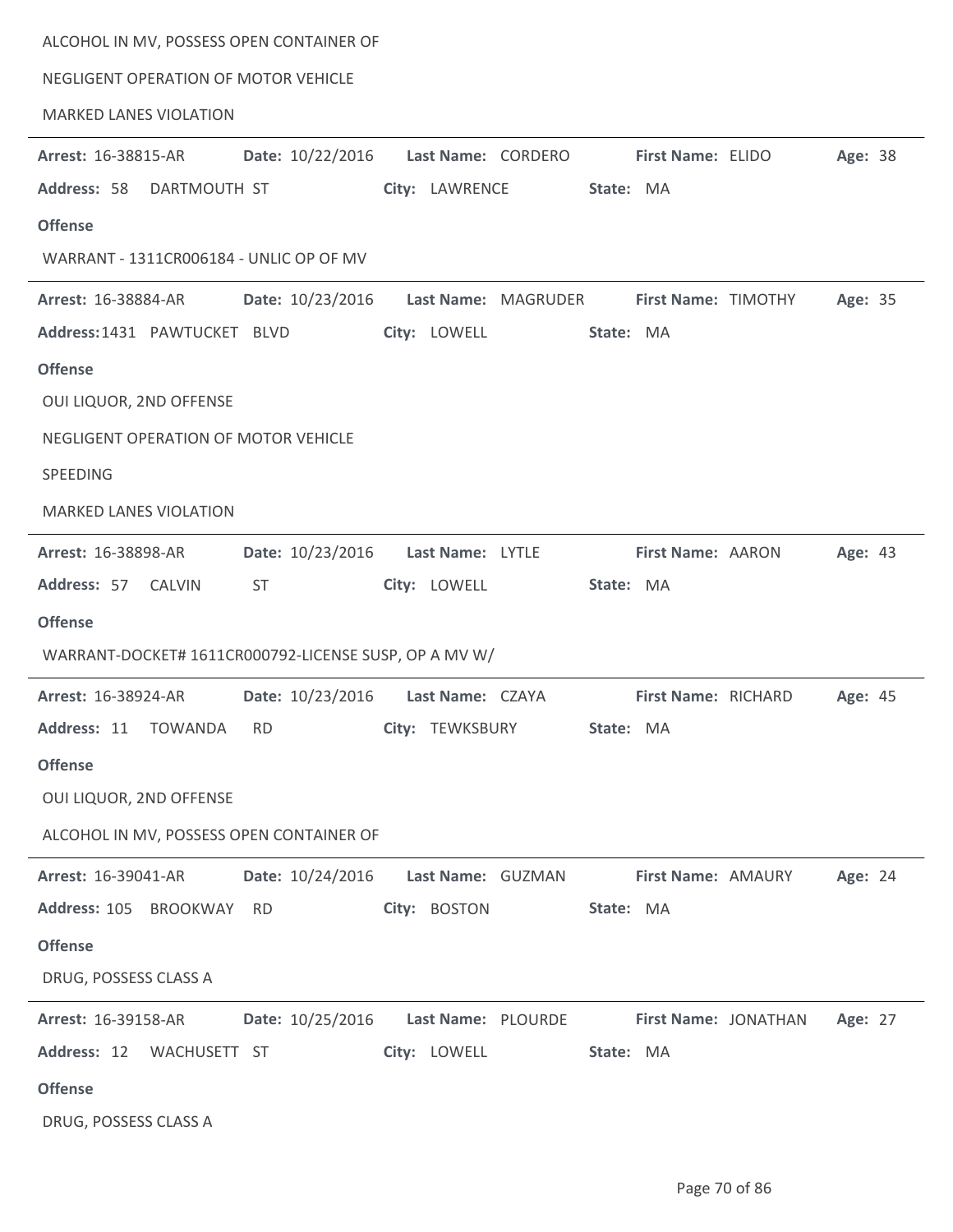ALCOHOL IN MV, POSSESS OPEN CONTAINER OF

NEGLIGENT OPERATION OF MOTOR VEHICLE

MARKED LANES VIOLATION

---

**Arrest:** 16-38815-AR **Date:** 10/22/2016 **Last Name:** CORDERO **First Name:** ELIDO **Age:** 38

**Address:** 58 DARTMOUTH ST **City:** LAWRENCE **State:** MA

**Offense**

WARRANT - 1311CR006184 - UNLIC OP OF MV

---

**Arrest:** 16-38884-AR **Date:** 10/23/2016 **Last Name:** MAGRUDER **First Name:** TIMOTHY **Age:** 35

**Address:** 1431 PAWTUCKET BLVD **City:** LOWELL **State:** MA

**Offense**

OUI LIQUOR, 2ND OFFENSE

NEGLIGENT OPERATION OF MOTOR VEHICLE

SPEEDING

MARKED LANES VIOLATION

---

**Arrest:** 16-38898-AR **Date:** 10/23/2016 **Last Name:** LYTLE **First Name:** AARON **Age:** 43

**Address:** 57 CALVIN ST **City:** LOWELL **State:** MA

**Offense**

WARRANT-DOCKET# 1611CR000792-LICENSE SUSP, OP A MV W/

---

**Arrest:** 16-38924-AR **Date:** 10/23/2016 **Last Name:** CZAYA **First Name:** RICHARD **Age:** 45

**Address:** 11 TOWANDA RD **City:** TEWKSBURY **State:** MA

**Offense**

OUI LIQUOR, 2ND OFFENSE

ALCOHOL IN MV, POSSESS OPEN CONTAINER OF

---

**Arrest:** 16-39041-AR **Date:** 10/24/2016 **Last Name:** GUZMAN **First Name:** AMAURY **Age:** 24

**Address:** 105 BROOKWAY RD **City:** BOSTON **State:** MA

**Offense**

DRUG, POSSESS CLASS A

---

**Arrest:** 16-39158-AR **Date:** 10/25/2016 **Last Name:** PLOURDE **First Name:** JONATHAN **Age:** 27

**Address:** 12 WACHUSETT ST **City:** LOWELL **State:** MA

**Offense**

DRUG, POSSESS CLASS A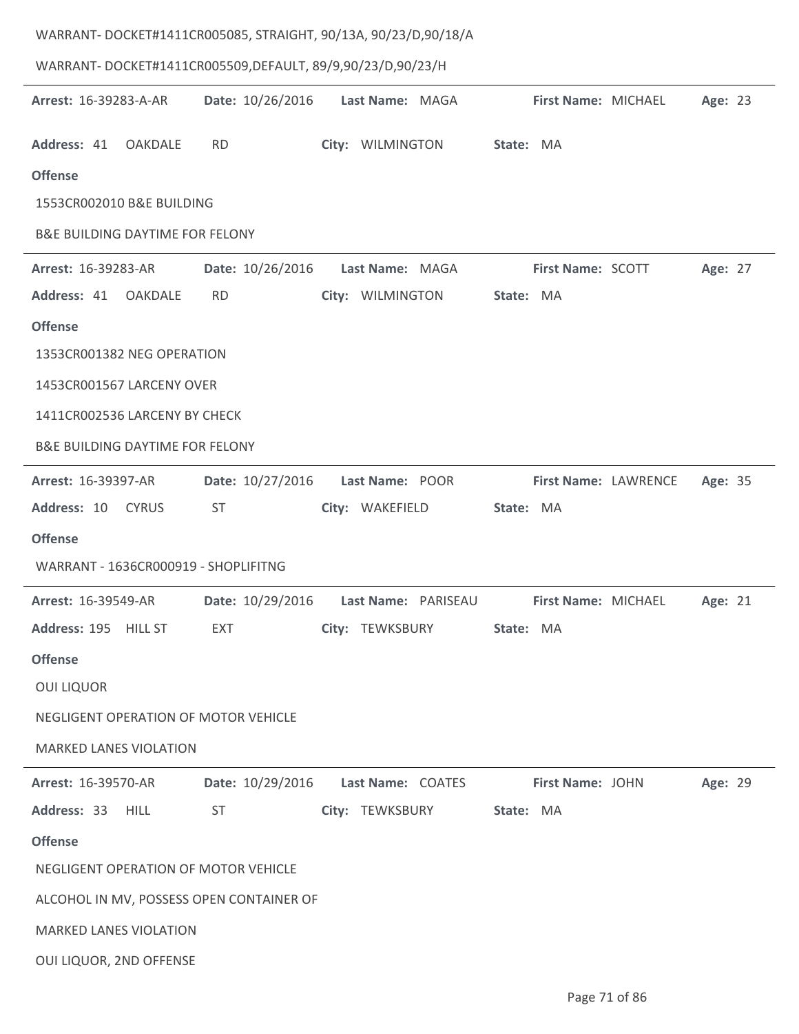WARRANT- DOCKET#1411CR005085, STRAIGHT, 90/13A, 90/23/D,90/18/A

WARRANT- DOCKET#1411CR005509,DEFAULT, 89/9,90/23/D,90/23/H

---

**Arrest:** 16-39283-A-AR **Date:** 10/26/2016 **Last Name:** MAGA **First Name:** MICHAEL **Age:** 23

**Address:** 41 OAKDALE RD **City:** WILMINGTON **State:** MA

**Offense**

1553CR002010 B&E BUILDING

B&E BUILDING DAYTIME FOR FELONY

---

**Arrest:** 16-39283-AR **Date:** 10/26/2016 **Last Name:** MAGA **First Name:** SCOTT **Age:** 27

**Address:** 41 OAKDALE RD **City:** WILMINGTON **State:** MA

**Offense**

1353CR001382 NEG OPERATION

1453CR001567 LARCENY OVER

1411CR002536 LARCENY BY CHECK

B&E BUILDING DAYTIME FOR FELONY

---

**Arrest:** 16-39397-AR **Date:** 10/27/2016 **Last Name:** POOR **First Name:** LAWRENCE **Age:** 35

**Address:** 10 CYRUS ST **City:** WAKEFIELD **State:** MA

**Offense**

WARRANT - 1636CR000919 - SHOPLIFITNG

---

**Arrest:** 16-39549-AR **Date:** 10/29/2016 **Last Name:** PARISEAU **First Name:** MICHAEL **Age:** 21

**Address:** 195 HILL ST EXT **City:** TEWKSBURY **State:** MA

**Offense**

OUI LIQUOR

NEGLIGENT OPERATION OF MOTOR VEHICLE

MARKED LANES VIOLATION

---

**Arrest:** 16-39570-AR **Date:** 10/29/2016 **Last Name:** COATES **First Name:** JOHN **Age:** 29

**Address:** 33 HILL ST **City:** TEWKSBURY **State:** MA

**Offense**

NEGLIGENT OPERATION OF MOTOR VEHICLE

ALCOHOL IN MV, POSSESS OPEN CONTAINER OF

MARKED LANES VIOLATION

OUI LIQUOR, 2ND OFFENSE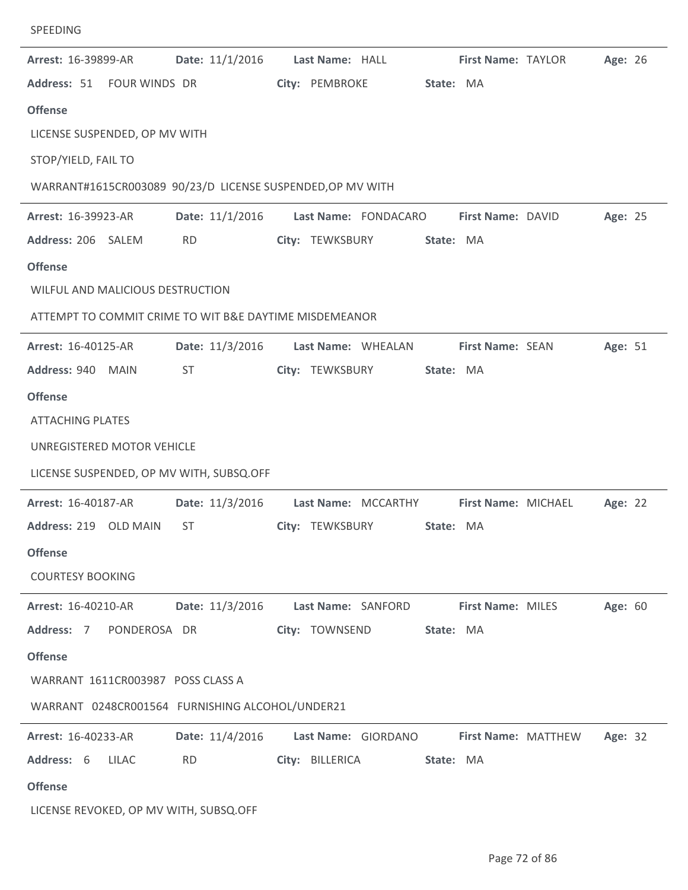SPEEDING

---

**Arrest:** 16-39899-AR **Date:** 11/1/2016 **Last Name:** HALL **First Name:** TAYLOR **Age:** 26

**Address:** 51 FOUR WINDS DR **City:** PEMBROKE **State:** MA

**Offense**

LICENSE SUSPENDED, OP MV WITH

STOP/YIELD, FAIL TO

WARRANT#1615CR003089 90/23/D LICENSE SUSPENDED,OP MV WITH

---

**Arrest:** 16-39923-AR **Date:** 11/1/2016 **Last Name:** FONDACARO **First Name:** DAVID **Age:** 25

**Address:** 206 SALEM RD **City:** TEWKSBURY **State:** MA

**Offense**

WILFUL AND MALICIOUS DESTRUCTION

ATTEMPT TO COMMIT CRIME TO WIT B&E DAYTIME MISDEMEANOR

---

**Arrest:** 16-40125-AR **Date:** 11/3/2016 **Last Name:** WHEALAN **First Name:** SEAN **Age:** 51

**Address:** 940 MAIN ST **City:** TEWKSBURY **State:** MA

**Offense**

ATTACHING PLATES

UNREGISTERED MOTOR VEHICLE

LICENSE SUSPENDED, OP MV WITH, SUBSQ.OFF

---

**Arrest:** 16-40187-AR **Date:** 11/3/2016 **Last Name:** MCCARTHY **First Name:** MICHAEL **Age:** 22

**Address:** 219 OLD MAIN ST **City:** TEWKSBURY **State:** MA

**Offense**

COURTESY BOOKING

---

**Arrest:** 16-40210-AR **Date:** 11/3/2016 **Last Name:** SANFORD **First Name:** MILES **Age:** 60

**Address:** 7 PONDEROSA DR **City:** TOWNSEND **State:** MA

**Offense**

WARRANT 1611CR003987 POSS CLASS A

WARRANT 0248CR001564 FURNISHING ALCOHOL/UNDER21

---

**Arrest:** 16-40233-AR **Date:** 11/4/2016 **Last Name:** GIORDANO **First Name:** MATTHEW **Age:** 32

**Address:** 6 LILAC RD **City:** BILLERICA **State:** MA

**Offense**

LICENSE REVOKED, OP MV WITH, SUBSQ.OFF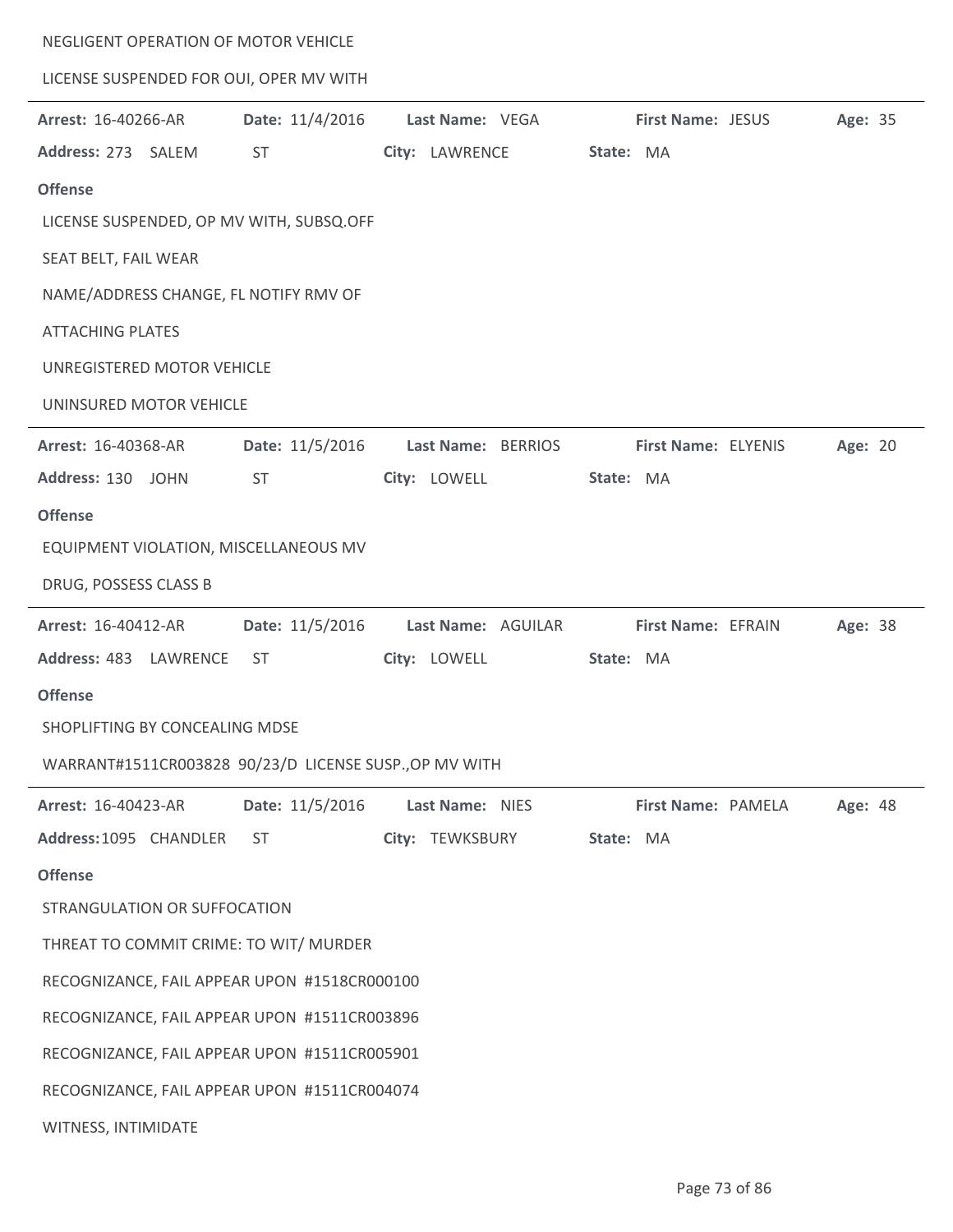NEGLIGENT OPERATION OF MOTOR VEHICLE

LICENSE SUSPENDED FOR OUI, OPER MV WITH

---

**Arrest:** 16-40266-AR **Date:** 11/4/2016 **Last Name:** VEGA **First Name:** JESUS **Age:** 35

**Address:** 273 SALEM ST **City:** LAWRENCE **State:** MA

**Offense**

LICENSE SUSPENDED, OP MV WITH, SUBSQ.OFF

SEAT BELT, FAIL WEAR

NAME/ADDRESS CHANGE, FL NOTIFY RMV OF

ATTACHING PLATES

UNREGISTERED MOTOR VEHICLE

UNINSURED MOTOR VEHICLE

---

**Arrest:** 16-40368-AR **Date:** 11/5/2016 **Last Name:** BERRIOS **First Name:** ELYENIS **Age:** 20

**Address:** 130 JOHN ST **City:** LOWELL **State:** MA

**Offense**

EQUIPMENT VIOLATION, MISCELLANEOUS MV

DRUG, POSSESS CLASS B

---

**Arrest:** 16-40412-AR **Date:** 11/5/2016 **Last Name:** AGUILAR **First Name:** EFRAIN **Age:** 38

**Address:** 483 LAWRENCE ST **City:** LOWELL **State:** MA

**Offense**

SHOPLIFTING BY CONCEALING MDSE

WARRANT#1511CR003828 90/23/D LICENSE SUSP.,OP MV WITH

---

**Arrest:** 16-40423-AR **Date:** 11/5/2016 **Last Name:** NIES **First Name:** PAMELA **Age:** 48

**Address:** 1095 CHANDLER ST **City:** TEWKSBURY **State:** MA

**Offense**

STRANGULATION OR SUFFOCATION

THREAT TO COMMIT CRIME: TO WIT/ MURDER

RECOGNIZANCE, FAIL APPEAR UPON #1518CR000100

RECOGNIZANCE, FAIL APPEAR UPON #1511CR003896

RECOGNIZANCE, FAIL APPEAR UPON #1511CR005901

RECOGNIZANCE, FAIL APPEAR UPON #1511CR004074

WITNESS, INTIMIDATE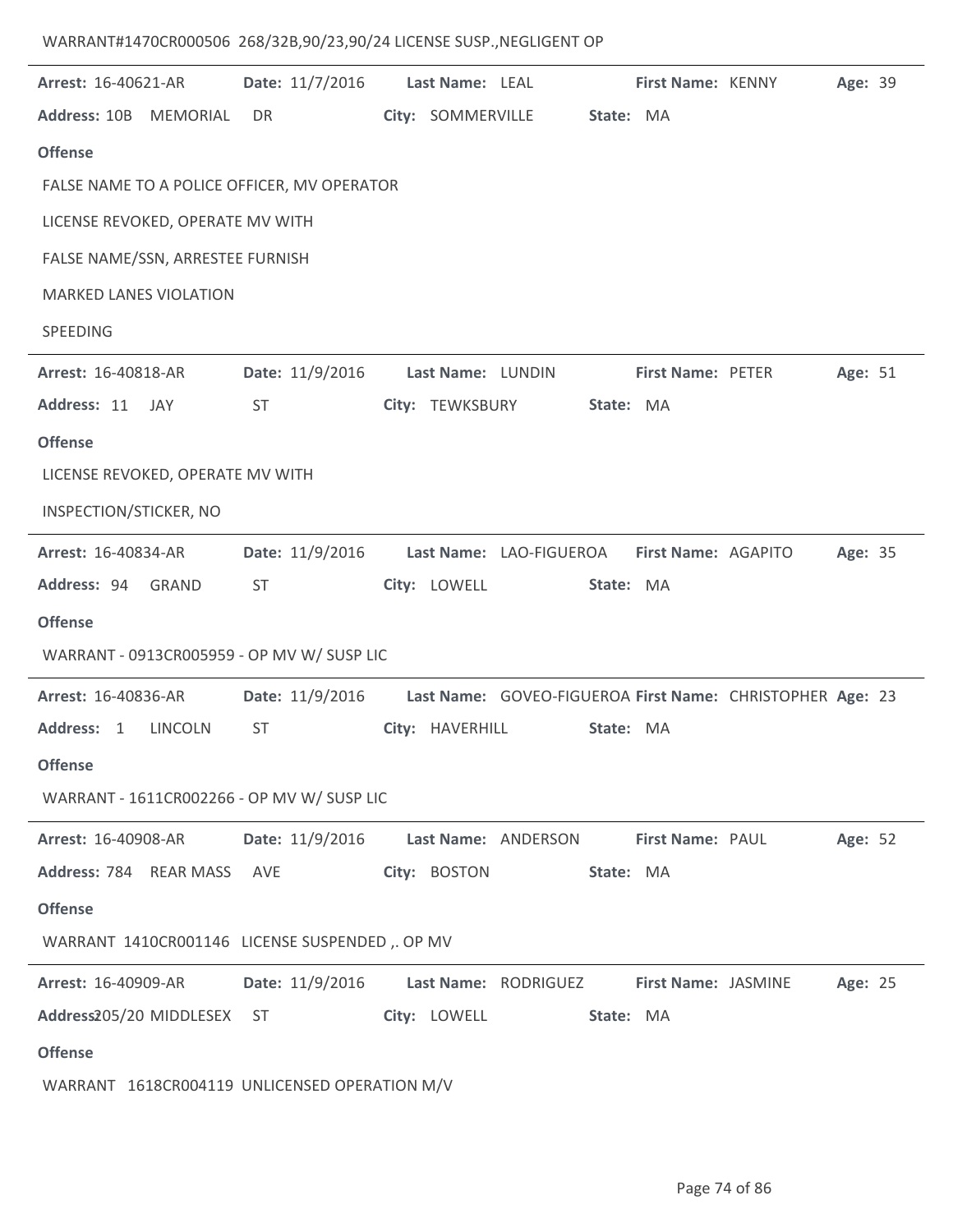WARRANT#1470CR000506 268/32B,90/23,90/24 LICENSE SUSP.,NEGLIGENT OP

---

**Arrest:** 16-40621-AR **Date:** 11/7/2016 **Last Name:** LEAL **First Name:** KENNY **Age:** 39

**Address:** 10B MEMORIAL DR **City:** SOMMERVILLE **State:** MA

**Offense**

FALSE NAME TO A POLICE OFFICER, MV OPERATOR

LICENSE REVOKED, OPERATE MV WITH

FALSE NAME/SSN, ARRESTEE FURNISH

MARKED LANES VIOLATION

SPEEDING

---

**Arrest:** 16-40818-AR **Date:** 11/9/2016 **Last Name:** LUNDIN **First Name:** PETER **Age:** 51

**Address:** 11 JAY ST **City:** TEWKSBURY **State:** MA

**Offense**

LICENSE REVOKED, OPERATE MV WITH

INSPECTION/STICKER, NO

---

**Arrest:** 16-40834-AR **Date:** 11/9/2016 **Last Name:** LAO-FIGUEROA **First Name:** AGAPITO **Age:** 35

**Address:** 94 GRAND ST **City:** LOWELL **State:** MA

**Offense**

WARRANT - 0913CR005959 - OP MV W/ SUSP LIC

---

**Arrest:** 16-40836-AR **Date:** 11/9/2016 **Last Name:** GOVEO-FIGUEROA **First Name:** CHRISTOPHER **Age:** 23

**Address:** 1 LINCOLN ST **City:** HAVERHILL **State:** MA

**Offense**

WARRANT - 1611CR002266 - OP MV W/ SUSP LIC

---

**Arrest:** 16-40908-AR **Date:** 11/9/2016 **Last Name:** ANDERSON **First Name:** PAUL **Age:** 52

**Address:** 784 REAR MASS AVE **City:** BOSTON **State:** MA

**Offense**

WARRANT 1410CR001146 LICENSE SUSPENDED ,. OP MV

---

**Arrest:** 16-40909-AR **Date:** 11/9/2016 **Last Name:** RODRIGUEZ **First Name:** JASMINE **Age:** 25

**Address:** 205/20 MIDDLESEX ST **City:** LOWELL **State:** MA

**Offense**

WARRANT 1618CR004119 UNLICENSED OPERATION M/V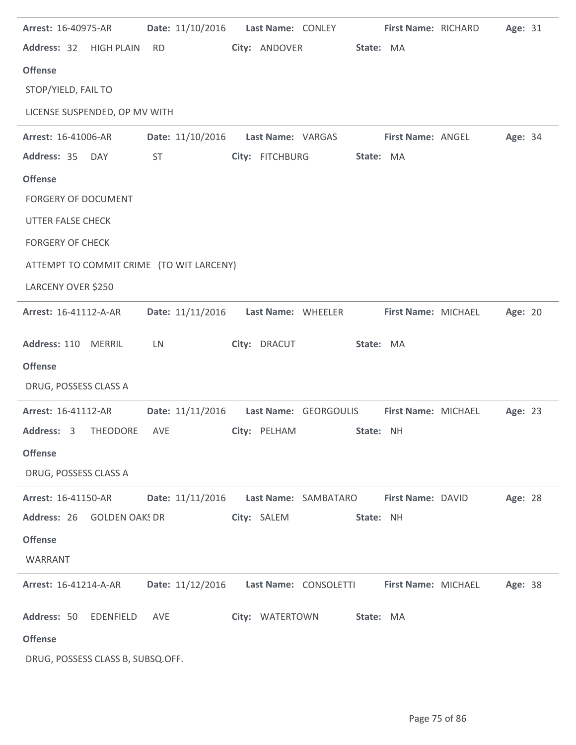**Arrest:** 16-40975-AR **Date:** 11/10/2016 **Last Name:** CONLEY **First Name:** RICHARD **Age:** 31

**Address:** 32 HIGH PLAIN RD **City:** ANDOVER **State:** MA

**Offense**

STOP/YIELD, FAIL TO

LICENSE SUSPENDED, OP MV WITH

---

**Arrest:** 16-41006-AR **Date:** 11/10/2016 **Last Name:** VARGAS **First Name:** ANGEL **Age:** 34

**Address:** 35 DAY ST **City:** FITCHBURG **State:** MA

**Offense**

FORGERY OF DOCUMENT

UTTER FALSE CHECK

FORGERY OF CHECK

ATTEMPT TO COMMIT CRIME (TO WIT LARCENY)

LARCENY OVER $250

---

**Arrest:** 16-41112-A-AR **Date:** 11/11/2016 **Last Name:** WHEELER **First Name:** MICHAEL **Age:** 20

**Address:** 110 MERRIL LN **City:** DRACUT **State:** MA

**Offense**

DRUG, POSSESS CLASS A

---

**Arrest:** 16-41112-AR **Date:** 11/11/2016 **Last Name:** GEORGOULIS **First Name:** MICHAEL **Age:** 23

**Address:** 3 THEODORE AVE **City:** PELHAM **State:** NH

**Offense**

DRUG, POSSESS CLASS A

---

**Arrest:** 16-41150-AR **Date:** 11/11/2016 **Last Name:** SAMBATARO **First Name:** DAVID **Age:** 28

**Address:** 26 GOLDEN OAKS DR **City:** SALEM **State:** NH

**Offense**

WARRANT

---

**Arrest:** 16-41214-A-AR **Date:** 11/12/2016 **Last Name:** CONSOLETTI **First Name:** MICHAEL **Age:** 38

**Address:** 50 EDENFIELD AVE **City:** WATERTOWN **State:** MA

**Offense**

DRUG, POSSESS CLASS B, SUBSQ.OFF.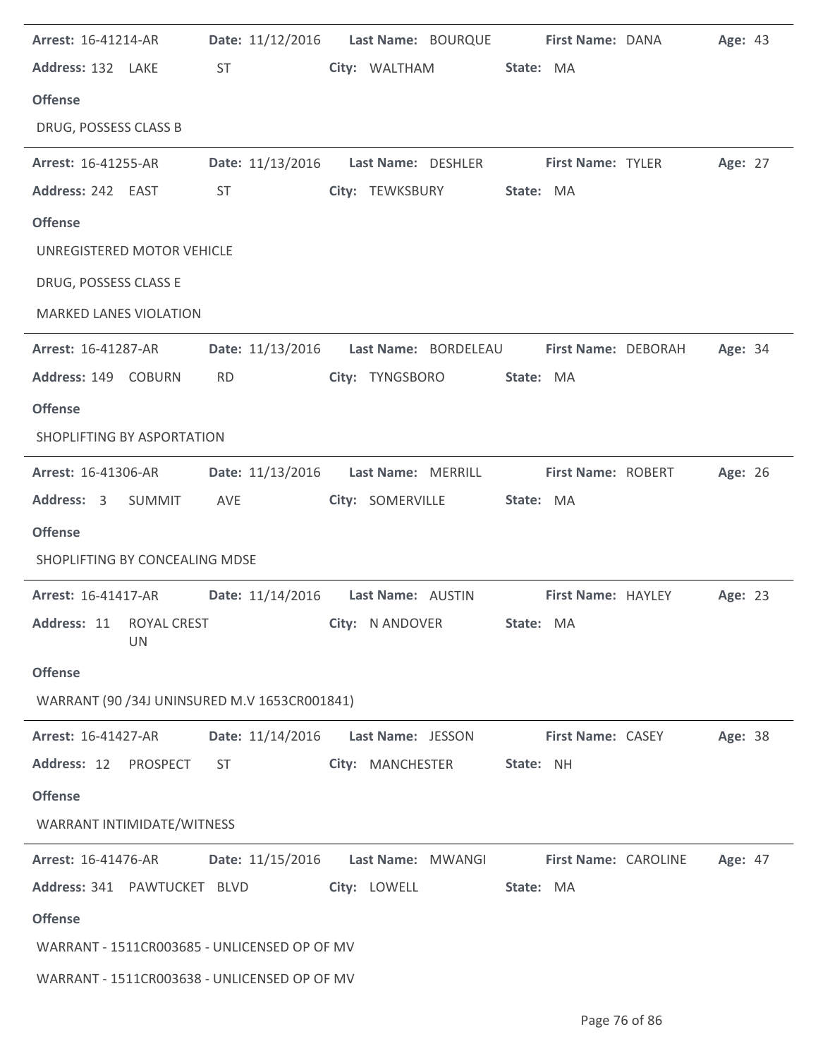**Arrest:** 16-41214-AR **Date:** 11/12/2016 **Last Name:** BOURQUE **First Name:** DANA **Age:** 43

**Address:** 132 LAKE ST **City:** WALTHAM **State:** MA

**Offense**

DRUG, POSSESS CLASS B

---

**Arrest:** 16-41255-AR **Date:** 11/13/2016 **Last Name:** DESHLER **First Name:** TYLER **Age:** 27

**Address:** 242 EAST ST **City:** TEWKSBURY **State:** MA

**Offense**

UNREGISTERED MOTOR VEHICLE

DRUG, POSSESS CLASS E

MARKED LANES VIOLATION

---

**Arrest:** 16-41287-AR **Date:** 11/13/2016 **Last Name:** BORDELEAU **First Name:** DEBORAH **Age:** 34

**Address:** 149 COBURN RD **City:** TYNGSBORO **State:** MA

**Offense**

SHOPLIFTING BY ASPORTATION

---

**Arrest:** 16-41306-AR **Date:** 11/13/2016 **Last Name:** MERRILL **First Name:** ROBERT **Age:** 26

**Address:** 3 SUMMIT AVE **City:** SOMERVILLE **State:** MA

**Offense**

SHOPLIFTING BY CONCEALING MDSE

---

**Arrest:** 16-41417-AR **Date:** 11/14/2016 **Last Name:** AUSTIN **First Name:** HAYLEY **Age:** 23

**Address:** 11 ROYAL CREST UN **City:** N ANDOVER **State:** MA

**Offense**

WARRANT (90 /34J UNINSURED M.V 1653CR001841)

---

**Arrest:** 16-41427-AR **Date:** 11/14/2016 **Last Name:** JESSON **First Name:** CASEY **Age:** 38

**Address:** 12 PROSPECT ST **City:** MANCHESTER **State:** NH

**Offense**

WARRANT INTIMIDATE/WITNESS

---

**Arrest:** 16-41476-AR **Date:** 11/15/2016 **Last Name:** MWANGI **First Name:** CAROLINE **Age:** 47

**Address:** 341 PAWTUCKET BLVD **City:** LOWELL **State:** MA

**Offense**

WARRANT - 1511CR003685 - UNLICENSED OP OF MV

WARRANT - 1511CR003638 - UNLICENSED OP OF MV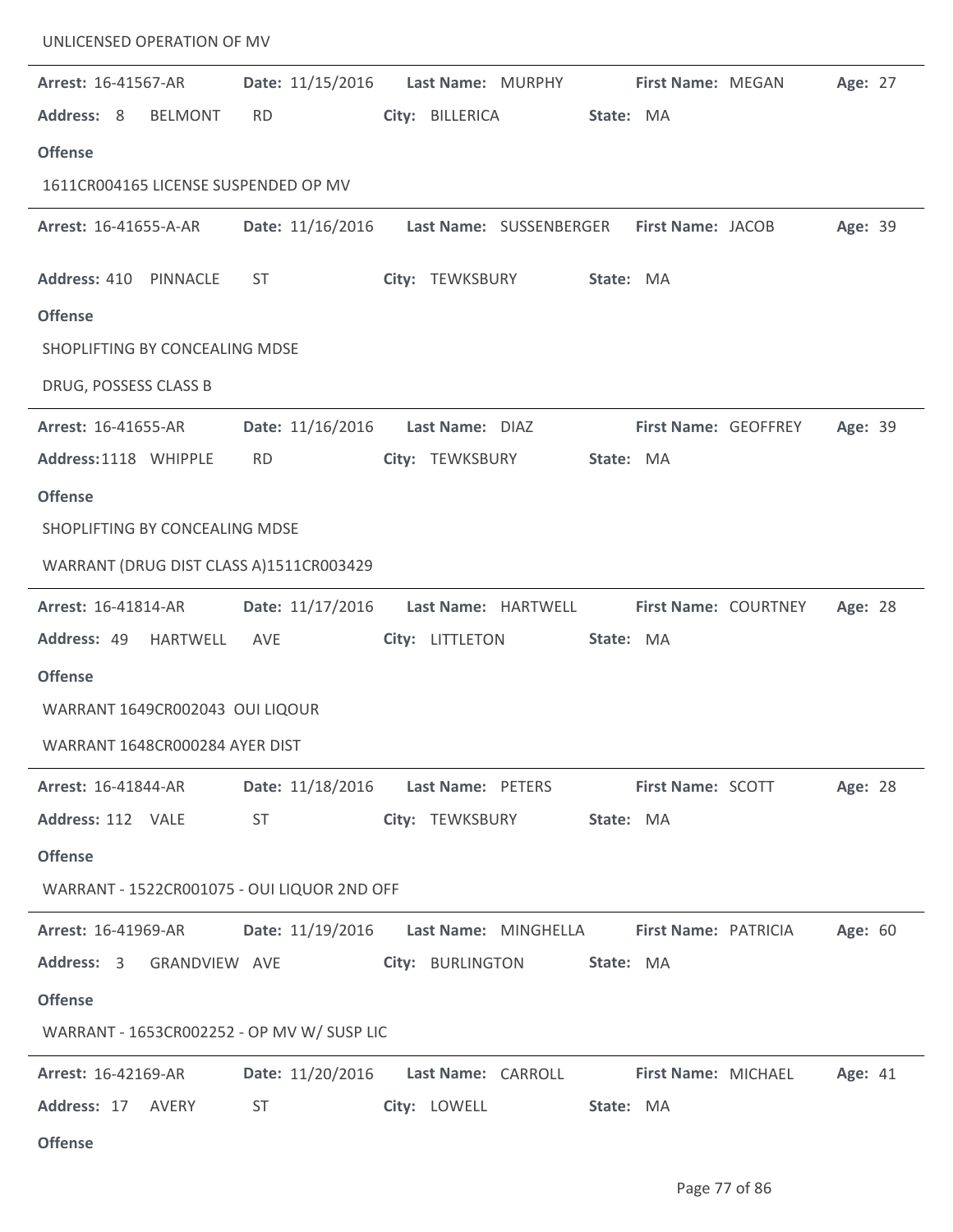UNLICENSED OPERATION OF MV

---

**Arrest:** 16-41567-AR **Date:** 11/15/2016 **Last Name:** MURPHY **First Name:** MEGAN **Age:** 27

**Address:** 8 BELMONT RD **City:** BILLERICA **State:** MA

**Offense**

1611CR004165 LICENSE SUSPENDED OP MV

---

**Arrest:** 16-41655-A-AR **Date:** 11/16/2016 **Last Name:** SUSSENBERGER **First Name:** JACOB **Age:** 39

**Address:** 410 PINNACLE ST **City:** TEWKSBURY **State:** MA

**Offense**

SHOPLIFTING BY CONCEALING MDSE

DRUG, POSSESS CLASS B

---

**Arrest:** 16-41655-AR **Date:** 11/16/2016 **Last Name:** DIAZ **First Name:** GEOFFREY **Age:** 39

**Address:** 1118 WHIPPLE RD **City:** TEWKSBURY **State:** MA

**Offense**

SHOPLIFTING BY CONCEALING MDSE

WARRANT (DRUG DIST CLASS A)1511CR003429

---

**Arrest:** 16-41814-AR **Date:** 11/17/2016 **Last Name:** HARTWELL **First Name:** COURTNEY **Age:** 28

**Address:** 49 HARTWELL AVE **City:** LITTLETON **State:** MA

**Offense**

WARRANT 1649CR002043 OUI LIQOUR

WARRANT 1648CR000284 AYER DIST

---

**Arrest:** 16-41844-AR **Date:** 11/18/2016 **Last Name:** PETERS **First Name:** SCOTT **Age:** 28

**Address:** 112 VALE ST **City:** TEWKSBURY **State:** MA

**Offense**

WARRANT - 1522CR001075 - OUI LIQUOR 2ND OFF

---

**Arrest:** 16-41969-AR **Date:** 11/19/2016 **Last Name:** MINGHELLA **First Name:** PATRICIA **Age:** 60

**Address:** 3 GRANDVIEW AVE **City:** BURLINGTON **State:** MA

**Offense**

WARRANT - 1653CR002252 - OP MV W/ SUSP LIC

---

**Arrest:** 16-42169-AR **Date:** 11/20/2016 **Last Name:** CARROLL **First Name:** MICHAEL **Age:** 41

**Address:** 17 AVERY ST **City:** LOWELL **State:** MA

**Offense**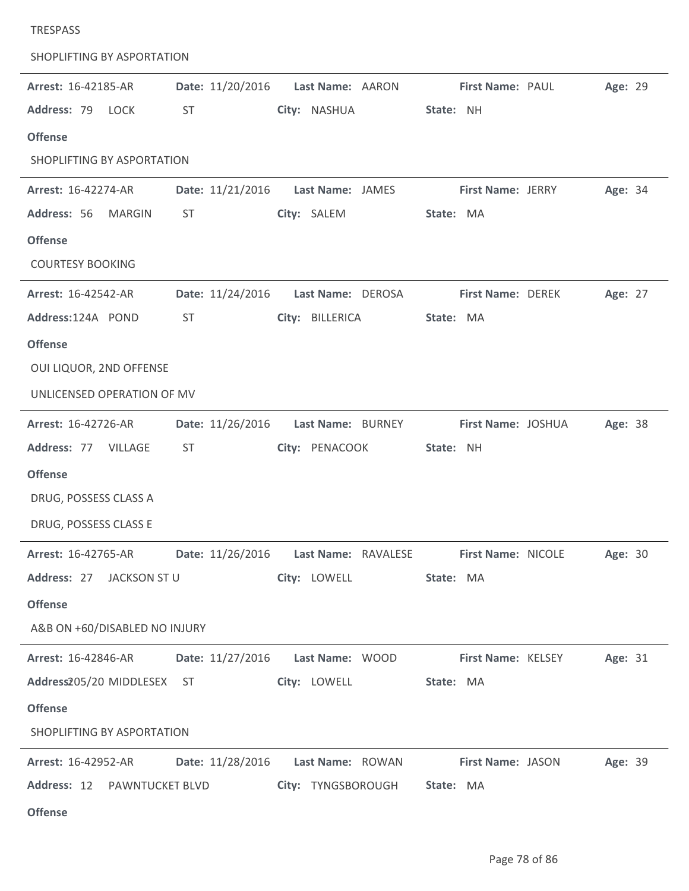TRESPASS

SHOPLIFTING BY ASPORTATION

---

**Arrest:** 16-42185-AR **Date:** 11/20/2016 **Last Name:** AARON **First Name:** PAUL **Age:** 29

**Address:** 79 LOCK ST **City:** NASHUA **State:** NH

**Offense**

SHOPLIFTING BY ASPORTATION

---

**Arrest:** 16-42274-AR **Date:** 11/21/2016 **Last Name:** JAMES **First Name:** JERRY **Age:** 34

**Address:** 56 MARGIN ST **City:** SALEM **State:** MA

**Offense**

COURTESY BOOKING

---

**Arrest:** 16-42542-AR **Date:** 11/24/2016 **Last Name:** DEROSA **First Name:** DEREK **Age:** 27

**Address:** 124A POND ST **City:** BILLERICA **State:** MA

**Offense**

OUI LIQUOR, 2ND OFFENSE

UNLICENSED OPERATION OF MV

---

**Arrest:** 16-42726-AR **Date:** 11/26/2016 **Last Name:** BURNEY **First Name:** JOSHUA **Age:** 38

**Address:** 77 VILLAGE ST **City:** PENACOOK **State:** NH

**Offense**

DRUG, POSSESS CLASS A

DRUG, POSSESS CLASS E

---

**Arrest:** 16-42765-AR **Date:** 11/26/2016 **Last Name:** RAVALESE **First Name:** NICOLE **Age:** 30

**Address:** 27 JACKSON ST U **City:** LOWELL **State:** MA

**Offense**

A&B ON +60/DISABLED NO INJURY

---

**Arrest:** 16-42846-AR **Date:** 11/27/2016 **Last Name:** WOOD **First Name:** KELSEY **Age:** 31

**Address:** 205/20 MIDDLESEX ST **City:** LOWELL **State:** MA

**Offense**

SHOPLIFTING BY ASPORTATION

---

**Arrest:** 16-42952-AR **Date:** 11/28/2016 **Last Name:** ROWAN **First Name:** JASON **Age:** 39

**Address:** 12 PAWNTUCKET BLVD **City:** TYNGSBOROUGH **State:** MA

**Offense**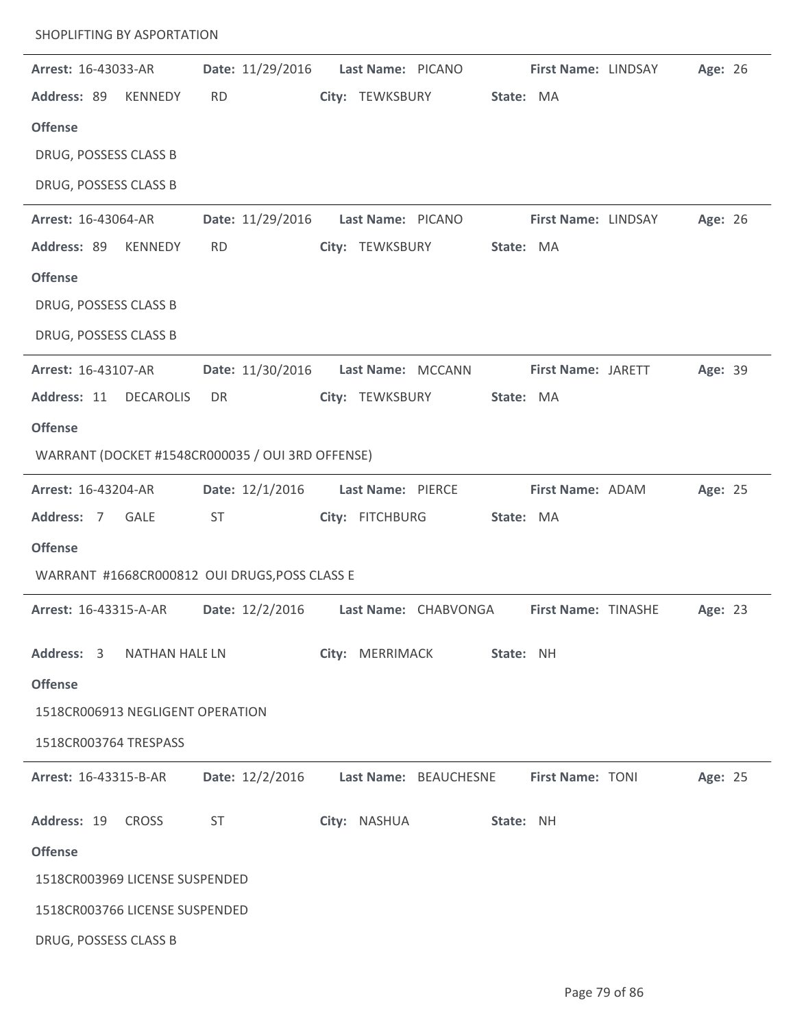SHOPLIFTING BY ASPORTATION

---

**Arrest:** 16-43033-AR **Date:** 11/29/2016 **Last Name:** PICANO **First Name:** LINDSAY **Age:** 26

**Address:** 89 KENNEDY RD **City:** TEWKSBURY **State:** MA

**Offense**

DRUG, POSSESS CLASS B

DRUG, POSSESS CLASS B

---

**Arrest:** 16-43064-AR **Date:** 11/29/2016 **Last Name:** PICANO **First Name:** LINDSAY **Age:** 26

**Address:** 89 KENNEDY RD **City:** TEWKSBURY **State:** MA

**Offense**

DRUG, POSSESS CLASS B

DRUG, POSSESS CLASS B

---

**Arrest:** 16-43107-AR **Date:** 11/30/2016 **Last Name:** MCCANN **First Name:** JARETT **Age:** 39

**Address:** 11 DECAROLIS DR **City:** TEWKSBURY **State:** MA

**Offense**

WARRANT (DOCKET #1548CR000035 / OUI 3RD OFFENSE)

---

**Arrest:** 16-43204-AR **Date:** 12/1/2016 **Last Name:** PIERCE **First Name:** ADAM **Age:** 25

**Address:** 7 GALE ST **City:** FITCHBURG **State:** MA

**Offense**

WARRANT #1668CR000812 OUI DRUGS,POSS CLASS E

---

**Arrest:** 16-43315-A-AR **Date:** 12/2/2016 **Last Name:** CHABVONGA **First Name:** TINASHE **Age:** 23

**Address:** 3 NATHAN HALE LN **City:** MERRIMACK **State:** NH

**Offense**

1518CR006913 NEGLIGENT OPERATION

1518CR003764 TRESPASS

---

**Arrest:** 16-43315-B-AR **Date:** 12/2/2016 **Last Name:** BEAUCHESNE **First Name:** TONI **Age:** 25

**Address:** 19 CROSS ST **City:** NASHUA **State:** NH

**Offense**

1518CR003969 LICENSE SUSPENDED

1518CR003766 LICENSE SUSPENDED

DRUG, POSSESS CLASS B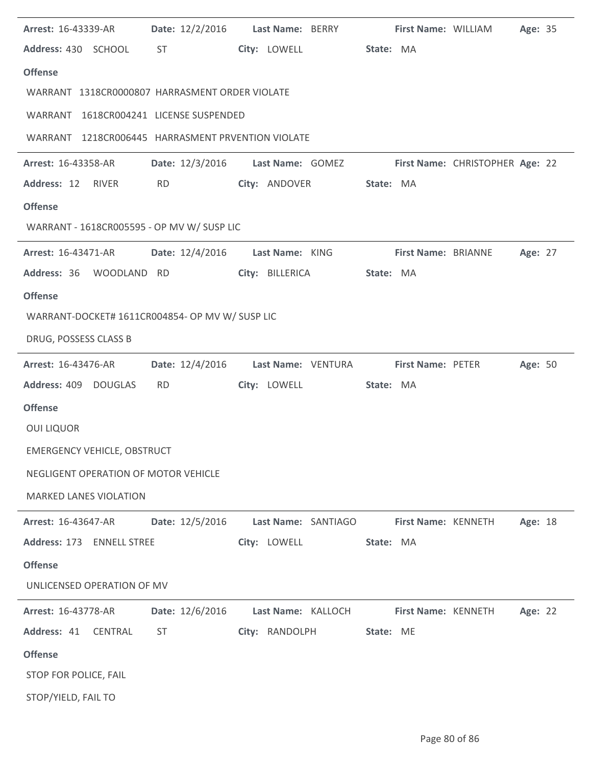**Arrest:** 16-43339-AR **Date:** 12/2/2016 **Last Name:** BERRY **First Name:** WILLIAM **Age:** 35

**Address:** 430 SCHOOL ST **City:** LOWELL **State:** MA

**Offense**

WARRANT 1318CR0000807 HARRASMENT ORDER VIOLATE

WARRANT 1618CR004241 LICENSE SUSPENDED

WARRANT 1218CR006445 HARRASMENT PRVENTION VIOLATE

---

**Arrest:** 16-43358-AR **Date:** 12/3/2016 **Last Name:** GOMEZ **First Name:** CHRISTOPHER **Age:** 22

**Address:** 12 RIVER RD **City:** ANDOVER **State:** MA

**Offense**

WARRANT - 1618CR005595 - OP MV W/ SUSP LIC

---

**Arrest:** 16-43471-AR **Date:** 12/4/2016 **Last Name:** KING **First Name:** BRIANNE **Age:** 27

**Address:** 36 WOODLAND RD **City:** BILLERICA **State:** MA

**Offense**

WARRANT-DOCKET# 1611CR004854- OP MV W/ SUSP LIC

DRUG, POSSESS CLASS B

---

**Arrest:** 16-43476-AR **Date:** 12/4/2016 **Last Name:** VENTURA **First Name:** PETER **Age:** 50

**Address:** 409 DOUGLAS RD **City:** LOWELL **State:** MA

**Offense**

OUI LIQUOR

EMERGENCY VEHICLE, OBSTRUCT

NEGLIGENT OPERATION OF MOTOR VEHICLE

MARKED LANES VIOLATION

---

**Arrest:** 16-43647-AR **Date:** 12/5/2016 **Last Name:** SANTIAGO **First Name:** KENNETH **Age:** 18

**Address:** 173 ENNELL STREE **City:** LOWELL **State:** MA

**Offense**

UNLICENSED OPERATION OF MV

---

**Arrest:** 16-43778-AR **Date:** 12/6/2016 **Last Name:** KALLOCH **First Name:** KENNETH **Age:** 22

**Address:** 41 CENTRAL ST **City:** RANDOLPH **State:** ME

**Offense**

STOP FOR POLICE, FAIL

STOP/YIELD, FAIL TO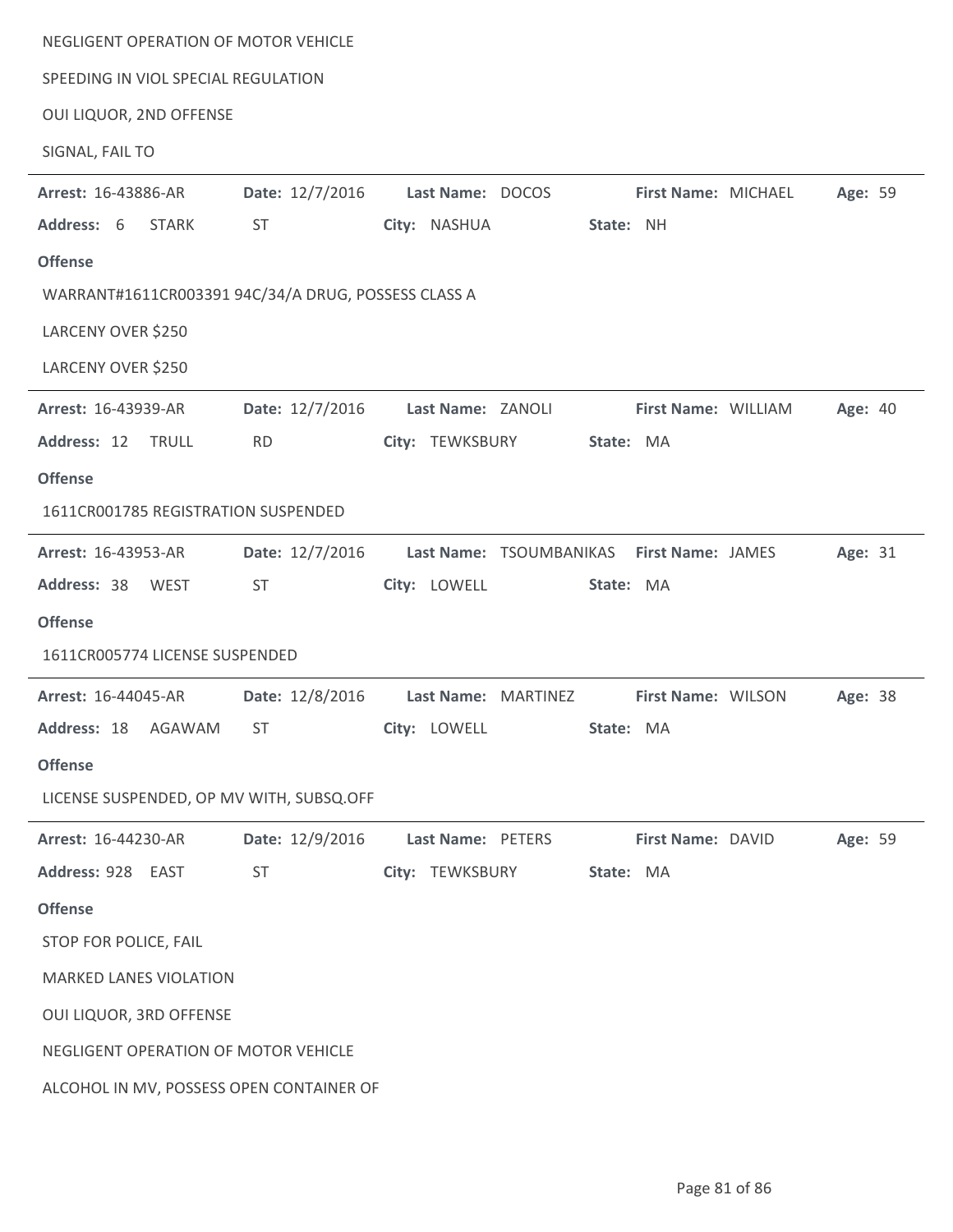NEGLIGENT OPERATION OF MOTOR VEHICLE

SPEEDING IN VIOL SPECIAL REGULATION

OUI LIQUOR, 2ND OFFENSE

SIGNAL, FAIL TO

---

**Arrest:** 16-43886-AR **Date:** 12/7/2016 **Last Name:** DOCOS **First Name:** MICHAEL **Age:** 59

**Address:** 6 STARK ST **City:** NASHUA **State:** NH

**Offense**

WARRANT#1611CR003391 94C/34/A DRUG, POSSESS CLASS A

LARCENY OVER $250

LARCENY OVER $250

---

**Arrest:** 16-43939-AR **Date:** 12/7/2016 **Last Name:** ZANOLI **First Name:** WILLIAM **Age:** 40

**Address:** 12 TRULL RD **City:** TEWKSBURY **State:** MA

**Offense**

1611CR001785 REGISTRATION SUSPENDED

---

**Arrest:** 16-43953-AR **Date:** 12/7/2016 **Last Name:** TSOUMBANIKAS **First Name:** JAMES **Age:** 31

**Address:** 38 WEST ST **City:** LOWELL **State:** MA

**Offense**

1611CR005774 LICENSE SUSPENDED

---

**Arrest:** 16-44045-AR **Date:** 12/8/2016 **Last Name:** MARTINEZ **First Name:** WILSON **Age:** 38

**Address:** 18 AGAWAM ST **City:** LOWELL **State:** MA

**Offense**

LICENSE SUSPENDED, OP MV WITH, SUBSQ.OFF

---

**Arrest:** 16-44230-AR **Date:** 12/9/2016 **Last Name:** PETERS **First Name:** DAVID **Age:** 59

**Address:** 928 EAST ST **City:** TEWKSBURY **State:** MA

**Offense**

STOP FOR POLICE, FAIL

MARKED LANES VIOLATION

OUI LIQUOR, 3RD OFFENSE

NEGLIGENT OPERATION OF MOTOR VEHICLE

ALCOHOL IN MV, POSSESS OPEN CONTAINER OF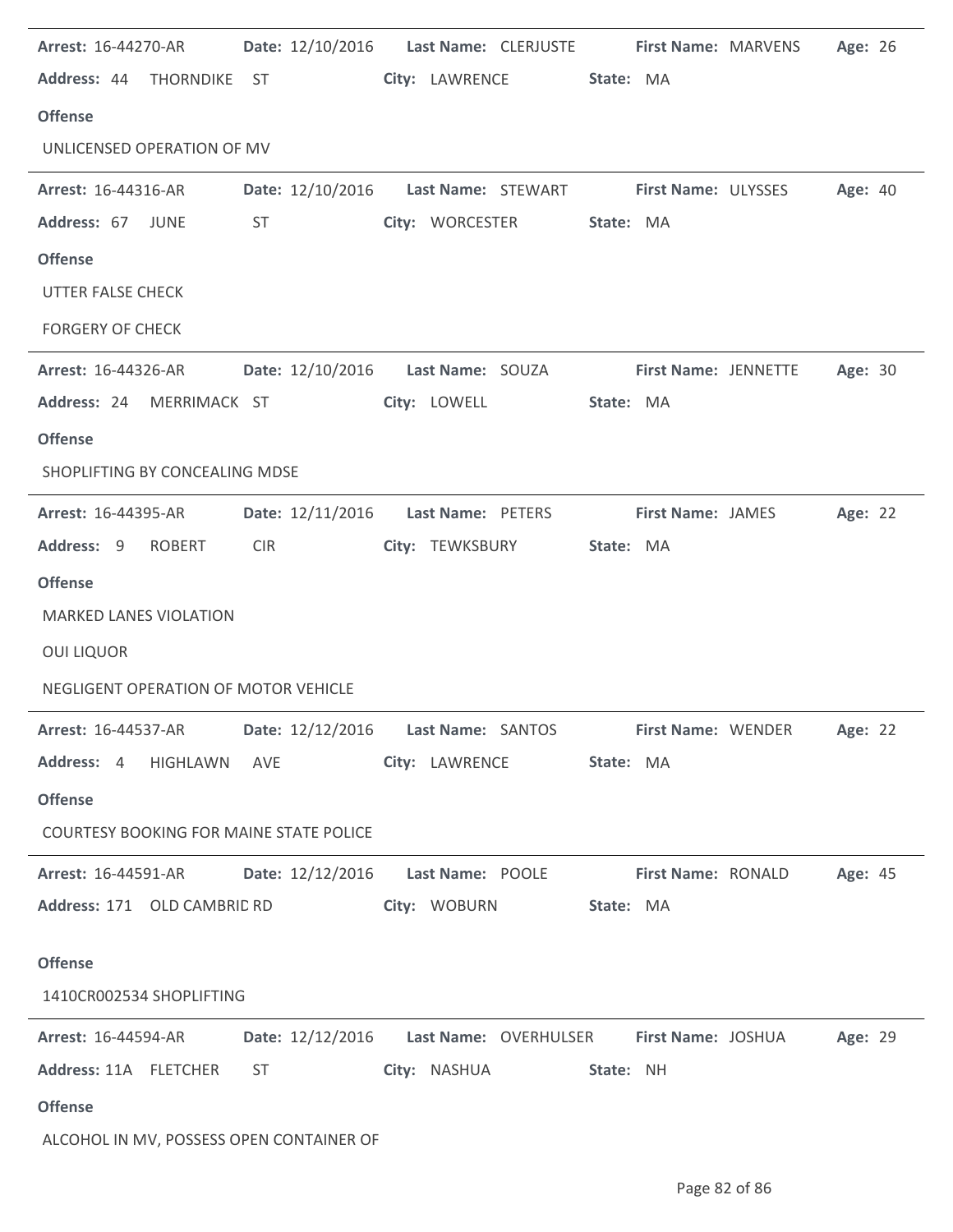**Arrest:** 16-44270-AR **Date:** 12/10/2016 **Last Name:** CLERJUSTE **First Name:** MARVENS **Age:** 26
**Address:** 44 THORNDIKE ST **City:** LAWRENCE **State:** MA

**Offense**

UNLICENSED OPERATION OF MV

---

**Arrest:** 16-44316-AR **Date:** 12/10/2016 **Last Name:** STEWART **First Name:** ULYSSES **Age:** 40
**Address:** 67 JUNE ST **City:** WORCESTER **State:** MA

**Offense**

UTTER FALSE CHECK

FORGERY OF CHECK

---

**Arrest:** 16-44326-AR **Date:** 12/10/2016 **Last Name:** SOUZA **First Name:** JENNETTE **Age:** 30
**Address:** 24 MERRIMACK ST **City:** LOWELL **State:** MA

**Offense**

SHOPLIFTING BY CONCEALING MDSE

---

**Arrest:** 16-44395-AR **Date:** 12/11/2016 **Last Name:** PETERS **First Name:** JAMES **Age:** 22
**Address:** 9 ROBERT CIR **City:** TEWKSBURY **State:** MA

**Offense**

MARKED LANES VIOLATION

OUI LIQUOR

NEGLIGENT OPERATION OF MOTOR VEHICLE

---

**Arrest:** 16-44537-AR **Date:** 12/12/2016 **Last Name:** SANTOS **First Name:** WENDER **Age:** 22
**Address:** 4 HIGHLAWN AVE **City:** LAWRENCE **State:** MA

**Offense**

COURTESY BOOKING FOR MAINE STATE POLICE

---

**Arrest:** 16-44591-AR **Date:** 12/12/2016 **Last Name:** POOLE **First Name:** RONALD **Age:** 45
**Address:** 171 OLD CAMBRID RD **City:** WOBURN **State:** MA

**Offense**

1410CR002534 SHOPLIFTING

---

**Arrest:** 16-44594-AR **Date:** 12/12/2016 **Last Name:** OVERHULSER **First Name:** JOSHUA **Age:** 29
**Address:** 11A FLETCHER ST **City:** NASHUA **State:** NH

**Offense**

ALCOHOL IN MV, POSSESS OPEN CONTAINER OF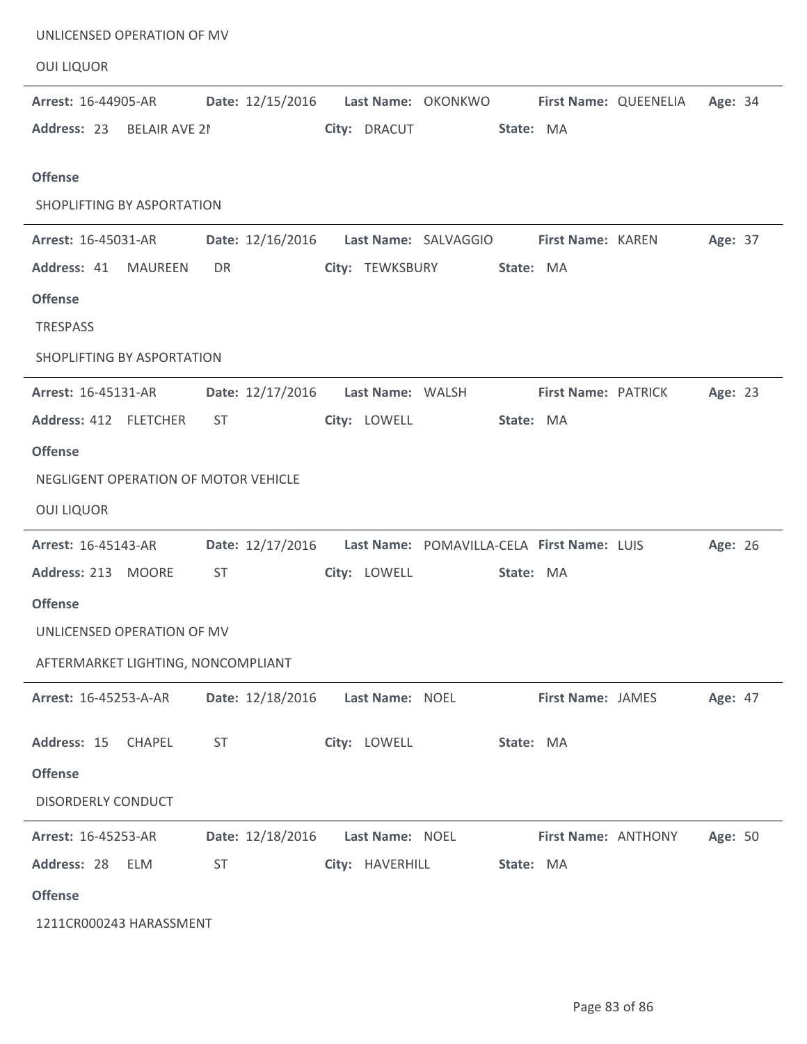UNLICENSED OPERATION OF MV

OUI LIQUOR

---

**Arrest:** 16-44905-AR **Date:** 12/15/2016 **Last Name:** OKONKWO **First Name:** QUEENELIA **Age:** 34

**Address:** 23 BELAIR AVE 2N **City:** DRACUT **State:** MA

**Offense**

SHOPLIFTING BY ASPORTATION

---

**Arrest:** 16-45031-AR **Date:** 12/16/2016 **Last Name:** SALVAGGIO **First Name:** KAREN **Age:** 37

**Address:** 41 MAUREEN DR **City:** TEWKSBURY **State:** MA

**Offense**

TRESPASS

SHOPLIFTING BY ASPORTATION

---

**Arrest:** 16-45131-AR **Date:** 12/17/2016 **Last Name:** WALSH **First Name:** PATRICK **Age:** 23

**Address:** 412 FLETCHER ST **City:** LOWELL **State:** MA

**Offense**

NEGLIGENT OPERATION OF MOTOR VEHICLE

OUI LIQUOR

---

**Arrest:** 16-45143-AR **Date:** 12/17/2016 **Last Name:** POMAVILLA-CELA **First Name:** LUIS **Age:** 26

**Address:** 213 MOORE ST **City:** LOWELL **State:** MA

**Offense**

UNLICENSED OPERATION OF MV

AFTERMARKET LIGHTING, NONCOMPLIANT

---

**Arrest:** 16-45253-A-AR **Date:** 12/18/2016 **Last Name:** NOEL **First Name:** JAMES **Age:** 47

**Address:** 15 CHAPEL ST **City:** LOWELL **State:** MA

**Offense**

DISORDERLY CONDUCT

---

**Arrest:** 16-45253-AR **Date:** 12/18/2016 **Last Name:** NOEL **First Name:** ANTHONY **Age:** 50

**Address:** 28 ELM ST **City:** HAVERHILL **State:** MA

**Offense**

1211CR000243 HARASSMENT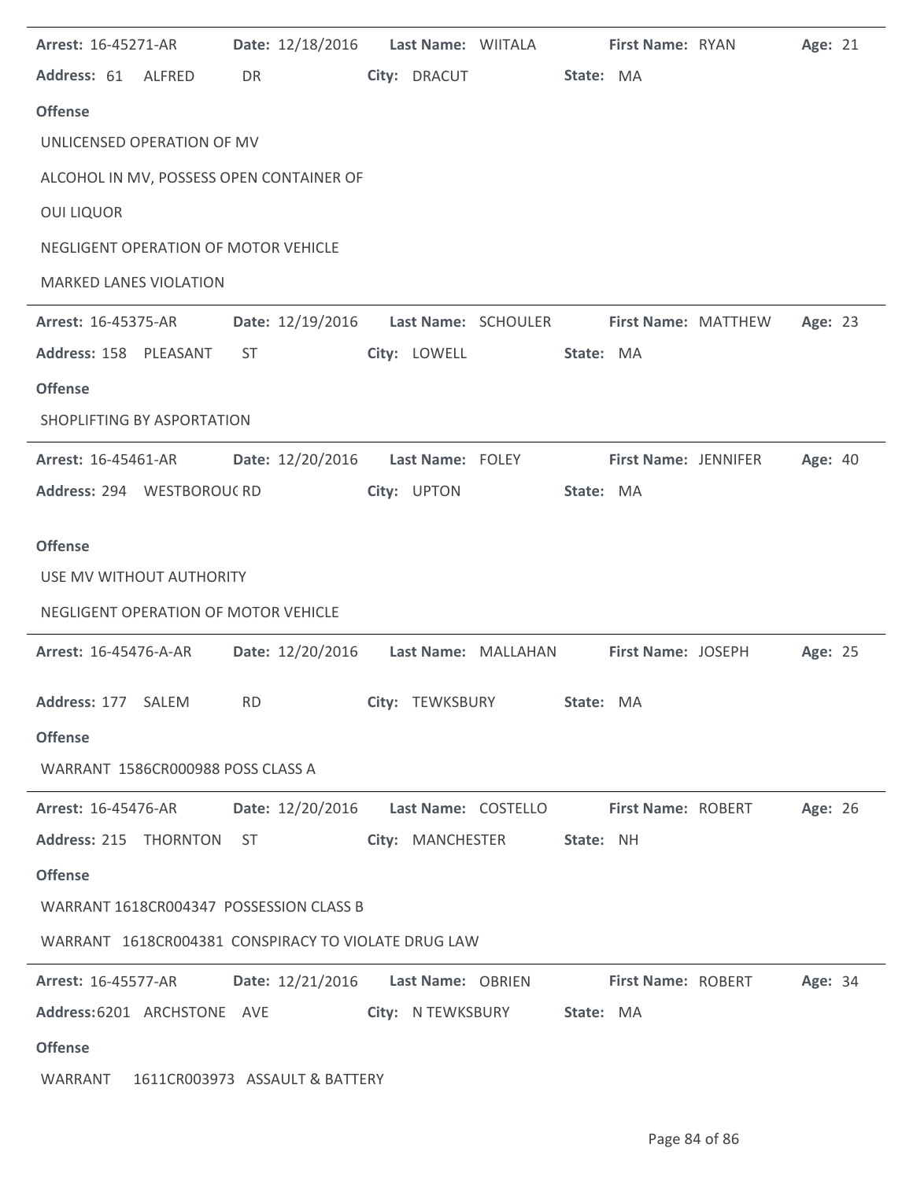**Arrest:** 16-45271-AR **Date:** 12/18/2016 **Last Name:** WIITALA **First Name:** RYAN **Age:** 21
**Address:** 61 ALFRED DR **City:** DRACUT **State:** MA

**Offense**

UNLICENSED OPERATION OF MV

ALCOHOL IN MV, POSSESS OPEN CONTAINER OF

OUI LIQUOR

NEGLIGENT OPERATION OF MOTOR VEHICLE

MARKED LANES VIOLATION

---

**Arrest:** 16-45375-AR **Date:** 12/19/2016 **Last Name:** SCHOULER **First Name:** MATTHEW **Age:** 23
**Address:** 158 PLEASANT ST **City:** LOWELL **State:** MA

**Offense**

SHOPLIFTING BY ASPORTATION

---

**Arrest:** 16-45461-AR **Date:** 12/20/2016 **Last Name:** FOLEY **First Name:** JENNIFER **Age:** 40
**Address:** 294 WESTBOROU( RD **City:** UPTON **State:** MA

**Offense**

USE MV WITHOUT AUTHORITY

NEGLIGENT OPERATION OF MOTOR VEHICLE

---

**Arrest:** 16-45476-A-AR **Date:** 12/20/2016 **Last Name:** MALLAHAN **First Name:** JOSEPH **Age:** 25
**Address:** 177 SALEM RD **City:** TEWKSBURY **State:** MA

**Offense**

WARRANT 1586CR000988 POSS CLASS A

---

**Arrest:** 16-45476-AR **Date:** 12/20/2016 **Last Name:** COSTELLO **First Name:** ROBERT **Age:** 26
**Address:** 215 THORNTON ST **City:** MANCHESTER **State:** NH

**Offense**

WARRANT 1618CR004347 POSSESSION CLASS B

WARRANT 1618CR004381 CONSPIRACY TO VIOLATE DRUG LAW

---

**Arrest:** 16-45577-AR **Date:** 12/21/2016 **Last Name:** OBRIEN **First Name:** ROBERT **Age:** 34
**Address:** 6201 ARCHSTONE AVE **City:** N TEWKSBURY **State:** MA

**Offense**

WARRANT 1611CR003973 ASSAULT & BATTERY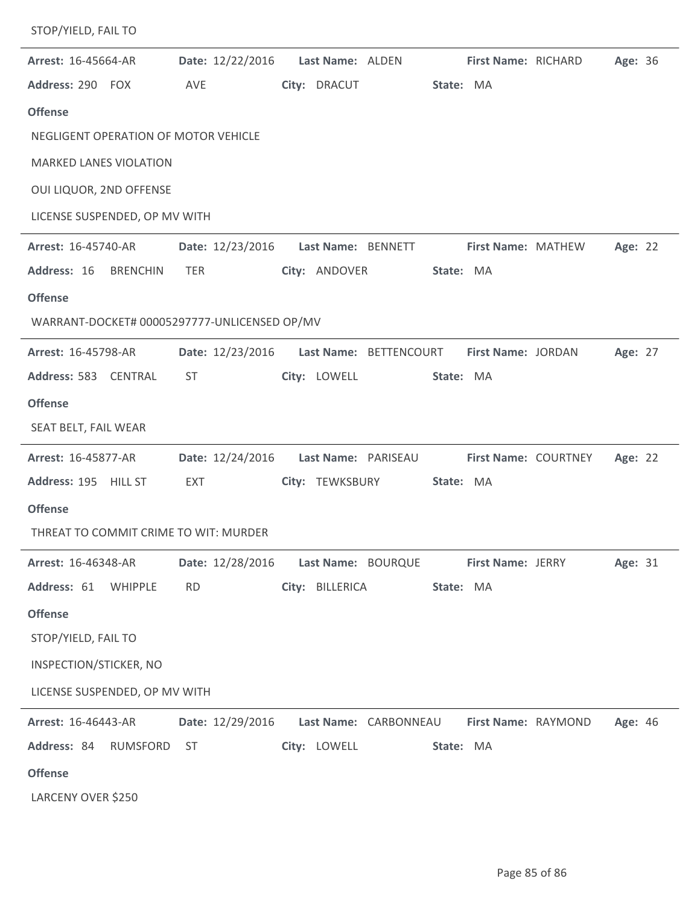STOP/YIELD, FAIL TO

---

**Arrest:** 16-45664-AR **Date:** 12/22/2016 **Last Name:** ALDEN **First Name:** RICHARD **Age:** 36

**Address:** 290 FOX AVE **City:** DRACUT **State:** MA

**Offense**

NEGLIGENT OPERATION OF MOTOR VEHICLE

MARKED LANES VIOLATION

OUI LIQUOR, 2ND OFFENSE

LICENSE SUSPENDED, OP MV WITH

---

**Arrest:** 16-45740-AR **Date:** 12/23/2016 **Last Name:** BENNETT **First Name:** MATHEW **Age:** 22

**Address:** 16 BRENCHIN TER **City:** ANDOVER **State:** MA

**Offense**

WARRANT-DOCKET# 00005297777-UNLICENSED OP/MV

---

**Arrest:** 16-45798-AR **Date:** 12/23/2016 **Last Name:** BETTENCOURT **First Name:** JORDAN **Age:** 27

**Address:** 583 CENTRAL ST **City:** LOWELL **State:** MA

**Offense**

SEAT BELT, FAIL WEAR

---

**Arrest:** 16-45877-AR **Date:** 12/24/2016 **Last Name:** PARISEAU **First Name:** COURTNEY **Age:** 22

**Address:** 195 HILL ST EXT **City:** TEWKSBURY **State:** MA

**Offense**

THREAT TO COMMIT CRIME TO WIT: MURDER

---

**Arrest:** 16-46348-AR **Date:** 12/28/2016 **Last Name:** BOURQUE **First Name:** JERRY **Age:** 31

**Address:** 61 WHIPPLE RD **City:** BILLERICA **State:** MA

**Offense**

STOP/YIELD, FAIL TO

INSPECTION/STICKER, NO

LICENSE SUSPENDED, OP MV WITH

---

**Arrest:** 16-46443-AR **Date:** 12/29/2016 **Last Name:** CARBONNEAU **First Name:** RAYMOND **Age:** 46

**Address:** 84 RUMSFORD ST **City:** LOWELL **State:** MA

**Offense**

LARCENY OVER $250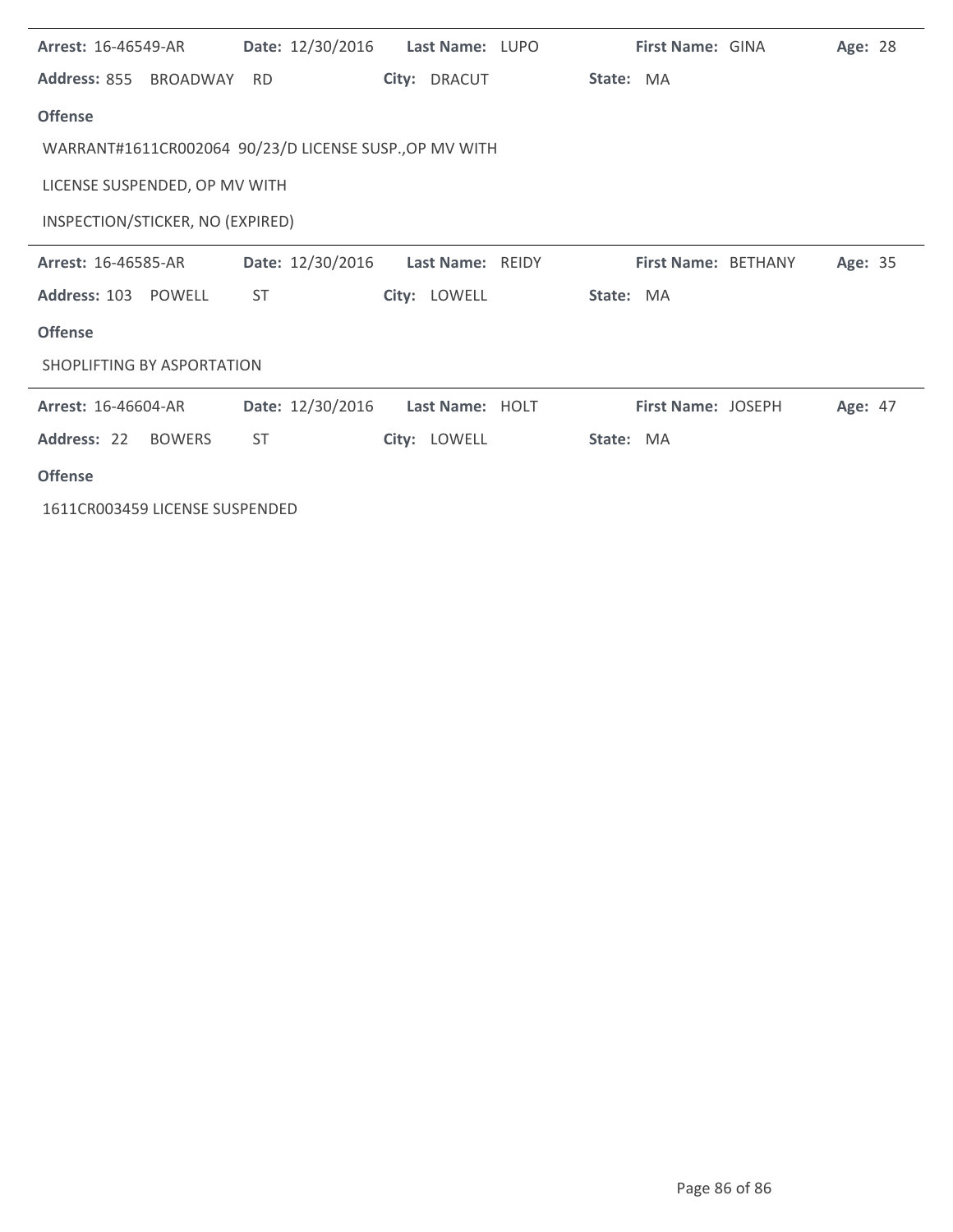**Arrest:** 16-46549-AR **Date:** 12/30/2016 **Last Name:** LUPO **First Name:** GINA **Age:** 28

**Address:** 855 BROADWAY RD **City:** DRACUT **State:** MA

**Offense**

WARRANT#1611CR002064 90/23/D LICENSE SUSP.,OP MV WITH

LICENSE SUSPENDED, OP MV WITH

INSPECTION/STICKER, NO (EXPIRED)

---

**Arrest:** 16-46585-AR **Date:** 12/30/2016 **Last Name:** REIDY **First Name:** BETHANY **Age:** 35

**Address:** 103 POWELL ST **City:** LOWELL **State:** MA

**Offense**

SHOPLIFTING BY ASPORTATION

---

**Arrest:** 16-46604-AR **Date:** 12/30/2016 **Last Name:** HOLT **First Name:** JOSEPH **Age:** 47

**Address:** 22 BOWERS ST **City:** LOWELL **State:** MA

**Offense**

1611CR003459 LICENSE SUSPENDED